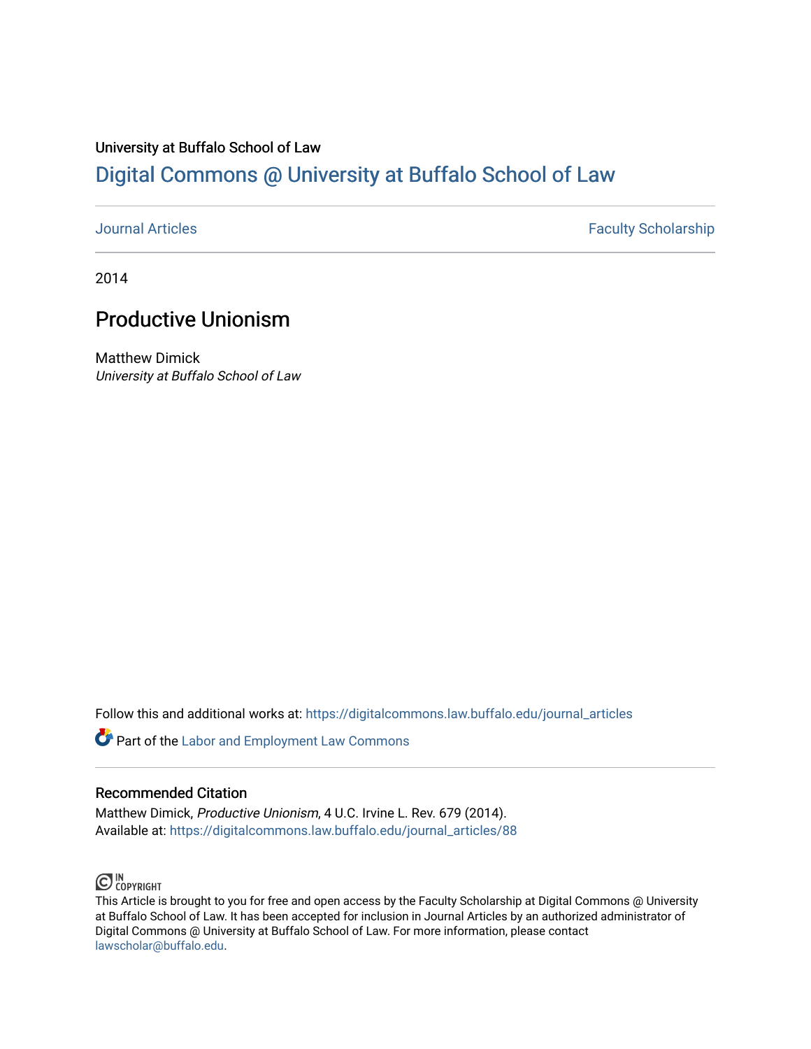University at Buffalo School of Law

# Digital Commons @ University at Buffalo School of Law

Journal Articles | Faculty Scholarship

2014

## Productive Unionism

Matthew Dimick

*University at Buffalo School of Law*

Follow this and additional works at: https://digitalcommons.law.buffalo.edu/journal_articles

Part of the Labor and Employment Law Commons

### Recommended Citation

Matthew Dimick, *Productive Unionism*, 4 U.C. Irvine L. Rev. 679 (2014).
Available at: https://digitalcommons.law.buffalo.edu/journal_articles/88

IN COPYRIGHT

This Article is brought to you for free and open access by the Faculty Scholarship at Digital Commons @ University at Buffalo School of Law. It has been accepted for inclusion in Journal Articles by an authorized administrator of Digital Commons @ University at Buffalo School of Law. For more information, please contact lawscholar@buffalo.edu.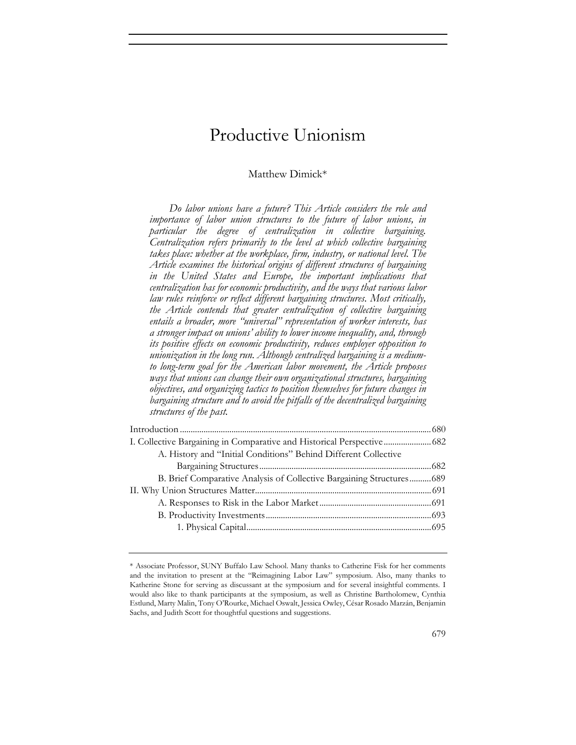# Productive Unionism

Matthew Dimick*

*Do labor unions have a future? This Article considers the role and importance of labor union structures to the future of labor unions, in particular the degree of centralization in collective bargaining. Centralization refers primarily to the level at which collective bargaining takes place: whether at the workplace, firm, industry, or national level. The Article examines the historical origins of different structures of bargaining in the United States and Europe, the important implications that centralization has for economic productivity, and the ways that various labor law rules reinforce or reflect different bargaining structures. Most critically, the Article contends that greater centralization of collective bargaining entails a broader, more "universal" representation of worker interests, has a stronger impact on unions' ability to lower income inequality, and, through its positive effects on economic productivity, reduces employer opposition to unionization in the long run. Although centralized bargaining is a medium- to long-term goal for the American labor movement, the Article proposes ways that unions can change their own organizational structures, bargaining objectives, and organizing tactics to position themselves for future changes in bargaining structure and to avoid the pitfalls of the decentralized bargaining structures of the past.*

| | |
|---|---|
| Introduction | 680 |
| I. Collective Bargaining in Comparative and Historical Perspective | 682 |
| A. History and "Initial Conditions" Behind Different Collective Bargaining Structures | 682 |
| B. Brief Comparative Analysis of Collective Bargaining Structures | 689 |
| II. Why Union Structures Matter | 691 |
| A. Responses to Risk in the Labor Market | 691 |
| B. Productivity Investments | 693 |
| 1. Physical Capital | 695 |

\* Associate Professor, SUNY Buffalo Law School. Many thanks to Catherine Fisk for her comments and the invitation to present at the "Reimagining Labor Law" symposium. Also, many thanks to Katherine Stone for serving as discussant at the symposium and for several insightful comments. I would also like to thank participants at the symposium, as well as Christine Bartholomew, Cynthia Estlund, Marty Malin, Tony O'Rourke, Michael Oswalt, Jessica Owley, César Rosado Marzán, Benjamin Sachs, and Judith Scott for thoughtful questions and suggestions.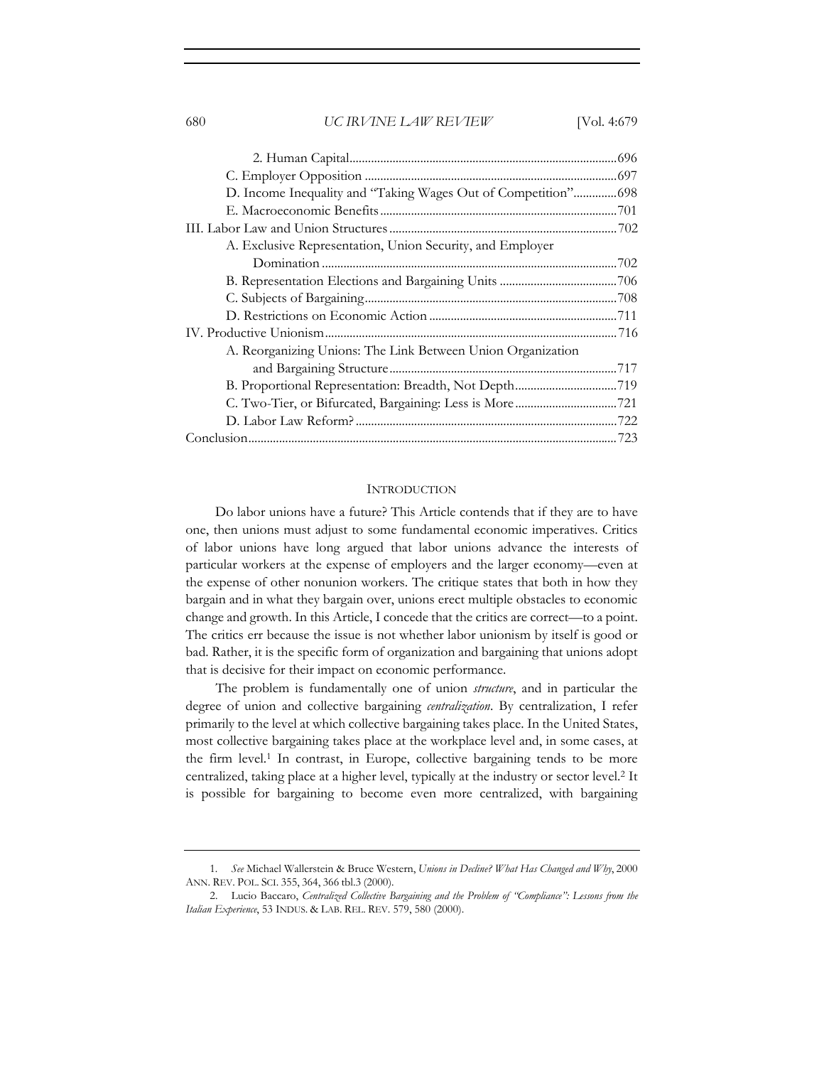2. Human Capital ........................................................................................ 696
C. Employer Opposition .................................................................................. 697
D. Income Inequality and "Taking Wages Out of Competition" .............. 698
E. Macroeconomic Benefits ............................................................................ 701
III. Labor Law and Union Structures .......................................................................... 702
A. Exclusive Representation, Union Security, and Employer Domination ................................................................................................ 702
B. Representation Elections and Bargaining Units ...................................... 706
C. Subjects of Bargaining .................................................................................. 708
D. Restrictions on Economic Action ............................................................. 711
IV. Productive Unionism ............................................................................................... 716
A. Reorganizing Unions: The Link Between Union Organization and Bargaining Structure .......................................................................... 717
B. Proportional Representation: Breadth, Not Depth ................................. 719
C. Two-Tier, or Bifurcated, Bargaining: Less is More ................................. 721
D. Labor Law Reform? ..................................................................................... 722
Conclusion ........................................................................................................................ 723

## INTRODUCTION

Do labor unions have a future? This Article contends that if they are to have one, then unions must adjust to some fundamental economic imperatives. Critics of labor unions have long argued that labor unions advance the interests of particular workers at the expense of employers and the larger economy—even at the expense of other nonunion workers. The critique states that both in how they bargain and in what they bargain over, unions erect multiple obstacles to economic change and growth. In this Article, I concede that the critics are correct—to a point. The critics err because the issue is not whether labor unionism by itself is good or bad. Rather, it is the specific form of organization and bargaining that unions adopt that is decisive for their impact on economic performance.

The problem is fundamentally one of union *structure*, and in particular the degree of union and collective bargaining *centralization*. By centralization, I refer primarily to the level at which collective bargaining takes place. In the United States, most collective bargaining takes place at the workplace level and, in some cases, at the firm level.[1] In contrast, in Europe, collective bargaining tends to be more centralized, taking place at a higher level, typically at the industry or sector level.[2] It is possible for bargaining to become even more centralized, with bargaining

---

1. *See* Michael Wallerstein & Bruce Western, *Unions in Decline? What Has Changed and Why*, 2000 ANN. REV. POL. SCI. 355, 364, 366 tbl.3 (2000).

2. Lucio Baccaro, *Centralized Collective Bargaining and the Problem of "Compliance": Lessons from the Italian Experience*, 53 INDUS. & LAB. REL. REV. 579, 580 (2000).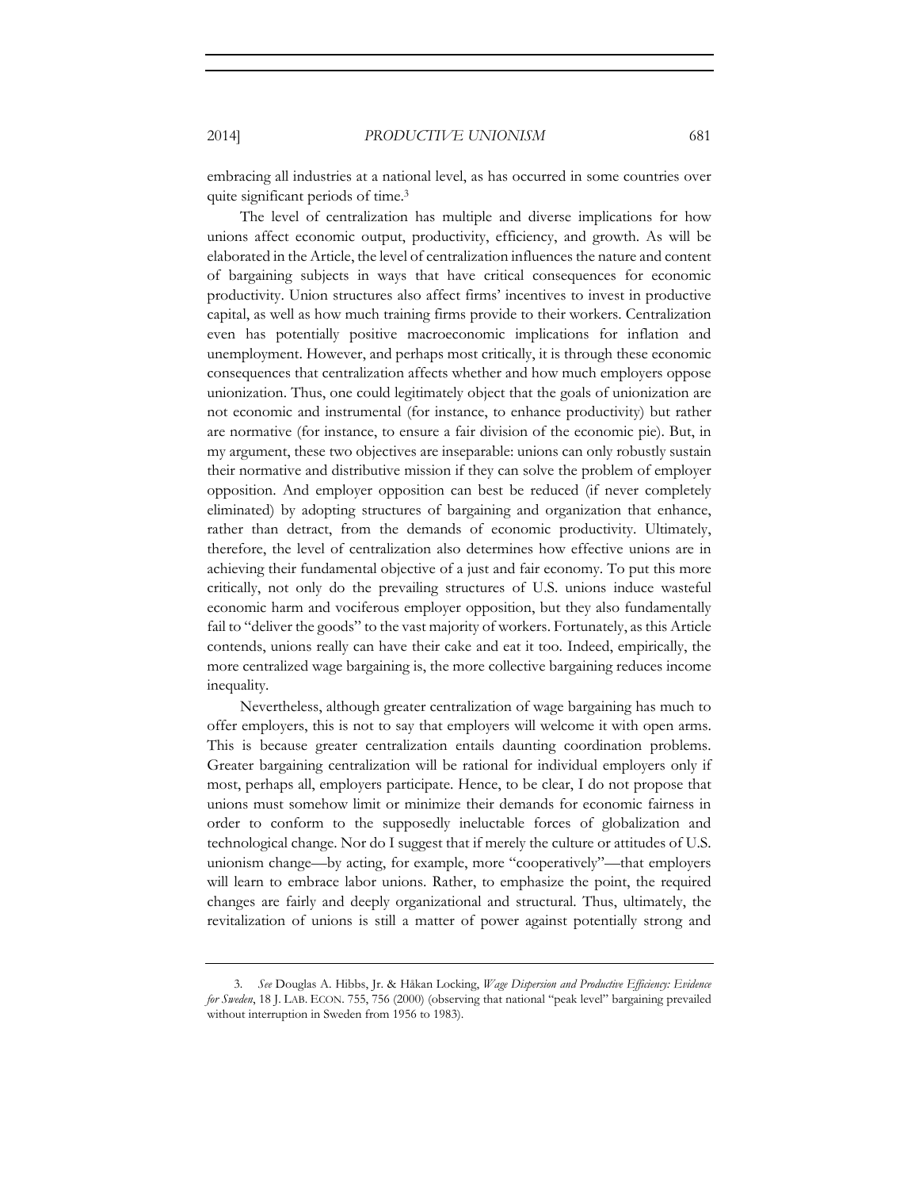embracing all industries at a national level, as has occurred in some countries over quite significant periods of time.[3]

The level of centralization has multiple and diverse implications for how unions affect economic output, productivity, efficiency, and growth. As will be elaborated in the Article, the level of centralization influences the nature and content of bargaining subjects in ways that have critical consequences for economic productivity. Union structures also affect firms' incentives to invest in productive capital, as well as how much training firms provide to their workers. Centralization even has potentially positive macroeconomic implications for inflation and unemployment. However, and perhaps most critically, it is through these economic consequences that centralization affects whether and how much employers oppose unionization. Thus, one could legitimately object that the goals of unionization are not economic and instrumental (for instance, to enhance productivity) but rather are normative (for instance, to ensure a fair division of the economic pie). But, in my argument, these two objectives are inseparable: unions can only robustly sustain their normative and distributive mission if they can solve the problem of employer opposition. And employer opposition can best be reduced (if never completely eliminated) by adopting structures of bargaining and organization that enhance, rather than detract, from the demands of economic productivity. Ultimately, therefore, the level of centralization also determines how effective unions are in achieving their fundamental objective of a just and fair economy. To put this more critically, not only do the prevailing structures of U.S. unions induce wasteful economic harm and vociferous employer opposition, but they also fundamentally fail to "deliver the goods" to the vast majority of workers. Fortunately, as this Article contends, unions really can have their cake and eat it too. Indeed, empirically, the more centralized wage bargaining is, the more collective bargaining reduces income inequality.

Nevertheless, although greater centralization of wage bargaining has much to offer employers, this is not to say that employers will welcome it with open arms. This is because greater centralization entails daunting coordination problems. Greater bargaining centralization will be rational for individual employers only if most, perhaps all, employers participate. Hence, to be clear, I do not propose that unions must somehow limit or minimize their demands for economic fairness in order to conform to the supposedly ineluctable forces of globalization and technological change. Nor do I suggest that if merely the culture or attitudes of U.S. unionism change—by acting, for example, more "cooperatively"—that employers will learn to embrace labor unions. Rather, to emphasize the point, the required changes are fairly and deeply organizational and structural. Thus, ultimately, the revitalization of unions is still a matter of power against potentially strong and

---

3. *See* Douglas A. Hibbs, Jr. & Håkan Locking, *Wage Dispersion and Productive Efficiency: Evidence for Sweden*, 18 J. LAB. ECON. 755, 756 (2000) (observing that national "peak level" bargaining prevailed without interruption in Sweden from 1956 to 1983).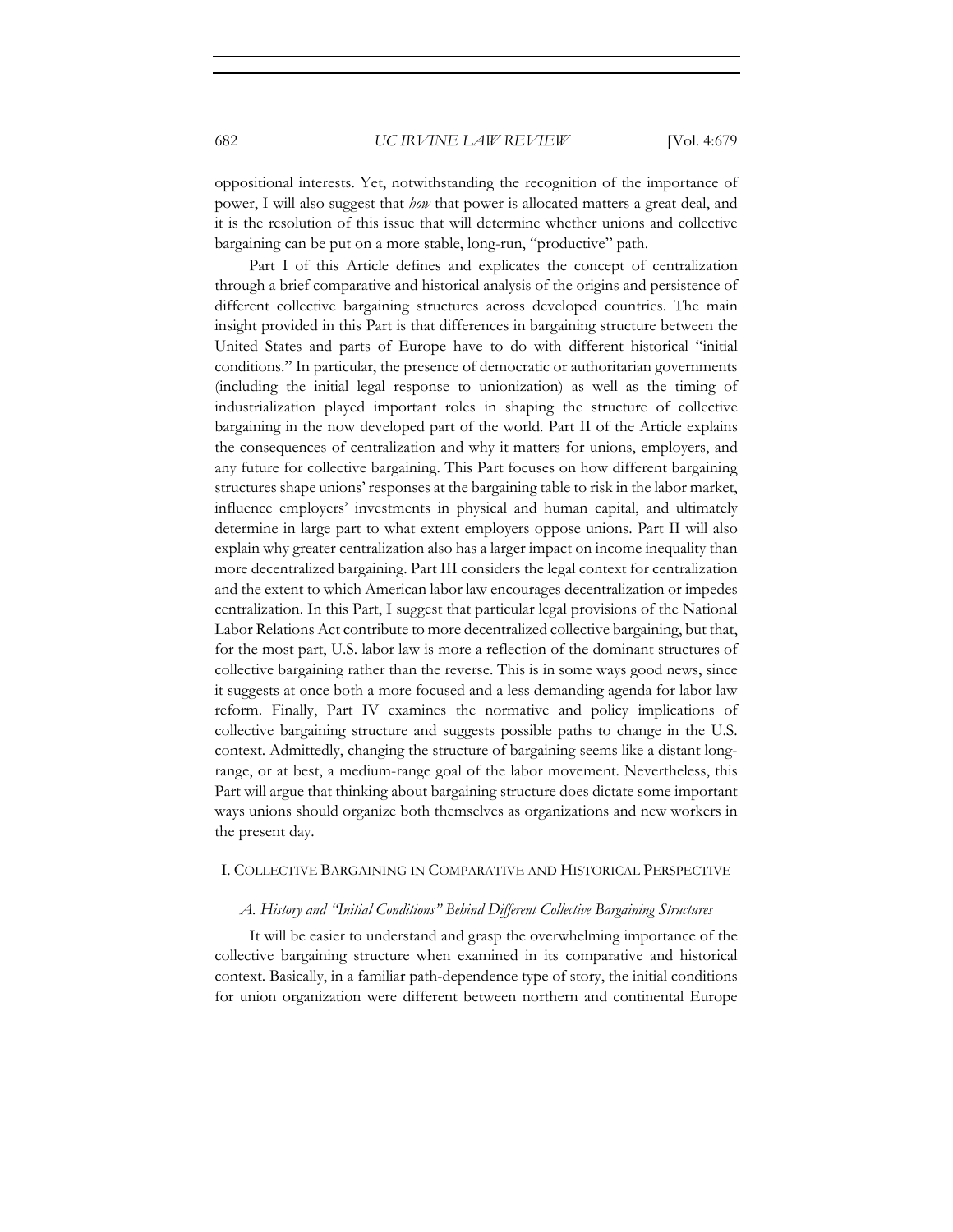oppositional interests. Yet, notwithstanding the recognition of the importance of power, I will also suggest that *how* that power is allocated matters a great deal, and it is the resolution of this issue that will determine whether unions and collective bargaining can be put on a more stable, long-run, "productive" path.

Part I of this Article defines and explicates the concept of centralization through a brief comparative and historical analysis of the origins and persistence of different collective bargaining structures across developed countries. The main insight provided in this Part is that differences in bargaining structure between the United States and parts of Europe have to do with different historical "initial conditions." In particular, the presence of democratic or authoritarian governments (including the initial legal response to unionization) as well as the timing of industrialization played important roles in shaping the structure of collective bargaining in the now developed part of the world. Part II of the Article explains the consequences of centralization and why it matters for unions, employers, and any future for collective bargaining. This Part focuses on how different bargaining structures shape unions' responses at the bargaining table to risk in the labor market, influence employers' investments in physical and human capital, and ultimately determine in large part to what extent employers oppose unions. Part II will also explain why greater centralization also has a larger impact on income inequality than more decentralized bargaining. Part III considers the legal context for centralization and the extent to which American labor law encourages decentralization or impedes centralization. In this Part, I suggest that particular legal provisions of the National Labor Relations Act contribute to more decentralized collective bargaining, but that, for the most part, U.S. labor law is more a reflection of the dominant structures of collective bargaining rather than the reverse. This is in some ways good news, since it suggests at once both a more focused and a less demanding agenda for labor law reform. Finally, Part IV examines the normative and policy implications of collective bargaining structure and suggests possible paths to change in the U.S. context. Admittedly, changing the structure of bargaining seems like a distant long-range, or at best, a medium-range goal of the labor movement. Nevertheless, this Part will argue that thinking about bargaining structure does dictate some important ways unions should organize both themselves as organizations and new workers in the present day.

## I. Collective Bargaining in Comparative and Historical Perspective

### *A. History and "Initial Conditions" Behind Different Collective Bargaining Structures*

It will be easier to understand and grasp the overwhelming importance of the collective bargaining structure when examined in its comparative and historical context. Basically, in a familiar path-dependence type of story, the initial conditions for union organization were different between northern and continental Europe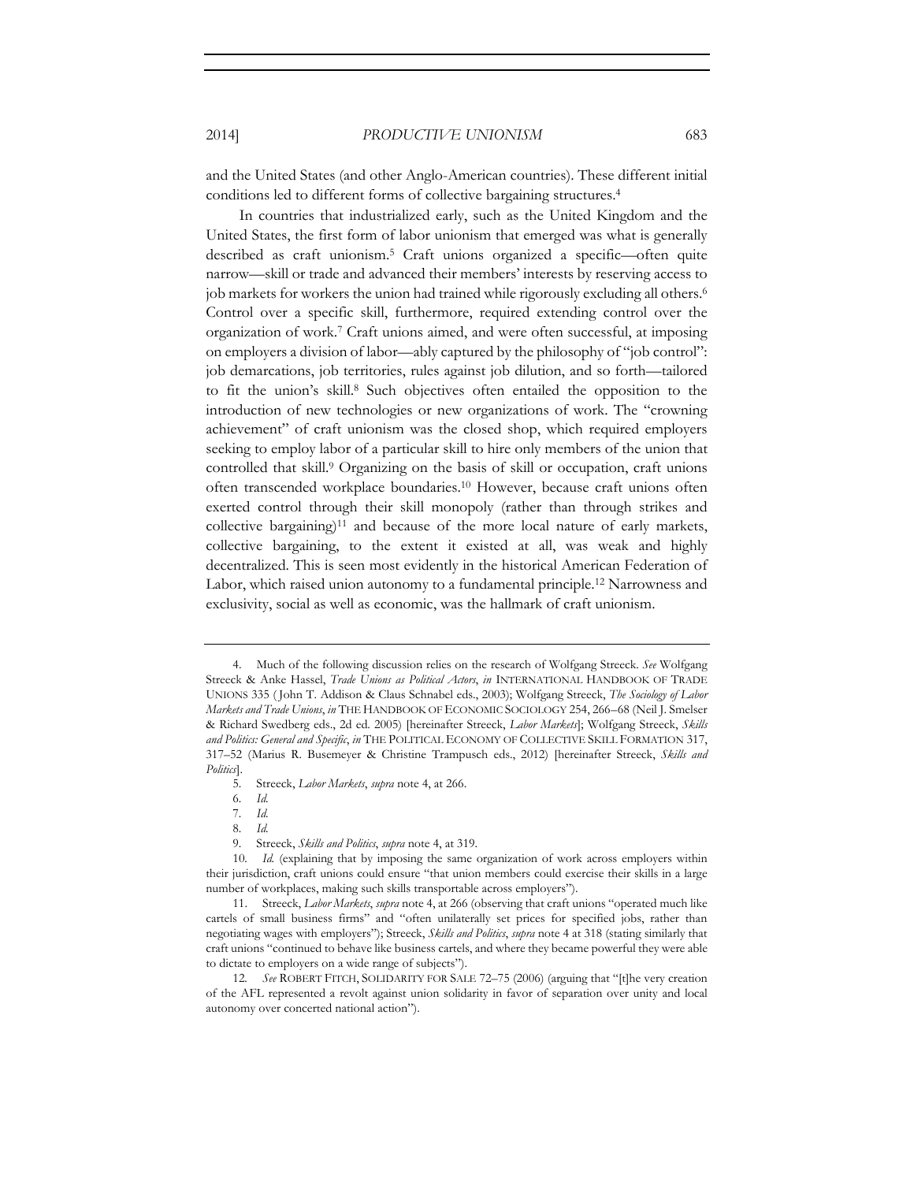and the United States (and other Anglo-American countries). These different initial conditions led to different forms of collective bargaining structures.[4]

In countries that industrialized early, such as the United Kingdom and the United States, the first form of labor unionism that emerged was what is generally described as craft unionism.[5] Craft unions organized a specific—often quite narrow—skill or trade and advanced their members' interests by reserving access to job markets for workers the union had trained while rigorously excluding all others.[6] Control over a specific skill, furthermore, required extending control over the organization of work.[7] Craft unions aimed, and were often successful, at imposing on employers a division of labor—ably captured by the philosophy of "job control": job demarcations, job territories, rules against job dilution, and so forth—tailored to fit the union's skill.[8] Such objectives often entailed the opposition to the introduction of new technologies or new organizations of work. The "crowning achievement" of craft unionism was the closed shop, which required employers seeking to employ labor of a particular skill to hire only members of the union that controlled that skill.[9] Organizing on the basis of skill or occupation, craft unions often transcended workplace boundaries.[10] However, because craft unions often exerted control through their skill monopoly (rather than through strikes and collective bargaining)[11] and because of the more local nature of early markets, collective bargaining, to the extent it existed at all, was weak and highly decentralized. This is seen most evidently in the historical American Federation of Labor, which raised union autonomy to a fundamental principle.[12] Narrowness and exclusivity, social as well as economic, was the hallmark of craft unionism.

---

4. Much of the following discussion relies on the research of Wolfgang Streeck. *See* Wolfgang Streeck & Anke Hassel, *Trade Unions as Political Actors*, *in* INTERNATIONAL HANDBOOK OF TRADE UNIONS 335 (John T. Addison & Claus Schnabel eds., 2003); Wolfgang Streeck, *The Sociology of Labor Markets and Trade Unions*, *in* THE HANDBOOK OF ECONOMIC SOCIOLOGY 254, 266–68 (Neil J. Smelser & Richard Swedberg eds., 2d ed. 2005) [hereinafter Streeck, *Labor Markets*]; Wolfgang Streeck, *Skills and Politics: General and Specific*, *in* THE POLITICAL ECONOMY OF COLLECTIVE SKILL FORMATION 317, 317–52 (Marius R. Busemeyer & Christine Trampusch eds., 2012) [hereinafter Streeck, *Skills and Politics*].

5. Streeck, *Labor Markets*, *supra* note 4, at 266.

6. *Id.*

7. *Id.*

8. *Id.*

9. Streeck, *Skills and Politics*, *supra* note 4, at 319.

10. *Id.* (explaining that by imposing the same organization of work across employers within their jurisdiction, craft unions could ensure "that union members could exercise their skills in a large number of workplaces, making such skills transportable across employers").

11. Streeck, *Labor Markets*, *supra* note 4, at 266 (observing that craft unions "operated much like cartels of small business firms" and "often unilaterally set prices for specified jobs, rather than negotiating wages with employers"); Streeck, *Skills and Politics*, *supra* note 4 at 318 (stating similarly that craft unions "continued to behave like business cartels, and where they became powerful they were able to dictate to employers on a wide range of subjects").

12. *See* ROBERT FITCH, SOLIDARITY FOR SALE 72–75 (2006) (arguing that "[t]he very creation of the AFL represented a revolt against union solidarity in favor of separation over unity and local autonomy over concerted national action").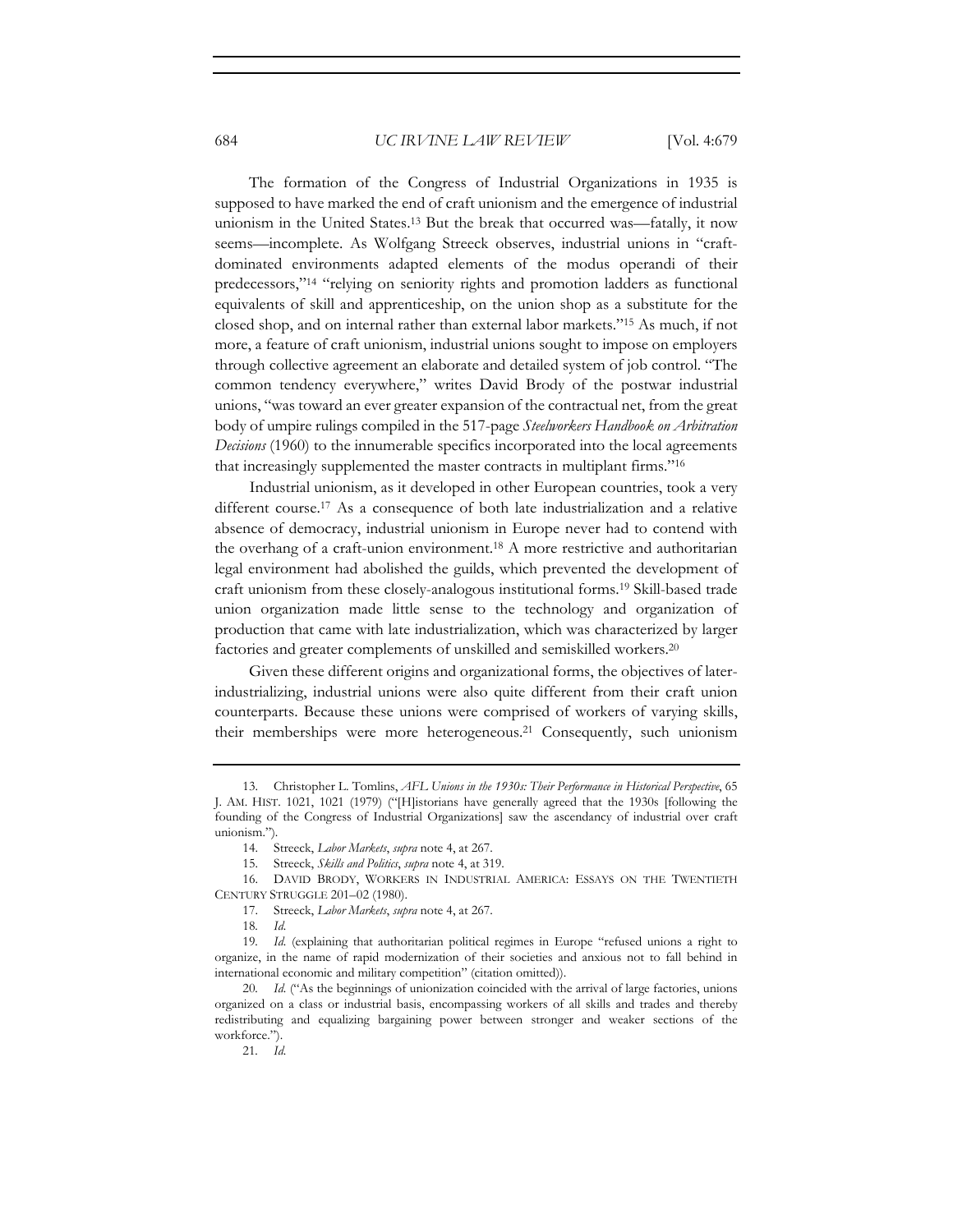The formation of the Congress of Industrial Organizations in 1935 is supposed to have marked the end of craft unionism and the emergence of industrial unionism in the United States.[13] But the break that occurred was—fatally, it now seems—incomplete. As Wolfgang Streeck observes, industrial unions in "craft-dominated environments adapted elements of the modus operandi of their predecessors,"[14] "relying on seniority rights and promotion ladders as functional equivalents of skill and apprenticeship, on the union shop as a substitute for the closed shop, and on internal rather than external labor markets."[15] As much, if not more, a feature of craft unionism, industrial unions sought to impose on employers through collective agreement an elaborate and detailed system of job control. "The common tendency everywhere," writes David Brody of the postwar industrial unions, "was toward an ever greater expansion of the contractual net, from the great body of umpire rulings compiled in the 517-page *Steelworkers Handbook on Arbitration Decisions* (1960) to the innumerable specifics incorporated into the local agreements that increasingly supplemented the master contracts in multiplant firms."[16]

Industrial unionism, as it developed in other European countries, took a very different course.[17] As a consequence of both late industrialization and a relative absence of democracy, industrial unionism in Europe never had to contend with the overhang of a craft-union environment.[18] A more restrictive and authoritarian legal environment had abolished the guilds, which prevented the development of craft unionism from these closely-analogous institutional forms.[19] Skill-based trade union organization made little sense to the technology and organization of production that came with late industrialization, which was characterized by larger factories and greater complements of unskilled and semiskilled workers.[20]

Given these different origins and organizational forms, the objectives of later-industrializing, industrial unions were also quite different from their craft union counterparts. Because these unions were comprised of workers of varying skills, their memberships were more heterogeneous.[21] Consequently, such unionism

---

13. Christopher L. Tomlins, *AFL Unions in the 1930s: Their Performance in Historical Perspective*, 65 J. AM. HIST. 1021, 1021 (1979) ("[H]istorians have generally agreed that the 1930s [following the founding of the Congress of Industrial Organizations] saw the ascendancy of industrial over craft unionism.").

14. Streeck, *Labor Markets*, *supra* note 4, at 267.

15. Streeck, *Skills and Politics*, *supra* note 4, at 319.

16. DAVID BRODY, WORKERS IN INDUSTRIAL AMERICA: ESSAYS ON THE TWENTIETH CENTURY STRUGGLE 201–02 (1980).

17. Streeck, *Labor Markets*, *supra* note 4, at 267.

18. *Id.*

19. *Id.* (explaining that authoritarian political regimes in Europe "refused unions a right to organize, in the name of rapid modernization of their societies and anxious not to fall behind in international economic and military competition" (citation omitted)).

20. *Id.* ("As the beginnings of unionization coincided with the arrival of large factories, unions organized on a class or industrial basis, encompassing workers of all skills and trades and thereby redistributing and equalizing bargaining power between stronger and weaker sections of the workforce.").

21. *Id.*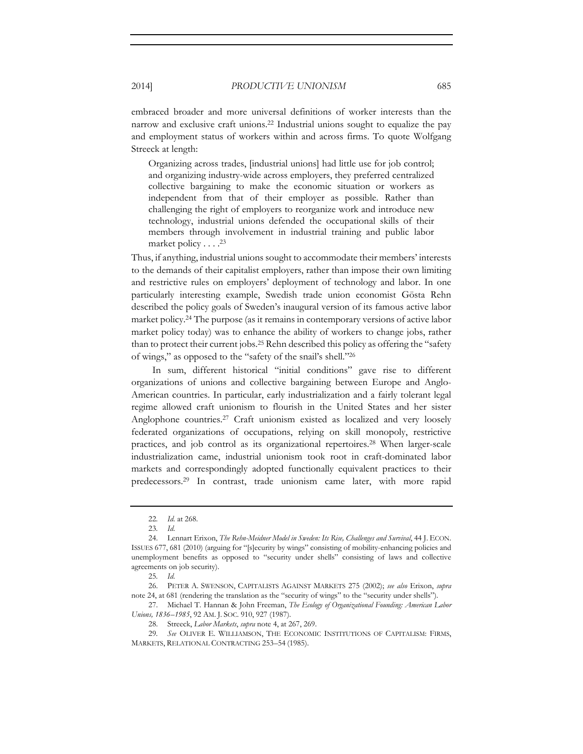embraced broader and more universal definitions of worker interests than the narrow and exclusive craft unions.[22] Industrial unions sought to equalize the pay and employment status of workers within and across firms. To quote Wolfgang Streeck at length:

> Organizing across trades, [industrial unions] had little use for job control; and organizing industry-wide across employers, they preferred centralized collective bargaining to make the economic situation or workers as independent from that of their employer as possible. Rather than challenging the right of employers to reorganize work and introduce new technology, industrial unions defended the occupational skills of their members through involvement in industrial training and public labor market policy . . . .[23]

Thus, if anything, industrial unions sought to accommodate their members' interests to the demands of their capitalist employers, rather than impose their own limiting and restrictive rules on employers' deployment of technology and labor. In one particularly interesting example, Swedish trade union economist Gösta Rehn described the policy goals of Sweden's inaugural version of its famous active labor market policy.[24] The purpose (as it remains in contemporary versions of active labor market policy today) was to enhance the ability of workers to change jobs, rather than to protect their current jobs.[25] Rehn described this policy as offering the "safety of wings," as opposed to the "safety of the snail's shell."[26]

In sum, different historical "initial conditions" gave rise to different organizations of unions and collective bargaining between Europe and Anglo-American countries. In particular, early industrialization and a fairly tolerant legal regime allowed craft unionism to flourish in the United States and her sister Anglophone countries.[27] Craft unionism existed as localized and very loosely federated organizations of occupations, relying on skill monopoly, restrictive practices, and job control as its organizational repertoires.[28] When larger-scale industrialization came, industrial unionism took root in craft-dominated labor markets and correspondingly adopted functionally equivalent practices to their predecessors.[29] In contrast, trade unionism came later, with more rapid

---

22. *Id.* at 268.

23. *Id.*

24. Lennart Erixon, *The Rehn-Meidner Model in Sweden: Its Rise, Challenges and Survival*, 44 J. ECON. ISSUES 677, 681 (2010) (arguing for "[s]ecurity by wings" consisting of mobility-enhancing policies and unemployment benefits as opposed to "security under shells" consisting of laws and collective agreements on job security).

25. *Id.*

26. PETER A. SWENSON, CAPITALISTS AGAINST MARKETS 275 (2002); *see also* Erixon, *supra* note 24, at 681 (rendering the translation as the "security of wings" to the "security under shells").

27. Michael T. Hannan & John Freeman, *The Ecology of Organizational Founding: American Labor Unions, 1836–1985*, 92 AM. J. SOC. 910, 927 (1987).

28. Streeck, *Labor Markets*, *supra* note 4, at 267, 269.

29. *See* OLIVER E. WILLIAMSON, THE ECONOMIC INSTITUTIONS OF CAPITALISM: FIRMS, MARKETS, RELATIONAL CONTRACTING 253–54 (1985).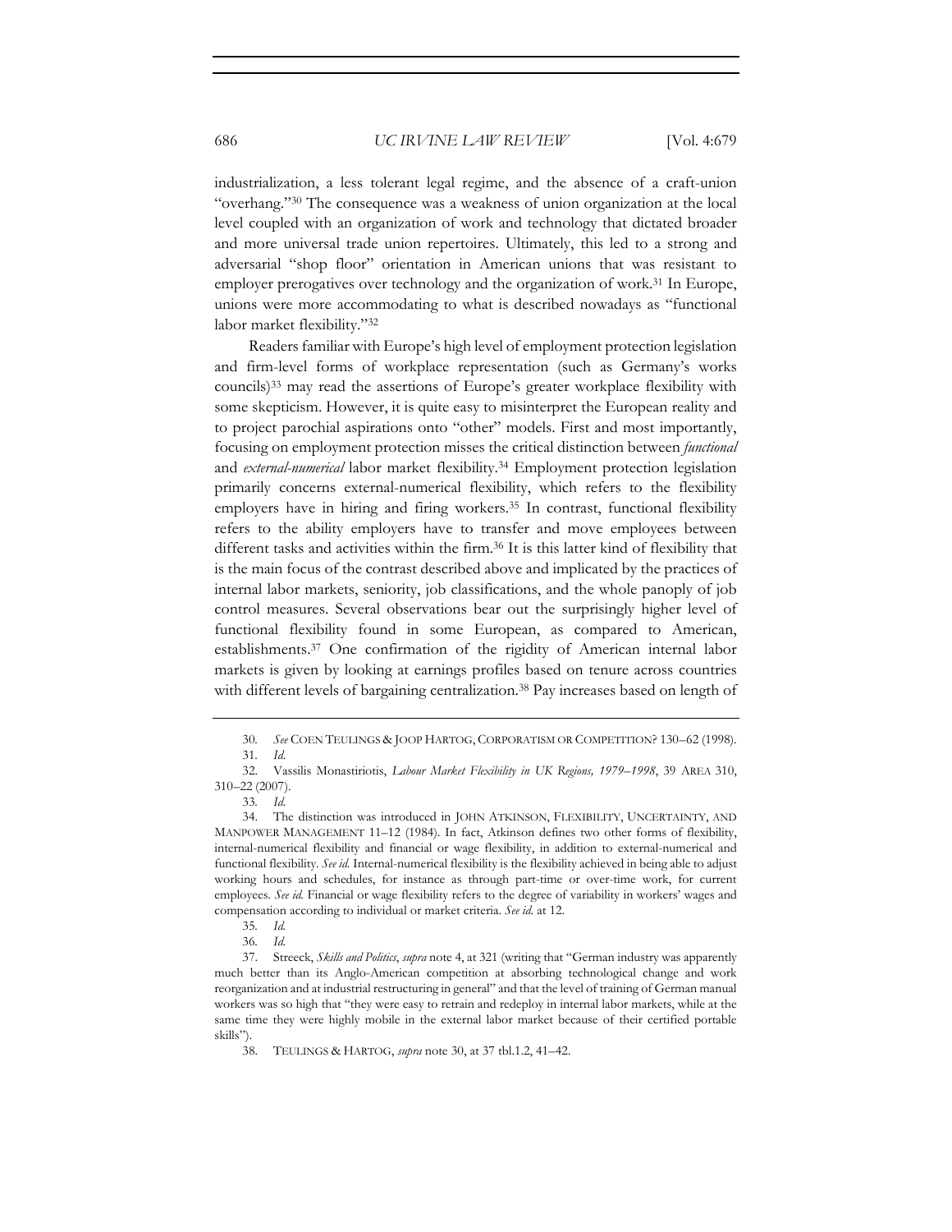industrialization, a less tolerant legal regime, and the absence of a craft-union "overhang."[30] The consequence was a weakness of union organization at the local level coupled with an organization of work and technology that dictated broader and more universal trade union repertoires. Ultimately, this led to a strong and adversarial "shop floor" orientation in American unions that was resistant to employer prerogatives over technology and the organization of work.[31] In Europe, unions were more accommodating to what is described nowadays as "functional labor market flexibility."[32]

Readers familiar with Europe's high level of employment protection legislation and firm-level forms of workplace representation (such as Germany's works councils)[33] may read the assertions of Europe's greater workplace flexibility with some skepticism. However, it is quite easy to misinterpret the European reality and to project parochial aspirations onto "other" models. First and most importantly, focusing on employment protection misses the critical distinction between *functional* and *external-numerical* labor market flexibility.[34] Employment protection legislation primarily concerns external-numerical flexibility, which refers to the flexibility employers have in hiring and firing workers.[35] In contrast, functional flexibility refers to the ability employers have to transfer and move employees between different tasks and activities within the firm.[36] It is this latter kind of flexibility that is the main focus of the contrast described above and implicated by the practices of internal labor markets, seniority, job classifications, and the whole panoply of job control measures. Several observations bear out the surprisingly higher level of functional flexibility found in some European, as compared to American, establishments.[37] One confirmation of the rigidity of American internal labor markets is given by looking at earnings profiles based on tenure across countries with different levels of bargaining centralization.[38] Pay increases based on length of

---

30. *See* COEN TEULINGS & JOOP HARTOG, CORPORATISM OR COMPETITION? 130–62 (1998).

31. *Id.*

32. Vassilis Monastiriotis, *Labour Market Flexibility in UK Regions, 1979–1998*, 39 AREA 310, 310–22 (2007).

33. *Id.*

34. The distinction was introduced in JOHN ATKINSON, FLEXIBILITY, UNCERTAINTY, AND MANPOWER MANAGEMENT 11–12 (1984). In fact, Atkinson defines two other forms of flexibility, internal-numerical flexibility and financial or wage flexibility, in addition to external-numerical and functional flexibility. *See id.* Internal-numerical flexibility is the flexibility achieved in being able to adjust working hours and schedules, for instance as through part-time or over-time work, for current employees. *See id.* Financial or wage flexibility refers to the degree of variability in workers' wages and compensation according to individual or market criteria. *See id.* at 12.

35. *Id.*

36. *Id.*

37. Streeck, *Skills and Politics*, *supra* note 4, at 321 (writing that "German industry was apparently much better than its Anglo-American competition at absorbing technological change and work reorganization and at industrial restructuring in general" and that the level of training of German manual workers was so high that "they were easy to retrain and redeploy in internal labor markets, while at the same time they were highly mobile in the external labor market because of their certified portable skills").

38. TEULINGS & HARTOG, *supra* note 30, at 37 tbl.1.2, 41–42.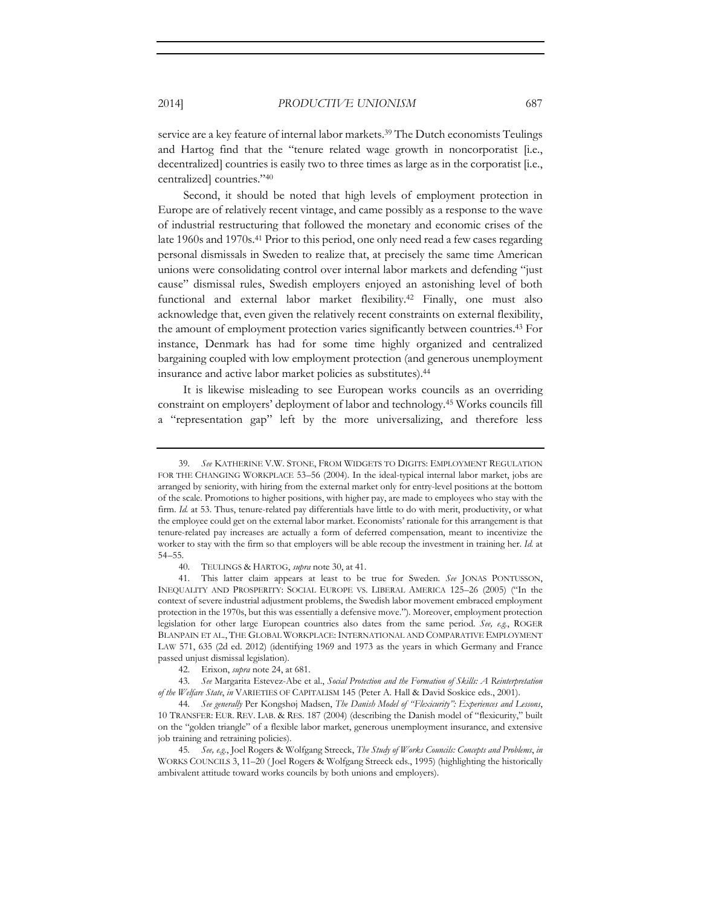service are a key feature of internal labor markets.[39] The Dutch economists Teulings and Hartog find that the "tenure related wage growth in noncorporatist [i.e., decentralized] countries is easily two to three times as large as in the corporatist [i.e., centralized] countries."[40]

Second, it should be noted that high levels of employment protection in Europe are of relatively recent vintage, and came possibly as a response to the wave of industrial restructuring that followed the monetary and economic crises of the late 1960s and 1970s.[41] Prior to this period, one only need read a few cases regarding personal dismissals in Sweden to realize that, at precisely the same time American unions were consolidating control over internal labor markets and defending "just cause" dismissal rules, Swedish employers enjoyed an astonishing level of both functional and external labor market flexibility.[42] Finally, one must also acknowledge that, even given the relatively recent constraints on external flexibility, the amount of employment protection varies significantly between countries.[43] For instance, Denmark has had for some time highly organized and centralized bargaining coupled with low employment protection (and generous unemployment insurance and active labor market policies as substitutes).[44]

It is likewise misleading to see European works councils as an overriding constraint on employers' deployment of labor and technology.[45] Works councils fill a "representation gap" left by the more universalizing, and therefore less

---

39. *See* KATHERINE V.W. STONE, FROM WIDGETS TO DIGITS: EMPLOYMENT REGULATION FOR THE CHANGING WORKPLACE 53–56 (2004). In the ideal-typical internal labor market, jobs are arranged by seniority, with hiring from the external market only for entry-level positions at the bottom of the scale. Promotions to higher positions, with higher pay, are made to employees who stay with the firm. *Id.* at 53. Thus, tenure-related pay differentials have little to do with merit, productivity, or what the employee could get on the external labor market. Economists' rationale for this arrangement is that tenure-related pay increases are actually a form of deferred compensation, meant to incentivize the worker to stay with the firm so that employers will be able recoup the investment in training her. *Id.* at 54–55.

40. TEULINGS & HARTOG, *supra* note 30, at 41.

41. This latter claim appears at least to be true for Sweden. *See* JONAS PONTUSSON, INEQUALITY AND PROSPERITY: SOCIAL EUROPE VS. LIBERAL AMERICA 125–26 (2005) ("In the context of severe industrial adjustment problems, the Swedish labor movement embraced employment protection in the 1970s, but this was essentially a defensive move."). Moreover, employment protection legislation for other large European countries also dates from the same period. *See, e.g.*, ROGER BLANPAIN ET AL., THE GLOBAL WORKPLACE: INTERNATIONAL AND COMPARATIVE EMPLOYMENT LAW 571, 635 (2d ed. 2012) (identifying 1969 and 1973 as the years in which Germany and France passed unjust dismissal legislation).

42. Erixon, *supra* note 24, at 681.

43. *See* Margarita Estevez-Abe et al., *Social Protection and the Formation of Skills: A Reinterpretation of the Welfare State*, *in* VARIETIES OF CAPITALISM 145 (Peter A. Hall & David Soskice eds., 2001).

44. *See generally* Per Kongshøj Madsen, *The Danish Model of "Flexicurity": Experiences and Lessons*, 10 TRANSFER: EUR. REV. LAB. & RES. 187 (2004) (describing the Danish model of "flexicurity," built on the "golden triangle" of a flexible labor market, generous unemployment insurance, and extensive job training and retraining policies).

45. *See, e.g.*, Joel Rogers & Wolfgang Streeck, *The Study of Works Councils: Concepts and Problems*, *in* WORKS COUNCILS 3, 11–20 (Joel Rogers & Wolfgang Streeck eds., 1995) (highlighting the historically ambivalent attitude toward works councils by both unions and employers).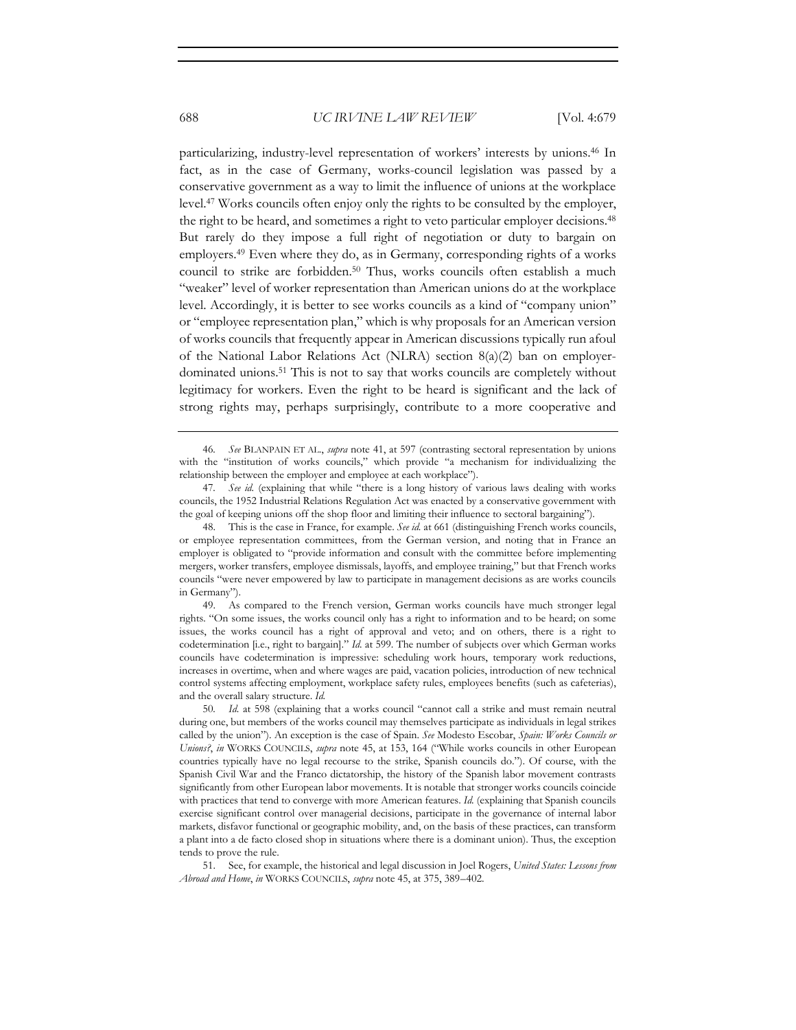particularizing, industry-level representation of workers' interests by unions.[46] In fact, as in the case of Germany, works-council legislation was passed by a conservative government as a way to limit the influence of unions at the workplace level.[47] Works councils often enjoy only the rights to be consulted by the employer, the right to be heard, and sometimes a right to veto particular employer decisions.[48] But rarely do they impose a full right of negotiation or duty to bargain on employers.[49] Even where they do, as in Germany, corresponding rights of a works council to strike are forbidden.[50] Thus, works councils often establish a much "weaker" level of worker representation than American unions do at the workplace level. Accordingly, it is better to see works councils as a kind of "company union" or "employee representation plan," which is why proposals for an American version of works councils that frequently appear in American discussions typically run afoul of the National Labor Relations Act (NLRA) section 8(a)(2) ban on employer-dominated unions.[51] This is not to say that works councils are completely without legitimacy for workers. Even the right to be heard is significant and the lack of strong rights may, perhaps surprisingly, contribute to a more cooperative and

---

46. *See* BLANPAIN ET AL., *supra* note 41, at 597 (contrasting sectoral representation by unions with the "institution of works councils," which provide "a mechanism for individualizing the relationship between the employer and employee at each workplace").

47. *See id.* (explaining that while "there is a long history of various laws dealing with works councils, the 1952 Industrial Relations Regulation Act was enacted by a conservative government with the goal of keeping unions off the shop floor and limiting their influence to sectoral bargaining").

48. This is the case in France, for example. *See id.* at 661 (distinguishing French works councils, or employee representation committees, from the German version, and noting that in France an employer is obligated to "provide information and consult with the committee before implementing mergers, worker transfers, employee dismissals, layoffs, and employee training," but that French works councils "were never empowered by law to participate in management decisions as are works councils in Germany").

49. As compared to the French version, German works councils have much stronger legal rights. "On some issues, the works council only has a right to information and to be heard; on some issues, the works council has a right of approval and veto; and on others, there is a right to codetermination [i.e., right to bargain]." *Id.* at 599. The number of subjects over which German works councils have codetermination is impressive: scheduling work hours, temporary work reductions, increases in overtime, when and where wages are paid, vacation policies, introduction of new technical control systems affecting employment, workplace safety rules, employees benefits (such as cafeterias), and the overall salary structure. *Id.*

50. *Id.* at 598 (explaining that a works council "cannot call a strike and must remain neutral during one, but members of the works council may themselves participate as individuals in legal strikes called by the union"). An exception is the case of Spain. *See* Modesto Escobar, *Spain: Works Councils or Unions?*, *in* WORKS COUNCILS, *supra* note 45, at 153, 164 ("While works councils in other European countries typically have no legal recourse to the strike, Spanish councils do."). Of course, with the Spanish Civil War and the Franco dictatorship, the history of the Spanish labor movement contrasts significantly from other European labor movements. It is notable that stronger works councils coincide with practices that tend to converge with more American features. *Id.* (explaining that Spanish councils exercise significant control over managerial decisions, participate in the governance of internal labor markets, disfavor functional or geographic mobility, and, on the basis of these practices, can transform a plant into a de facto closed shop in situations where there is a dominant union). Thus, the exception tends to prove the rule.

51. See, for example, the historical and legal discussion in Joel Rogers, *United States: Lessons from Abroad and Home*, *in* WORKS COUNCILS, *supra* note 45, at 375, 389–402.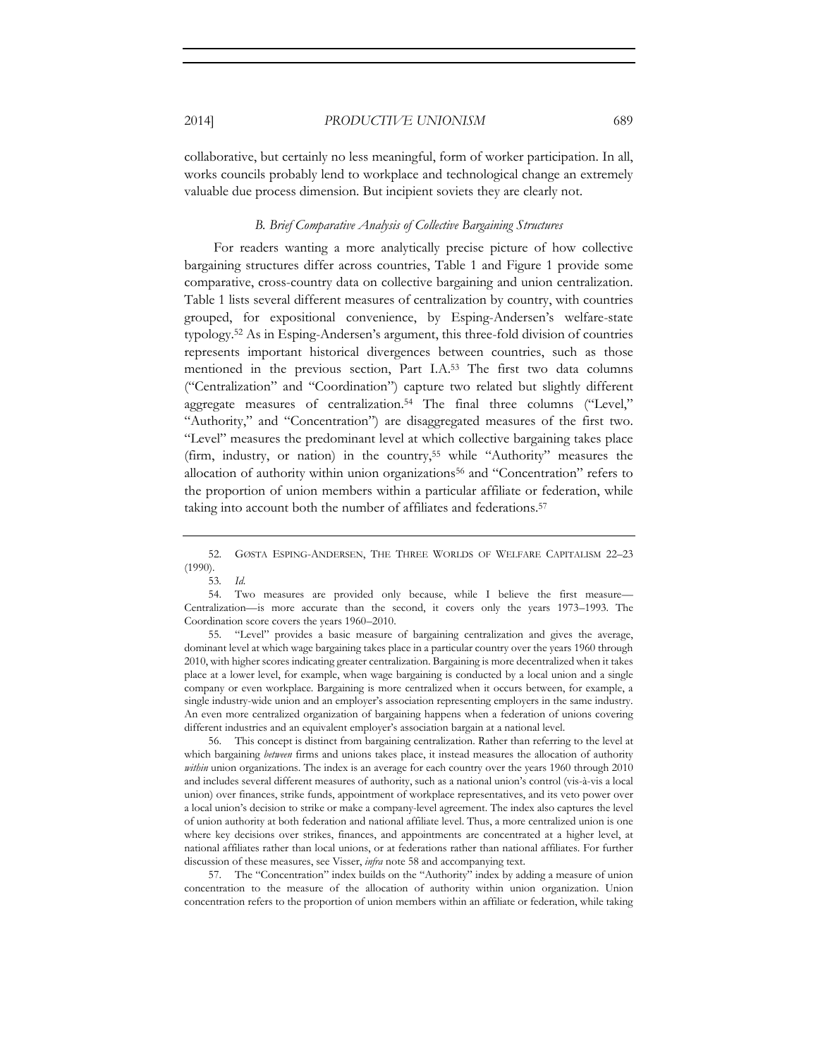collaborative, but certainly no less meaningful, form of worker participation. In all, works councils probably lend to workplace and technological change an extremely valuable due process dimension. But incipient soviets they are clearly not.

### *B. Brief Comparative Analysis of Collective Bargaining Structures*

For readers wanting a more analytically precise picture of how collective bargaining structures differ across countries, Table 1 and Figure 1 provide some comparative, cross-country data on collective bargaining and union centralization. Table 1 lists several different measures of centralization by country, with countries grouped, for expositional convenience, by Esping-Andersen's welfare-state typology.[52] As in Esping-Andersen's argument, this three-fold division of countries represents important historical divergences between countries, such as those mentioned in the previous section, Part I.A.[53] The first two data columns ("Centralization" and "Coordination") capture two related but slightly different aggregate measures of centralization.[54] The final three columns ("Level," "Authority," and "Concentration") are disaggregated measures of the first two. "Level" measures the predominant level at which collective bargaining takes place (firm, industry, or nation) in the country,[55] while "Authority" measures the allocation of authority within union organizations[56] and "Concentration" refers to the proportion of union members within a particular affiliate or federation, while taking into account both the number of affiliates and federations.[57]

---

52. GØSTA ESPING-ANDERSEN, THE THREE WORLDS OF WELFARE CAPITALISM 22–23 (1990).

53. *Id.*

54. Two measures are provided only because, while I believe the first measure—Centralization—is more accurate than the second, it covers only the years 1973–1993. The Coordination score covers the years 1960–2010.

55. "Level" provides a basic measure of bargaining centralization and gives the average, dominant level at which wage bargaining takes place in a particular country over the years 1960 through 2010, with higher scores indicating greater centralization. Bargaining is more decentralized when it takes place at a lower level, for example, when wage bargaining is conducted by a local union and a single company or even workplace. Bargaining is more centralized when it occurs between, for example, a single industry-wide union and an employer's association representing employers in the same industry. An even more centralized organization of bargaining happens when a federation of unions covering different industries and an equivalent employer's association bargain at a national level.

56. This concept is distinct from bargaining centralization. Rather than referring to the level at which bargaining *between* firms and unions takes place, it instead measures the allocation of authority *within* union organizations. The index is an average for each country over the years 1960 through 2010 and includes several different measures of authority, such as a national union's control (vis-à-vis a local union) over finances, strike funds, appointment of workplace representatives, and its veto power over a local union's decision to strike or make a company-level agreement. The index also captures the level of union authority at both federation and national affiliate level. Thus, a more centralized union is one where key decisions over strikes, finances, and appointments are concentrated at a higher level, at national affiliates rather than local unions, or at federations rather than national affiliates. For further discussion of these measures, see Visser, *infra* note 58 and accompanying text.

57. The "Concentration" index builds on the "Authority" index by adding a measure of union concentration to the measure of the allocation of authority within union organization. Union concentration refers to the proportion of union members within an affiliate or federation, while taking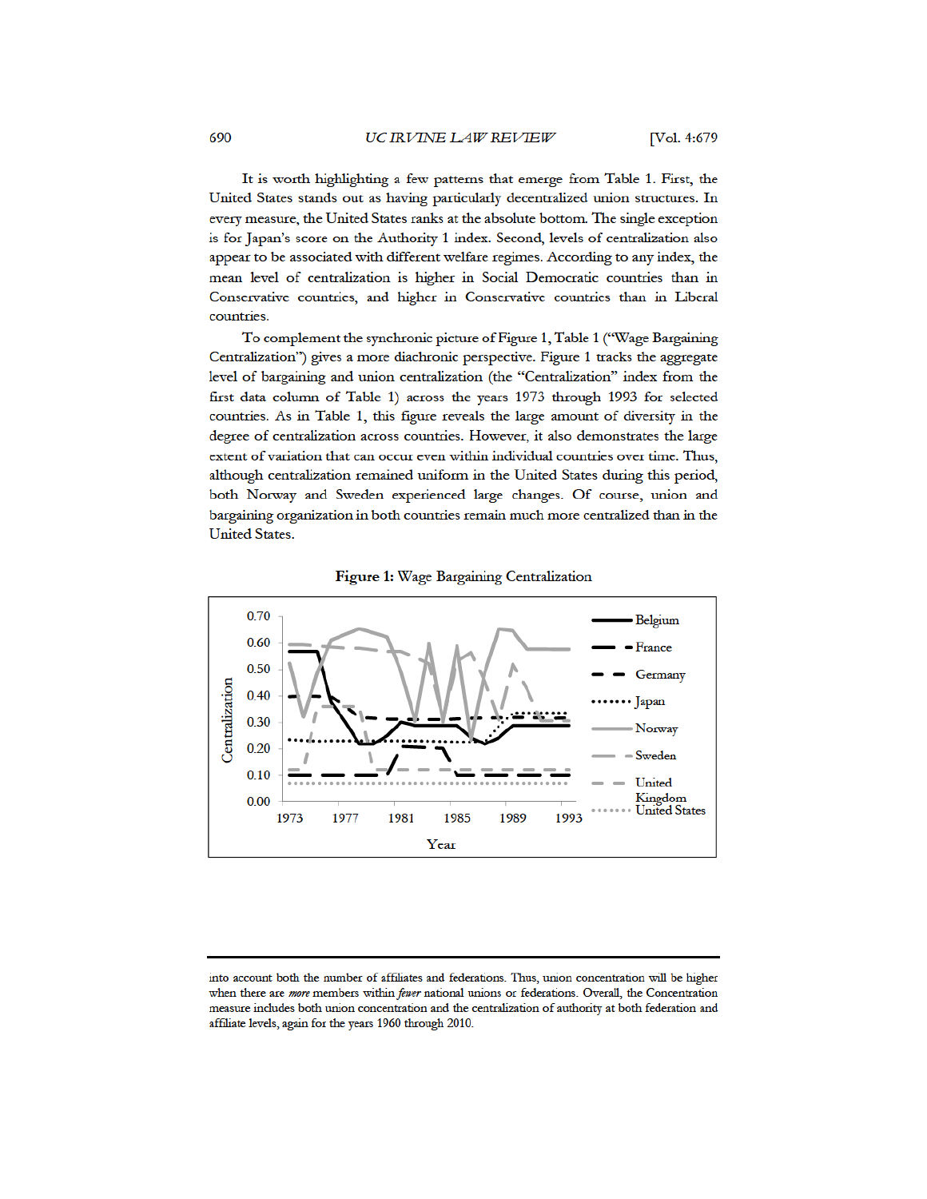It is worth highlighting a few patterns that emerge from Table 1. First, the United States stands out as having particularly decentralized union structures. In every measure, the United States ranks at the absolute bottom. The single exception is for Japan's score on the Authority 1 index. Second, levels of centralization also appear to be associated with different welfare regimes. According to any index, the mean level of centralization is higher in Social Democratic countries than in Conservative countries, and higher in Conservative countries than in Liberal countries.

To complement the synchronic picture of Figure 1, Table 1 ("Wage Bargaining Centralization") gives a more diachronic perspective. Figure 1 tracks the aggregate level of bargaining and union centralization (the "Centralization" index from the first data column of Table 1) across the years 1973 through 1993 for selected countries. As in Table 1, this figure reveals the large amount of diversity in the degree of centralization across countries. However, it also demonstrates the large extent of variation that can occur even within individual countries over time. Thus, although centralization remained uniform in the United States during this period, both Norway and Sweden experienced large changes. Of course, union and bargaining organization in both countries remain much more centralized than in the United States.

**Figure 1:** Wage Bargaining Centralization

into account both the number of affiliates and federations. Thus, union concentration will be higher when there are *more* members within *fewer* national unions or federations. Overall, the Concentration measure includes both union concentration and the centralization of authority at both federation and affiliate levels, again for the years 1960 through 2010.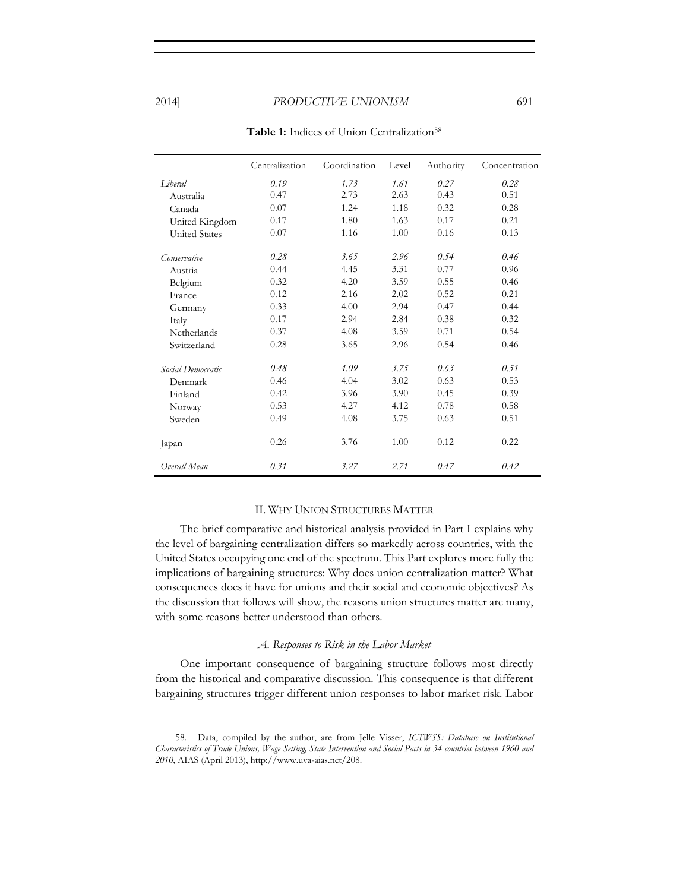**Table 1:** Indices of Union Centralization[58]

| | Centralization | Coordination | Level | Authority | Concentration |
|---|---|---|---|---|---|
| *Liberal* | *0.19* | *1.73* | *1.61* | *0.27* | *0.28* |
| Australia | 0.47 | 2.73 | 2.63 | 0.43 | 0.51 |
| Canada | 0.07 | 1.24 | 1.18 | 0.32 | 0.28 |
| United Kingdom | 0.17 | 1.80 | 1.63 | 0.17 | 0.21 |
| United States | 0.07 | 1.16 | 1.00 | 0.16 | 0.13 |
| *Conservative* | *0.28* | *3.65* | *2.96* | *0.54* | *0.46* |
| Austria | 0.44 | 4.45 | 3.31 | 0.77 | 0.96 |
| Belgium | 0.32 | 4.20 | 3.59 | 0.55 | 0.46 |
| France | 0.12 | 2.16 | 2.02 | 0.52 | 0.21 |
| Germany | 0.33 | 4.00 | 2.94 | 0.47 | 0.44 |
| Italy | 0.17 | 2.94 | 2.84 | 0.38 | 0.32 |
| Netherlands | 0.37 | 4.08 | 3.59 | 0.71 | 0.54 |
| Switzerland | 0.28 | 3.65 | 2.96 | 0.54 | 0.46 |
| *Social Democratic* | *0.48* | *4.09* | *3.75* | *0.63* | *0.51* |
| Denmark | 0.46 | 4.04 | 3.02 | 0.63 | 0.53 |
| Finland | 0.42 | 3.96 | 3.90 | 0.45 | 0.39 |
| Norway | 0.53 | 4.27 | 4.12 | 0.78 | 0.58 |
| Sweden | 0.49 | 4.08 | 3.75 | 0.63 | 0.51 |
| Japan | 0.26 | 3.76 | 1.00 | 0.12 | 0.22 |
| *Overall Mean* | *0.31* | *3.27* | *2.71* | *0.47* | *0.42* |

## II. Why Union Structures Matter

The brief comparative and historical analysis provided in Part I explains why the level of bargaining centralization differs so markedly across countries, with the United States occupying one end of the spectrum. This Part explores more fully the implications of bargaining structures: Why does union centralization matter? What consequences does it have for unions and their social and economic objectives? As the discussion that follows will show, the reasons union structures matter are many, with some reasons better understood than others.

### *A. Responses to Risk in the Labor Market*

One important consequence of bargaining structure follows most directly from the historical and comparative discussion. This consequence is that different bargaining structures trigger different union responses to labor market risk. Labor

---

58. Data, compiled by the author, are from Jelle Visser, *ICTWSS: Database on Institutional Characteristics of Trade Unions, Wage Setting, State Intervention and Social Pacts in 34 countries between 1960 and 2010*, AIAS (April 2013), http://www.uva-aias.net/208.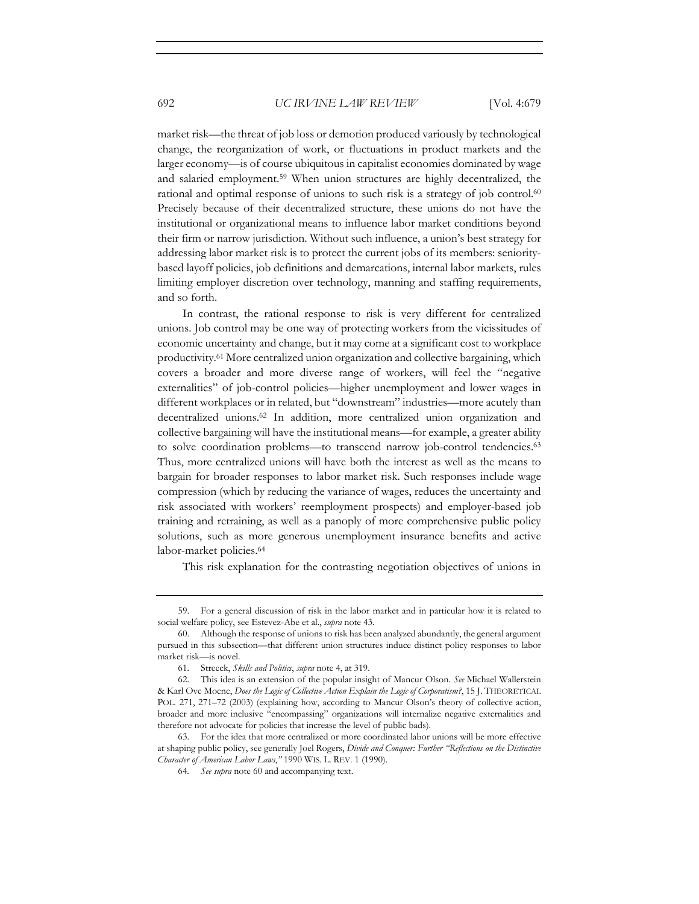market risk—the threat of job loss or demotion produced variously by technological change, the reorganization of work, or fluctuations in product markets and the larger economy—is of course ubiquitous in capitalist economies dominated by wage and salaried employment.[59] When union structures are highly decentralized, the rational and optimal response of unions to such risk is a strategy of job control.[60] Precisely because of their decentralized structure, these unions do not have the institutional or organizational means to influence labor market conditions beyond their firm or narrow jurisdiction. Without such influence, a union's best strategy for addressing labor market risk is to protect the current jobs of its members: seniority-based layoff policies, job definitions and demarcations, internal labor markets, rules limiting employer discretion over technology, manning and staffing requirements, and so forth.

In contrast, the rational response to risk is very different for centralized unions. Job control may be one way of protecting workers from the vicissitudes of economic uncertainty and change, but it may come at a significant cost to workplace productivity.[61] More centralized union organization and collective bargaining, which covers a broader and more diverse range of workers, will feel the "negative externalities" of job-control policies—higher unemployment and lower wages in different workplaces or in related, but "downstream" industries—more acutely than decentralized unions.[62] In addition, more centralized union organization and collective bargaining will have the institutional means—for example, a greater ability to solve coordination problems—to transcend narrow job-control tendencies.[63] Thus, more centralized unions will have both the interest as well as the means to bargain for broader responses to labor market risk. Such responses include wage compression (which by reducing the variance of wages, reduces the uncertainty and risk associated with workers' reemployment prospects) and employer-based job training and retraining, as well as a panoply of more comprehensive public policy solutions, such as more generous unemployment insurance benefits and active labor-market policies.[64]

This risk explanation for the contrasting negotiation objectives of unions in

---

59. For a general discussion of risk in the labor market and in particular how it is related to social welfare policy, see Estevez-Abe et al., *supra* note 43.

60. Although the response of unions to risk has been analyzed abundantly, the general argument pursued in this subsection—that different union structures induce distinct policy responses to labor market risk—is novel.

61. Streeck, *Skills and Politics*, *supra* note 4, at 319.

62. This idea is an extension of the popular insight of Mancur Olson. *See* Michael Wallerstein & Karl Ove Moene, *Does the Logic of Collective Action Explain the Logic of Corporatism?*, 15 J. THEORETICAL POL. 271, 271–72 (2003) (explaining how, according to Mancur Olson's theory of collective action, broader and more inclusive "encompassing" organizations will internalize negative externalities and therefore not advocate for policies that increase the level of public bads).

63. For the idea that more centralized or more coordinated labor unions will be more effective at shaping public policy, see generally Joel Rogers, *Divide and Conquer: Further "Reflections on the Distinctive Character of American Labor Laws*,*"* 1990 WIS. L. REV. 1 (1990).

64. *See supra* note 60 and accompanying text.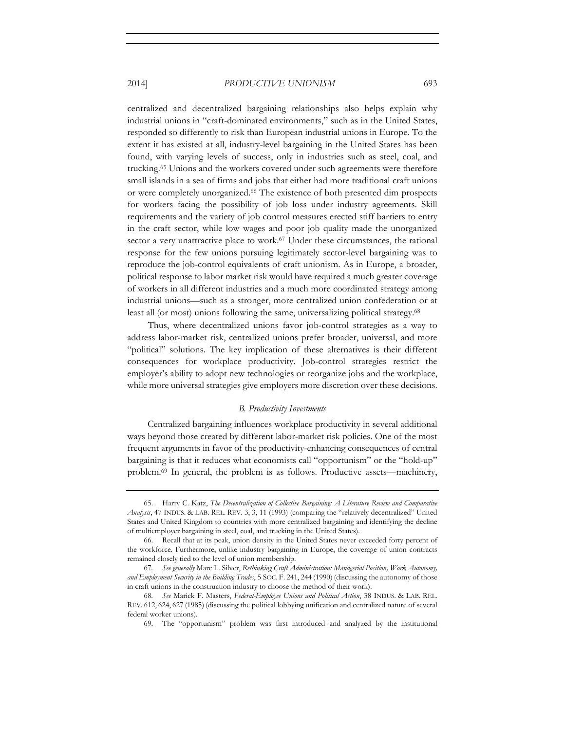centralized and decentralized bargaining relationships also helps explain why industrial unions in "craft-dominated environments," such as in the United States, responded so differently to risk than European industrial unions in Europe. To the extent it has existed at all, industry-level bargaining in the United States has been found, with varying levels of success, only in industries such as steel, coal, and trucking.[65] Unions and the workers covered under such agreements were therefore small islands in a sea of firms and jobs that either had more traditional craft unions or were completely unorganized.[66] The existence of both presented dim prospects for workers facing the possibility of job loss under industry agreements. Skill requirements and the variety of job control measures erected stiff barriers to entry in the craft sector, while low wages and poor job quality made the unorganized sector a very unattractive place to work.[67] Under these circumstances, the rational response for the few unions pursuing legitimately sector-level bargaining was to reproduce the job-control equivalents of craft unionism. As in Europe, a broader, political response to labor market risk would have required a much greater coverage of workers in all different industries and a much more coordinated strategy among industrial unions—such as a stronger, more centralized union confederation or at least all (or most) unions following the same, universalizing political strategy.[68]

Thus, where decentralized unions favor job-control strategies as a way to address labor-market risk, centralized unions prefer broader, universal, and more "political" solutions. The key implication of these alternatives is their different consequences for workplace productivity. Job-control strategies restrict the employer's ability to adopt new technologies or reorganize jobs and the workplace, while more universal strategies give employers more discretion over these decisions.

### *B. Productivity Investments*

Centralized bargaining influences workplace productivity in several additional ways beyond those created by different labor-market risk policies. One of the most frequent arguments in favor of the productivity-enhancing consequences of central bargaining is that it reduces what economists call "opportunism" or the "hold-up" problem.[69] In general, the problem is as follows. Productive assets—machinery,

---

65. Harry C. Katz, *The Decentralization of Collective Bargaining: A Literature Review and Comparative Analysis*, 47 INDUS. & LAB. REL. REV. 3, 3, 11 (1993) (comparing the "relatively decentralized" United States and United Kingdom to countries with more centralized bargaining and identifying the decline of multiemployer bargaining in steel, coal, and trucking in the United States).

66. Recall that at its peak, union density in the United States never exceeded forty percent of the workforce. Furthermore, unlike industry bargaining in Europe, the coverage of union contracts remained closely tied to the level of union membership.

67. *See generally* Marc L. Silver, *Rethinking Craft Administration: Managerial Position, Work Autonomy, and Employment Security in the Building Trades*, 5 SOC. F. 241, 244 (1990) (discussing the autonomy of those in craft unions in the construction industry to choose the method of their work).

68. *See* Marick F. Masters, *Federal-Employee Unions and Political Action*, 38 INDUS. & LAB. REL. REV. 612, 624, 627 (1985) (discussing the political lobbying unification and centralized nature of several federal worker unions).

69. The "opportunism" problem was first introduced and analyzed by the institutional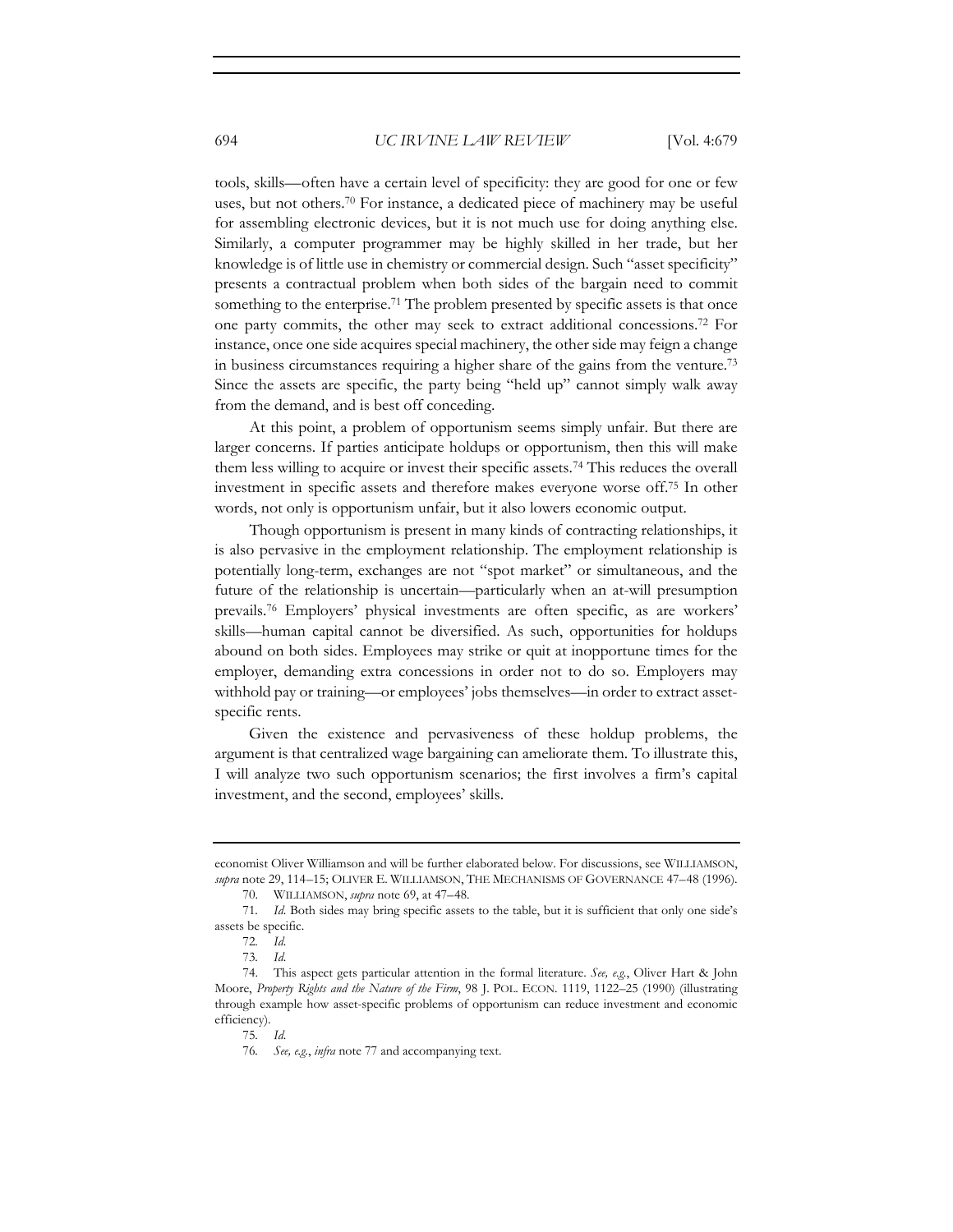tools, skills—often have a certain level of specificity: they are good for one or few uses, but not others.[70] For instance, a dedicated piece of machinery may be useful for assembling electronic devices, but it is not much use for doing anything else. Similarly, a computer programmer may be highly skilled in her trade, but her knowledge is of little use in chemistry or commercial design. Such "asset specificity" presents a contractual problem when both sides of the bargain need to commit something to the enterprise.[71] The problem presented by specific assets is that once one party commits, the other may seek to extract additional concessions.[72] For instance, once one side acquires special machinery, the other side may feign a change in business circumstances requiring a higher share of the gains from the venture.[73] Since the assets are specific, the party being "held up" cannot simply walk away from the demand, and is best off conceding.

At this point, a problem of opportunism seems simply unfair. But there are larger concerns. If parties anticipate holdups or opportunism, then this will make them less willing to acquire or invest their specific assets.[74] This reduces the overall investment in specific assets and therefore makes everyone worse off.[75] In other words, not only is opportunism unfair, but it also lowers economic output.

Though opportunism is present in many kinds of contracting relationships, it is also pervasive in the employment relationship. The employment relationship is potentially long-term, exchanges are not "spot market" or simultaneous, and the future of the relationship is uncertain—particularly when an at-will presumption prevails.[76] Employers' physical investments are often specific, as are workers' skills—human capital cannot be diversified. As such, opportunities for holdups abound on both sides. Employees may strike or quit at inopportune times for the employer, demanding extra concessions in order not to do so. Employers may withhold pay or training—or employees' jobs themselves—in order to extract asset-specific rents.

Given the existence and pervasiveness of these holdup problems, the argument is that centralized wage bargaining can ameliorate them. To illustrate this, I will analyze two such opportunism scenarios; the first involves a firm's capital investment, and the second, employees' skills.

---

economist Oliver Williamson and will be further elaborated below. For discussions, see WILLIAMSON, *supra* note 29, 114–15; OLIVER E. WILLIAMSON, THE MECHANISMS OF GOVERNANCE 47–48 (1996).

70. WILLIAMSON, *supra* note 69, at 47–48.

71. *Id.* Both sides may bring specific assets to the table, but it is sufficient that only one side's assets be specific.

72. *Id.*

73. *Id.*

74. This aspect gets particular attention in the formal literature. *See, e.g.*, Oliver Hart & John Moore, *Property Rights and the Nature of the Firm*, 98 J. POL. ECON. 1119, 1122–25 (1990) (illustrating through example how asset-specific problems of opportunism can reduce investment and economic efficiency).

75. *Id.*

76. *See, e.g.*, *infra* note 77 and accompanying text.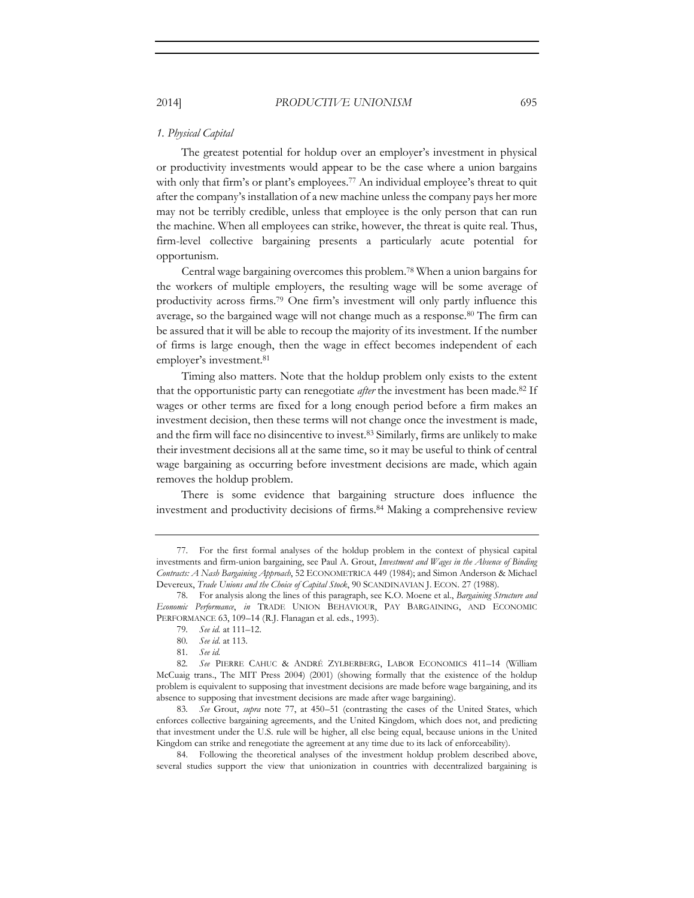### 1. Physical Capital

The greatest potential for holdup over an employer's investment in physical or productivity investments would appear to be the case where a union bargains with only that firm's or plant's employees.[77] An individual employee's threat to quit after the company's installation of a new machine unless the company pays her more may not be terribly credible, unless that employee is the only person that can run the machine. When all employees can strike, however, the threat is quite real. Thus, firm-level collective bargaining presents a particularly acute potential for opportunism.

Central wage bargaining overcomes this problem.[78] When a union bargains for the workers of multiple employers, the resulting wage will be some average of productivity across firms.[79] One firm's investment will only partly influence this average, so the bargained wage will not change much as a response.[80] The firm can be assured that it will be able to recoup the majority of its investment. If the number of firms is large enough, then the wage in effect becomes independent of each employer's investment.[81]

Timing also matters. Note that the holdup problem only exists to the extent that the opportunistic party can renegotiate *after* the investment has been made.[82] If wages or other terms are fixed for a long enough period before a firm makes an investment decision, then these terms will not change once the investment is made, and the firm will face no disincentive to invest.[83] Similarly, firms are unlikely to make their investment decisions all at the same time, so it may be useful to think of central wage bargaining as occurring before investment decisions are made, which again removes the holdup problem.

There is some evidence that bargaining structure does influence the investment and productivity decisions of firms.[84] Making a comprehensive review

---

77. For the first formal analyses of the holdup problem in the context of physical capital investments and firm-union bargaining, see Paul A. Grout, *Investment and Wages in the Absence of Binding Contracts: A Nash Bargaining Approach*, 52 ECONOMETRICA 449 (1984); and Simon Anderson & Michael Devereux, *Trade Unions and the Choice of Capital Stock*, 90 SCANDINAVIAN J. ECON. 27 (1988).

78. For analysis along the lines of this paragraph, see K.O. Moene et al., *Bargaining Structure and Economic Performance*, *in* TRADE UNION BEHAVIOUR, PAY BARGAINING, AND ECONOMIC PERFORMANCE 63, 109–14 (R.J. Flanagan et al. eds., 1993).

79. *See id.* at 111–12.

80. *See id.* at 113.

81. *See id.*

82. *See* PIERRE CAHUC & ANDRÉ ZYLBERBERG, LABOR ECONOMICS 411–14 (William McCuaig trans., The MIT Press 2004) (2001) (showing formally that the existence of the holdup problem is equivalent to supposing that investment decisions are made before wage bargaining, and its absence to supposing that investment decisions are made after wage bargaining).

83. *See* Grout, *supra* note 77, at 450–51 (contrasting the cases of the United States, which enforces collective bargaining agreements, and the United Kingdom, which does not, and predicting that investment under the U.S. rule will be higher, all else being equal, because unions in the United Kingdom can strike and renegotiate the agreement at any time due to its lack of enforceability).

84. Following the theoretical analyses of the investment holdup problem described above, several studies support the view that unionization in countries with decentralized bargaining is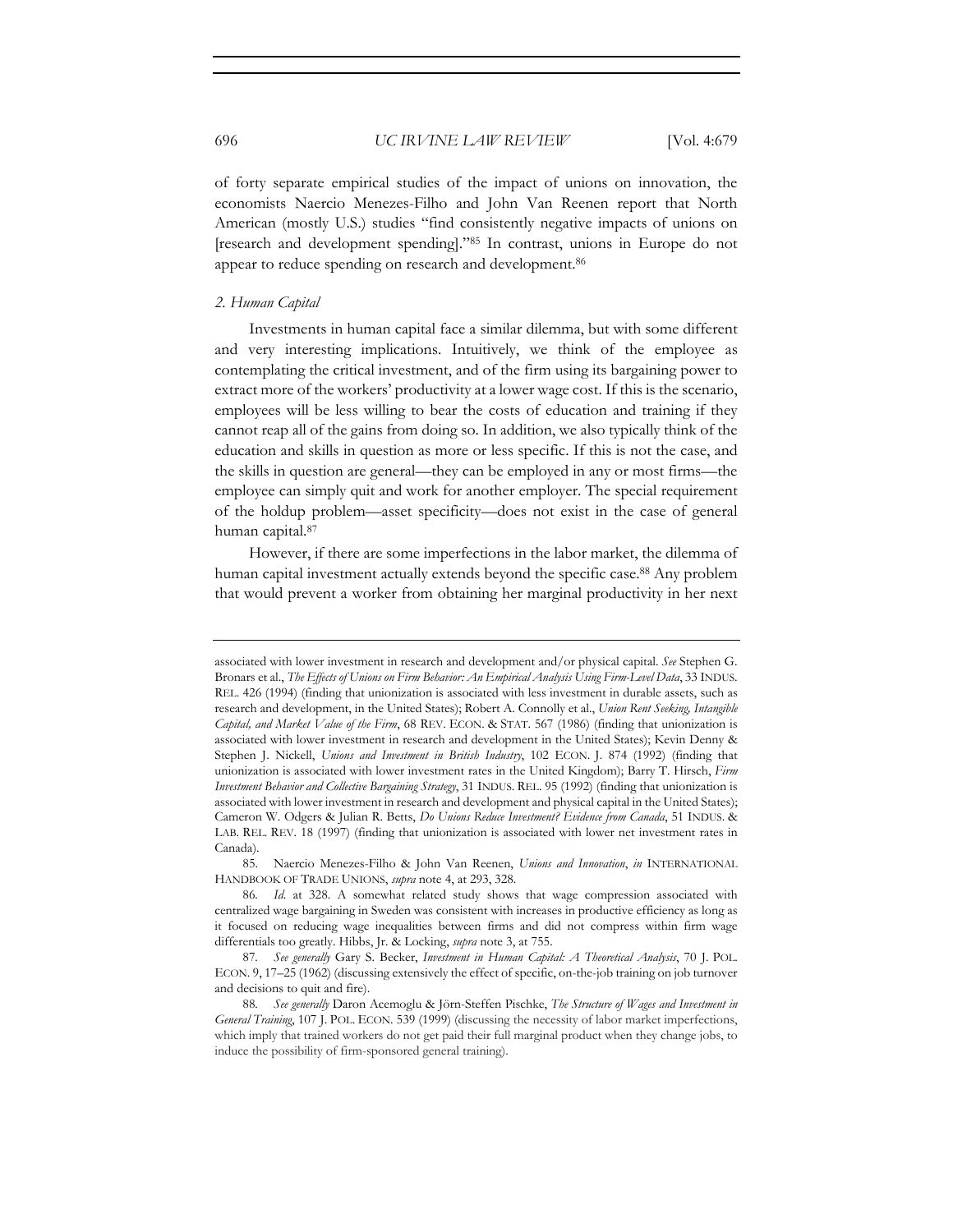of forty separate empirical studies of the impact of unions on innovation, the economists Naercio Menezes-Filho and John Van Reenen report that North American (mostly U.S.) studies "find consistently negative impacts of unions on [research and development spending]."[85] In contrast, unions in Europe do not appear to reduce spending on research and development.[86]

### *2. Human Capital*

Investments in human capital face a similar dilemma, but with some different and very interesting implications. Intuitively, we think of the employee as contemplating the critical investment, and of the firm using its bargaining power to extract more of the workers' productivity at a lower wage cost. If this is the scenario, employees will be less willing to bear the costs of education and training if they cannot reap all of the gains from doing so. In addition, we also typically think of the education and skills in question as more or less specific. If this is not the case, and the skills in question are general—they can be employed in any or most firms—the employee can simply quit and work for another employer. The special requirement of the holdup problem—asset specificity—does not exist in the case of general human capital.[87]

However, if there are some imperfections in the labor market, the dilemma of human capital investment actually extends beyond the specific case.[88] Any problem that would prevent a worker from obtaining her marginal productivity in her next

---

associated with lower investment in research and development and/or physical capital. *See* Stephen G. Bronars et al., *The Effects of Unions on Firm Behavior: An Empirical Analysis Using Firm-Level Data*, 33 INDUS. REL. 426 (1994) (finding that unionization is associated with less investment in durable assets, such as research and development, in the United States); Robert A. Connolly et al., *Union Rent Seeking, Intangible Capital, and Market Value of the Firm*, 68 REV. ECON. & STAT. 567 (1986) (finding that unionization is associated with lower investment in research and development in the United States); Kevin Denny & Stephen J. Nickell, *Unions and Investment in British Industry*, 102 ECON. J. 874 (1992) (finding that unionization is associated with lower investment rates in the United Kingdom); Barry T. Hirsch, *Firm Investment Behavior and Collective Bargaining Strategy*, 31 INDUS. REL. 95 (1992) (finding that unionization is associated with lower investment in research and development and physical capital in the United States); Cameron W. Odgers & Julian R. Betts, *Do Unions Reduce Investment? Evidence from Canada*, 51 INDUS. & LAB. REL. REV. 18 (1997) (finding that unionization is associated with lower net investment rates in Canada).

85. Naercio Menezes-Filho & John Van Reenen, *Unions and Innovation*, *in* INTERNATIONAL HANDBOOK OF TRADE UNIONS, *supra* note 4, at 293, 328.

86. *Id.* at 328. A somewhat related study shows that wage compression associated with centralized wage bargaining in Sweden was consistent with increases in productive efficiency as long as it focused on reducing wage inequalities between firms and did not compress within firm wage differentials too greatly. Hibbs, Jr. & Locking, *supra* note 3, at 755.

87. *See generally* Gary S. Becker, *Investment in Human Capital: A Theoretical Analysis*, 70 J. POL. ECON. 9, 17–25 (1962) (discussing extensively the effect of specific, on-the-job training on job turnover and decisions to quit and fire).

88. *See generally* Daron Acemoglu & Jörn-Steffen Pischke, *The Structure of Wages and Investment in General Training*, 107 J. POL. ECON. 539 (1999) (discussing the necessity of labor market imperfections, which imply that trained workers do not get paid their full marginal product when they change jobs, to induce the possibility of firm-sponsored general training).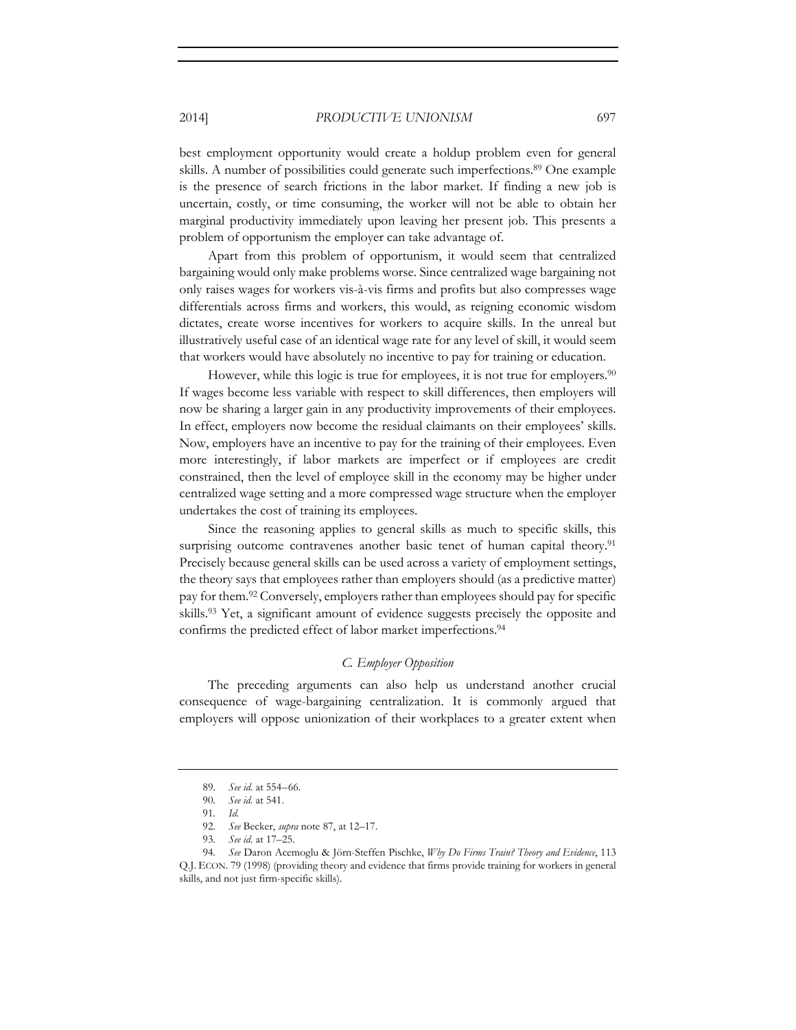best employment opportunity would create a holdup problem even for general skills. A number of possibilities could generate such imperfections.[89] One example is the presence of search frictions in the labor market. If finding a new job is uncertain, costly, or time consuming, the worker will not be able to obtain her marginal productivity immediately upon leaving her present job. This presents a problem of opportunism the employer can take advantage of.

Apart from this problem of opportunism, it would seem that centralized bargaining would only make problems worse. Since centralized wage bargaining not only raises wages for workers vis-à-vis firms and profits but also compresses wage differentials across firms and workers, this would, as reigning economic wisdom dictates, create worse incentives for workers to acquire skills. In the unreal but illustratively useful case of an identical wage rate for any level of skill, it would seem that workers would have absolutely no incentive to pay for training or education.

However, while this logic is true for employees, it is not true for employers.[90] If wages become less variable with respect to skill differences, then employers will now be sharing a larger gain in any productivity improvements of their employees. In effect, employers now become the residual claimants on their employees' skills. Now, employers have an incentive to pay for the training of their employees. Even more interestingly, if labor markets are imperfect or if employees are credit constrained, then the level of employee skill in the economy may be higher under centralized wage setting and a more compressed wage structure when the employer undertakes the cost of training its employees.

Since the reasoning applies to general skills as much to specific skills, this surprising outcome contravenes another basic tenet of human capital theory.[91] Precisely because general skills can be used across a variety of employment settings, the theory says that employees rather than employers should (as a predictive matter) pay for them.[92] Conversely, employers rather than employees should pay for specific skills.[93] Yet, a significant amount of evidence suggests precisely the opposite and confirms the predicted effect of labor market imperfections.[94]

### *C. Employer Opposition*

The preceding arguments can also help us understand another crucial consequence of wage-bargaining centralization. It is commonly argued that employers will oppose unionization of their workplaces to a greater extent when

---

89. *See id.* at 554–66.

90. *See id.* at 541.

91. *Id.*

92. *See* Becker, *supra* note 87, at 12–17.

93. *See id.* at 17–25.

94. *See* Daron Acemoglu & Jörn-Steffen Pischke, *Why Do Firms Train? Theory and Evidence*, 113 Q.J. ECON. 79 (1998) (providing theory and evidence that firms provide training for workers in general skills, and not just firm-specific skills).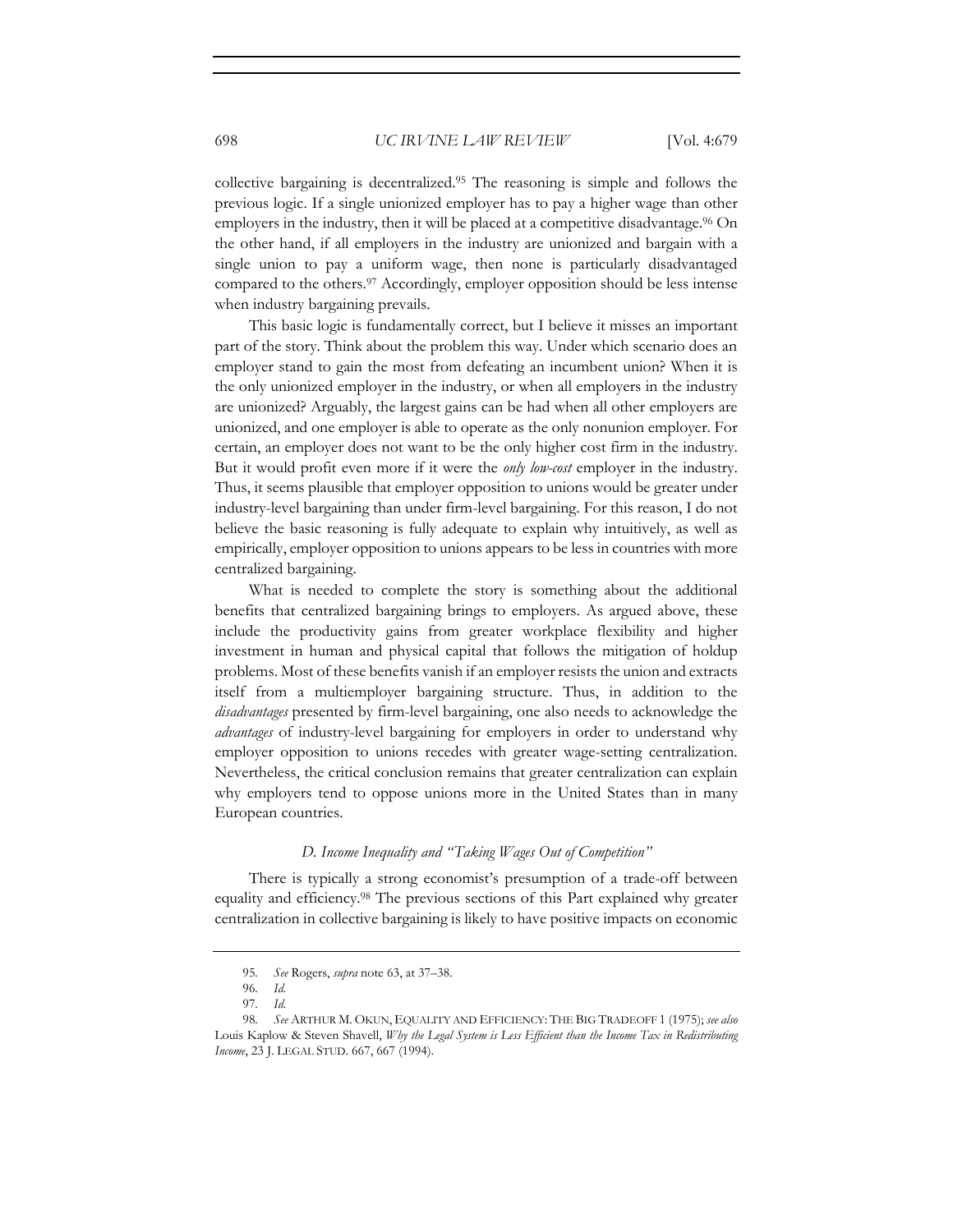collective bargaining is decentralized.[95] The reasoning is simple and follows the previous logic. If a single unionized employer has to pay a higher wage than other employers in the industry, then it will be placed at a competitive disadvantage.[96] On the other hand, if all employers in the industry are unionized and bargain with a single union to pay a uniform wage, then none is particularly disadvantaged compared to the others.[97] Accordingly, employer opposition should be less intense when industry bargaining prevails.

This basic logic is fundamentally correct, but I believe it misses an important part of the story. Think about the problem this way. Under which scenario does an employer stand to gain the most from defeating an incumbent union? When it is the only unionized employer in the industry, or when all employers in the industry are unionized? Arguably, the largest gains can be had when all other employers are unionized, and one employer is able to operate as the only nonunion employer. For certain, an employer does not want to be the only higher cost firm in the industry. But it would profit even more if it were the *only low-cost* employer in the industry. Thus, it seems plausible that employer opposition to unions would be greater under industry-level bargaining than under firm-level bargaining. For this reason, I do not believe the basic reasoning is fully adequate to explain why intuitively, as well as empirically, employer opposition to unions appears to be less in countries with more centralized bargaining.

What is needed to complete the story is something about the additional benefits that centralized bargaining brings to employers. As argued above, these include the productivity gains from greater workplace flexibility and higher investment in human and physical capital that follows the mitigation of holdup problems. Most of these benefits vanish if an employer resists the union and extracts itself from a multiemployer bargaining structure. Thus, in addition to the *disadvantages* presented by firm-level bargaining, one also needs to acknowledge the *advantages* of industry-level bargaining for employers in order to understand why employer opposition to unions recedes with greater wage-setting centralization. Nevertheless, the critical conclusion remains that greater centralization can explain why employers tend to oppose unions more in the United States than in many European countries.

### *D. Income Inequality and "Taking Wages Out of Competition"*

There is typically a strong economist's presumption of a trade-off between equality and efficiency.[98] The previous sections of this Part explained why greater centralization in collective bargaining is likely to have positive impacts on economic

---

95. *See* Rogers, *supra* note 63, at 37–38.

96. *Id.*

97. *Id.*

98. *See* ARTHUR M. OKUN, EQUALITY AND EFFICIENCY: THE BIG TRADEOFF 1 (1975); *see also* Louis Kaplow & Steven Shavell, *Why the Legal System is Less Efficient than the Income Tax in Redistributing Income*, 23 J. LEGAL STUD. 667, 667 (1994).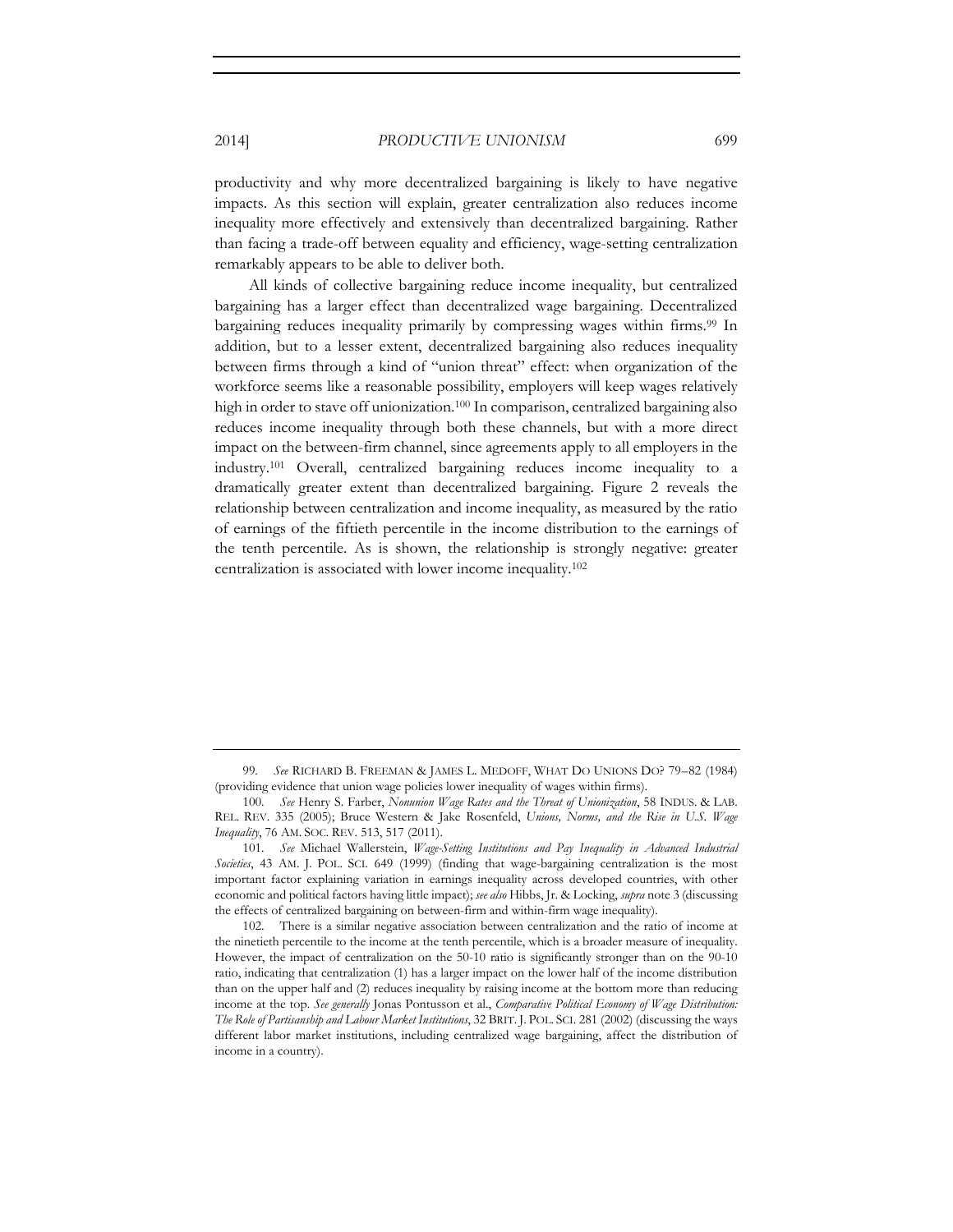productivity and why more decentralized bargaining is likely to have negative impacts. As this section will explain, greater centralization also reduces income inequality more effectively and extensively than decentralized bargaining. Rather than facing a trade-off between equality and efficiency, wage-setting centralization remarkably appears to be able to deliver both.

All kinds of collective bargaining reduce income inequality, but centralized bargaining has a larger effect than decentralized wage bargaining. Decentralized bargaining reduces inequality primarily by compressing wages within firms.[99] In addition, but to a lesser extent, decentralized bargaining also reduces inequality between firms through a kind of "union threat" effect: when organization of the workforce seems like a reasonable possibility, employers will keep wages relatively high in order to stave off unionization.[100] In comparison, centralized bargaining also reduces income inequality through both these channels, but with a more direct impact on the between-firm channel, since agreements apply to all employers in the industry.[101] Overall, centralized bargaining reduces income inequality to a dramatically greater extent than decentralized bargaining. Figure 2 reveals the relationship between centralization and income inequality, as measured by the ratio of earnings of the fiftieth percentile in the income distribution to the earnings of the tenth percentile. As is shown, the relationship is strongly negative: greater centralization is associated with lower income inequality.[102]

---

99. *See* RICHARD B. FREEMAN & JAMES L. MEDOFF, WHAT DO UNIONS DO? 79–82 (1984) (providing evidence that union wage policies lower inequality of wages within firms).

100. *See* Henry S. Farber, *Nonunion Wage Rates and the Threat of Unionization*, 58 INDUS. & LAB. REL. REV. 335 (2005); Bruce Western & Jake Rosenfeld, *Unions, Norms, and the Rise in U.S. Wage Inequality*, 76 AM. SOC. REV. 513, 517 (2011).

101. *See* Michael Wallerstein, *Wage-Setting Institutions and Pay Inequality in Advanced Industrial Societies*, 43 AM. J. POL. SCI. 649 (1999) (finding that wage-bargaining centralization is the most important factor explaining variation in earnings inequality across developed countries, with other economic and political factors having little impact); *see also* Hibbs, Jr. & Locking, *supra* note 3 (discussing the effects of centralized bargaining on between-firm and within-firm wage inequality).

102. There is a similar negative association between centralization and the ratio of income at the ninetieth percentile to the income at the tenth percentile, which is a broader measure of inequality. However, the impact of centralization on the 50-10 ratio is significantly stronger than on the 90-10 ratio, indicating that centralization (1) has a larger impact on the lower half of the income distribution than on the upper half and (2) reduces inequality by raising income at the bottom more than reducing income at the top. *See generally* Jonas Pontusson et al., *Comparative Political Economy of Wage Distribution: The Role of Partisanship and Labour Market Institutions*, 32 BRIT. J. POL. SCI. 281 (2002) (discussing the ways different labor market institutions, including centralized wage bargaining, affect the distribution of income in a country).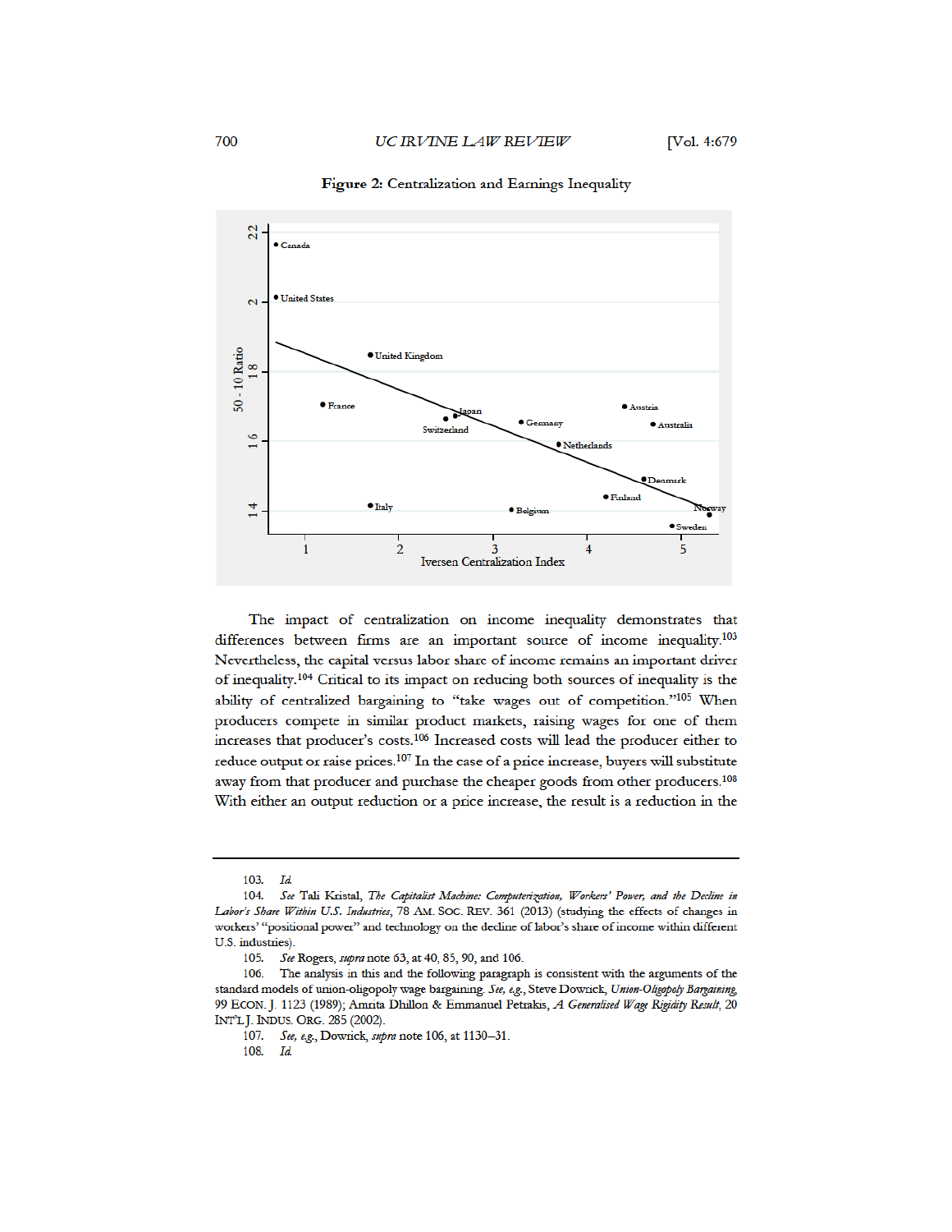**Figure 2:** Centralization and Earnings Inequality

The impact of centralization on income inequality demonstrates that differences between firms are an important source of income inequality.[103] Nevertheless, the capital versus labor share of income remains an important driver of inequality.[104] Critical to its impact on reducing both sources of inequality is the ability of centralized bargaining to "take wages out of competition."[105] When producers compete in similar product markets, raising wages for one of them increases that producer's costs.[106] Increased costs will lead the producer either to reduce output or raise prices.[107] In the case of a price increase, buyers will substitute away from that producer and purchase the cheaper goods from other producers.[108] With either an output reduction or a price increase, the result is a reduction in the

---

103. *Id.*

104. *See* Tali Kristal, *The Capitalist Machine: Computerization, Workers' Power, and the Decline in Labor's Share Within U.S. Industries*, 78 AM. SOC. REV. 361 (2013) (studying the effects of changes in workers' "positional power" and technology on the decline of labor's share of income within different U.S. industries).

105. *See* Rogers, *supra* note 63, at 40, 85, 90, and 106.

106. The analysis in this and the following paragraph is consistent with the arguments of the standard models of union-oligopoly wage bargaining. *See, e.g.*, Steve Dowrick, *Union-Oligopoly Bargaining*, 99 ECON. J. 1123 (1989); Amrita Dhillon & Emmanuel Petrakis, *A Generalised Wage Rigidity Result*, 20 INT'L J. INDUS. ORG. 285 (2002).

107. *See, e.g.*, Dowrick, *supra* note 106, at 1130–31.

108. *Id.*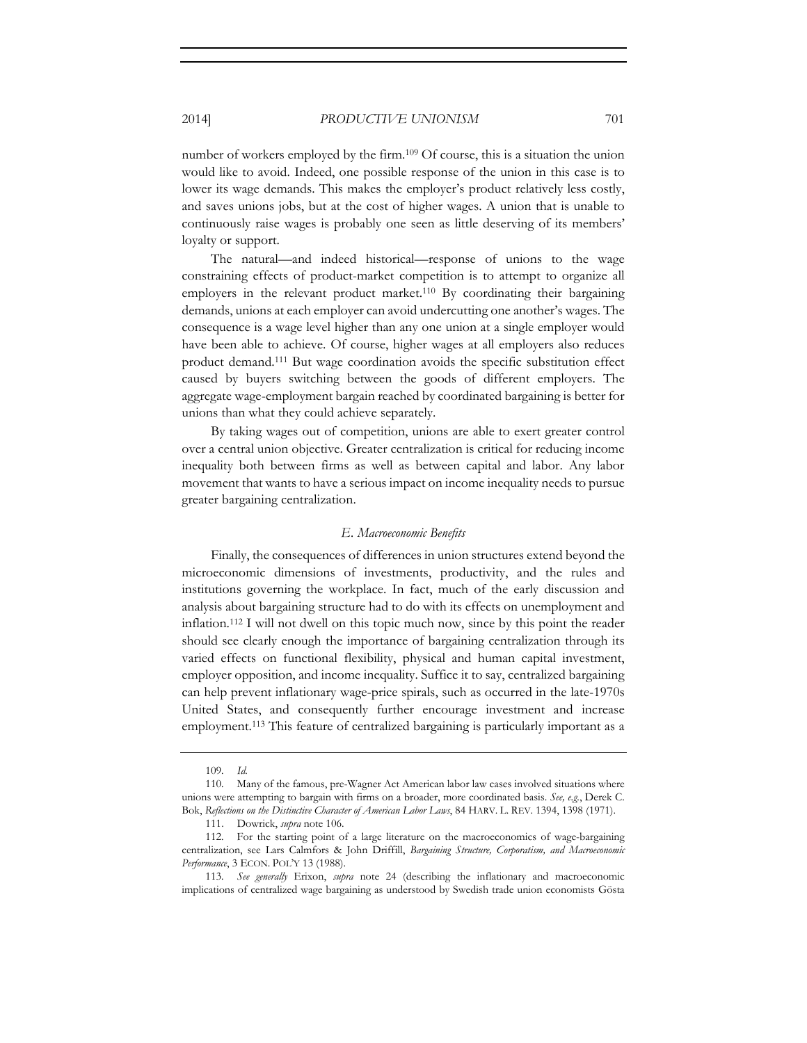number of workers employed by the firm.[109] Of course, this is a situation the union would like to avoid. Indeed, one possible response of the union in this case is to lower its wage demands. This makes the employer's product relatively less costly, and saves unions jobs, but at the cost of higher wages. A union that is unable to continuously raise wages is probably one seen as little deserving of its members' loyalty or support.

The natural—and indeed historical—response of unions to the wage constraining effects of product-market competition is to attempt to organize all employers in the relevant product market.[110] By coordinating their bargaining demands, unions at each employer can avoid undercutting one another's wages. The consequence is a wage level higher than any one union at a single employer would have been able to achieve. Of course, higher wages at all employers also reduces product demand.[111] But wage coordination avoids the specific substitution effect caused by buyers switching between the goods of different employers. The aggregate wage-employment bargain reached by coordinated bargaining is better for unions than what they could achieve separately.

By taking wages out of competition, unions are able to exert greater control over a central union objective. Greater centralization is critical for reducing income inequality both between firms as well as between capital and labor. Any labor movement that wants to have a serious impact on income inequality needs to pursue greater bargaining centralization.

### *E. Macroeconomic Benefits*

Finally, the consequences of differences in union structures extend beyond the microeconomic dimensions of investments, productivity, and the rules and institutions governing the workplace. In fact, much of the early discussion and analysis about bargaining structure had to do with its effects on unemployment and inflation.[112] I will not dwell on this topic much now, since by this point the reader should see clearly enough the importance of bargaining centralization through its varied effects on functional flexibility, physical and human capital investment, employer opposition, and income inequality. Suffice it to say, centralized bargaining can help prevent inflationary wage-price spirals, such as occurred in the late-1970s United States, and consequently further encourage investment and increase employment.[113] This feature of centralized bargaining is particularly important as a

---

109. *Id.*

110. Many of the famous, pre-Wagner Act American labor law cases involved situations where unions were attempting to bargain with firms on a broader, more coordinated basis. *See, e.g.*, Derek C. Bok, *Reflections on the Distinctive Character of American Labor Laws*, 84 HARV. L. REV. 1394, 1398 (1971).

111. Dowrick, *supra* note 106.

112. For the starting point of a large literature on the macroeconomics of wage-bargaining centralization, see Lars Calmfors & John Driffill, *Bargaining Structure, Corporatism, and Macroeconomic Performance*, 3 ECON. POL'Y 13 (1988).

113. *See generally* Erixon, *supra* note 24 (describing the inflationary and macroeconomic implications of centralized wage bargaining as understood by Swedish trade union economists Gösta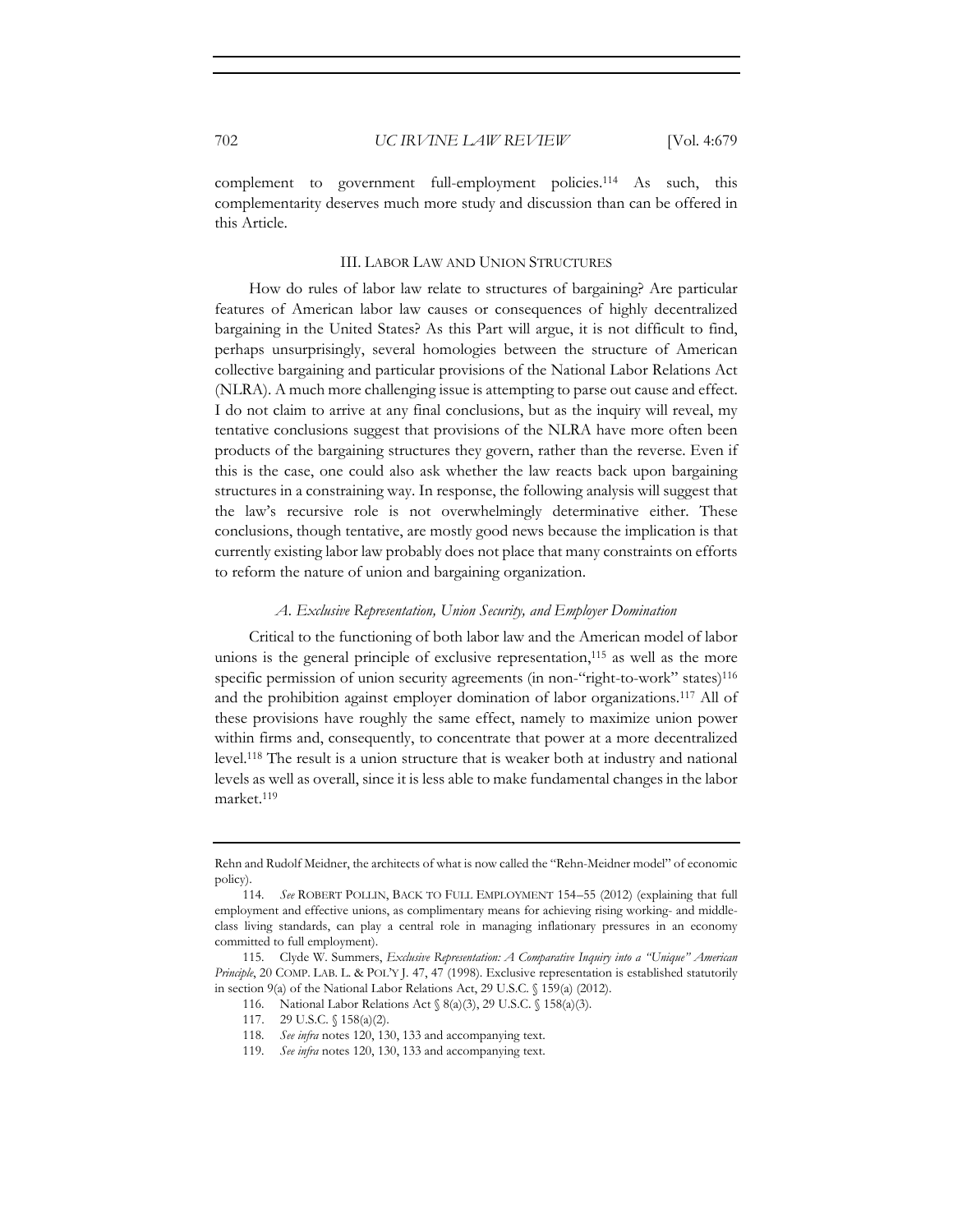complement to government full-employment policies.[114] As such, this complementarity deserves much more study and discussion than can be offered in this Article.

## III. LABOR LAW AND UNION STRUCTURES

How do rules of labor law relate to structures of bargaining? Are particular features of American labor law causes or consequences of highly decentralized bargaining in the United States? As this Part will argue, it is not difficult to find, perhaps unsurprisingly, several homologies between the structure of American collective bargaining and particular provisions of the National Labor Relations Act (NLRA). A much more challenging issue is attempting to parse out cause and effect. I do not claim to arrive at any final conclusions, but as the inquiry will reveal, my tentative conclusions suggest that provisions of the NLRA have more often been products of the bargaining structures they govern, rather than the reverse. Even if this is the case, one could also ask whether the law reacts back upon bargaining structures in a constraining way. In response, the following analysis will suggest that the law's recursive role is not overwhelmingly determinative either. These conclusions, though tentative, are mostly good news because the implication is that currently existing labor law probably does not place that many constraints on efforts to reform the nature of union and bargaining organization.

### *A. Exclusive Representation, Union Security, and Employer Domination*

Critical to the functioning of both labor law and the American model of labor unions is the general principle of exclusive representation,[115] as well as the more specific permission of union security agreements (in non-"right-to-work" states)[116] and the prohibition against employer domination of labor organizations.[117] All of these provisions have roughly the same effect, namely to maximize union power within firms and, consequently, to concentrate that power at a more decentralized level.[118] The result is a union structure that is weaker both at industry and national levels as well as overall, since it is less able to make fundamental changes in the labor market.[119]

---

Rehn and Rudolf Meidner, the architects of what is now called the "Rehn-Meidner model" of economic policy).

114. *See* ROBERT POLLIN, BACK TO FULL EMPLOYMENT 154–55 (2012) (explaining that full employment and effective unions, as complimentary means for achieving rising working- and middle-class living standards, can play a central role in managing inflationary pressures in an economy committed to full employment).

115. Clyde W. Summers, *Exclusive Representation: A Comparative Inquiry into a "Unique" American Principle*, 20 COMP. LAB. L. & POL'Y J. 47, 47 (1998). Exclusive representation is established statutorily in section 9(a) of the National Labor Relations Act, 29 U.S.C. § 159(a) (2012).

116. National Labor Relations Act § 8(a)(3), 29 U.S.C. § 158(a)(3).

117. 29 U.S.C. § 158(a)(2).

118. *See infra* notes 120, 130, 133 and accompanying text.

119. *See infra* notes 120, 130, 133 and accompanying text.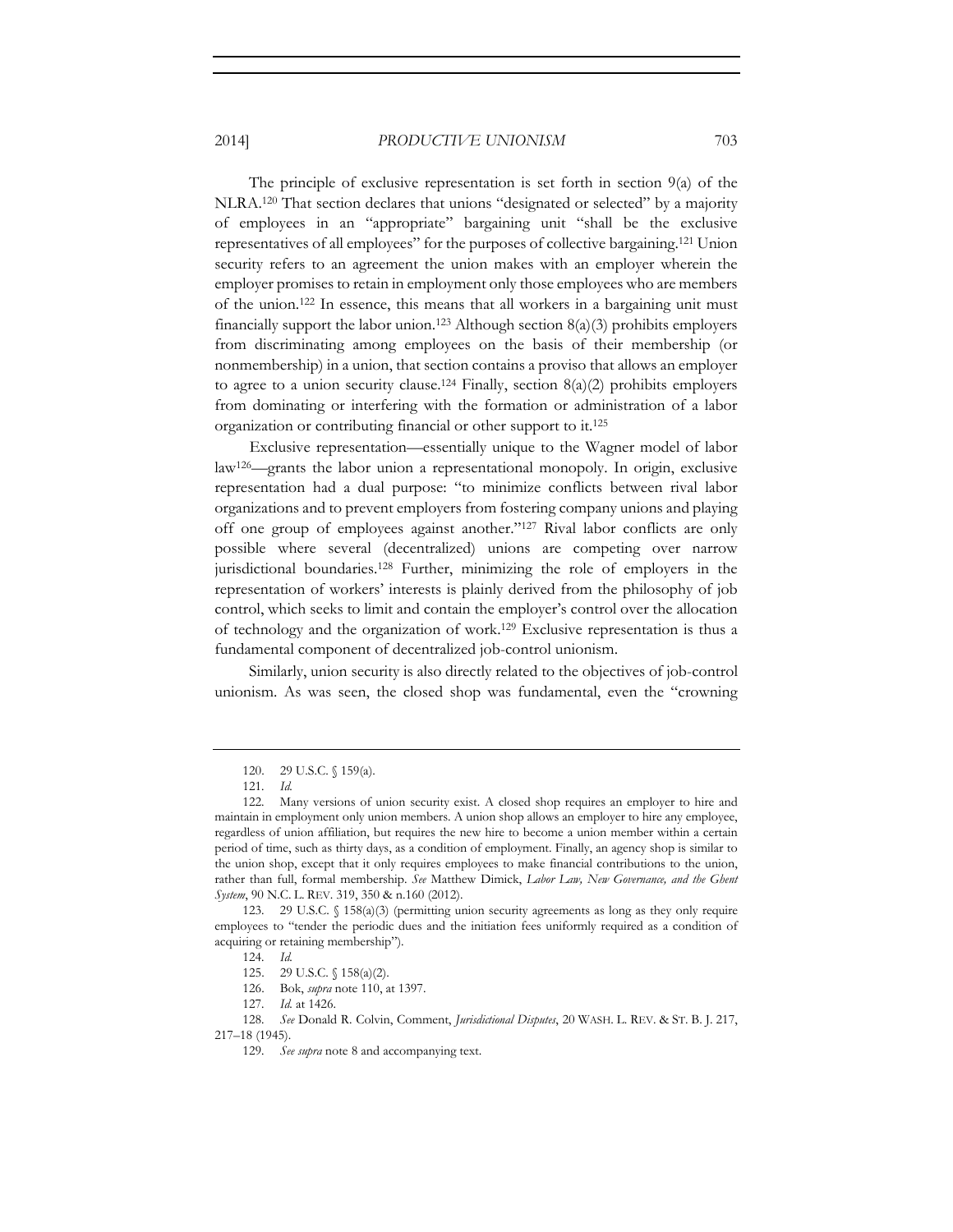The principle of exclusive representation is set forth in section 9(a) of the NLRA.[120] That section declares that unions "designated or selected" by a majority of employees in an "appropriate" bargaining unit "shall be the exclusive representatives of all employees" for the purposes of collective bargaining.[121] Union security refers to an agreement the union makes with an employer wherein the employer promises to retain in employment only those employees who are members of the union.[122] In essence, this means that all workers in a bargaining unit must financially support the labor union.[123] Although section 8(a)(3) prohibits employers from discriminating among employees on the basis of their membership (or nonmembership) in a union, that section contains a proviso that allows an employer to agree to a union security clause.[124] Finally, section 8(a)(2) prohibits employers from dominating or interfering with the formation or administration of a labor organization or contributing financial or other support to it.[125]

Exclusive representation—essentially unique to the Wagner model of labor law[126]—grants the labor union a representational monopoly. In origin, exclusive representation had a dual purpose: "to minimize conflicts between rival labor organizations and to prevent employers from fostering company unions and playing off one group of employees against another."[127] Rival labor conflicts are only possible where several (decentralized) unions are competing over narrow jurisdictional boundaries.[128] Further, minimizing the role of employers in the representation of workers' interests is plainly derived from the philosophy of job control, which seeks to limit and contain the employer's control over the allocation of technology and the organization of work.[129] Exclusive representation is thus a fundamental component of decentralized job-control unionism.

Similarly, union security is also directly related to the objectives of job-control unionism. As was seen, the closed shop was fundamental, even the "crowning

---

120. 29 U.S.C. § 159(a).

121. *Id.*

122. Many versions of union security exist. A closed shop requires an employer to hire and maintain in employment only union members. A union shop allows an employer to hire any employee, regardless of union affiliation, but requires the new hire to become a union member within a certain period of time, such as thirty days, as a condition of employment. Finally, an agency shop is similar to the union shop, except that it only requires employees to make financial contributions to the union, rather than full, formal membership. *See* Matthew Dimick, *Labor Law, New Governance, and the Ghent System*, 90 N.C. L. REV. 319, 350 & n.160 (2012).

123. 29 U.S.C. § 158(a)(3) (permitting union security agreements as long as they only require employees to "tender the periodic dues and the initiation fees uniformly required as a condition of acquiring or retaining membership").

124. *Id.*

125. 29 U.S.C. § 158(a)(2).

126. Bok, *supra* note 110, at 1397.

127. *Id.* at 1426.

128. *See* Donald R. Colvin, Comment, *Jurisdictional Disputes*, 20 WASH. L. REV. & ST. B. J. 217, 217–18 (1945).

129. *See supra* note 8 and accompanying text.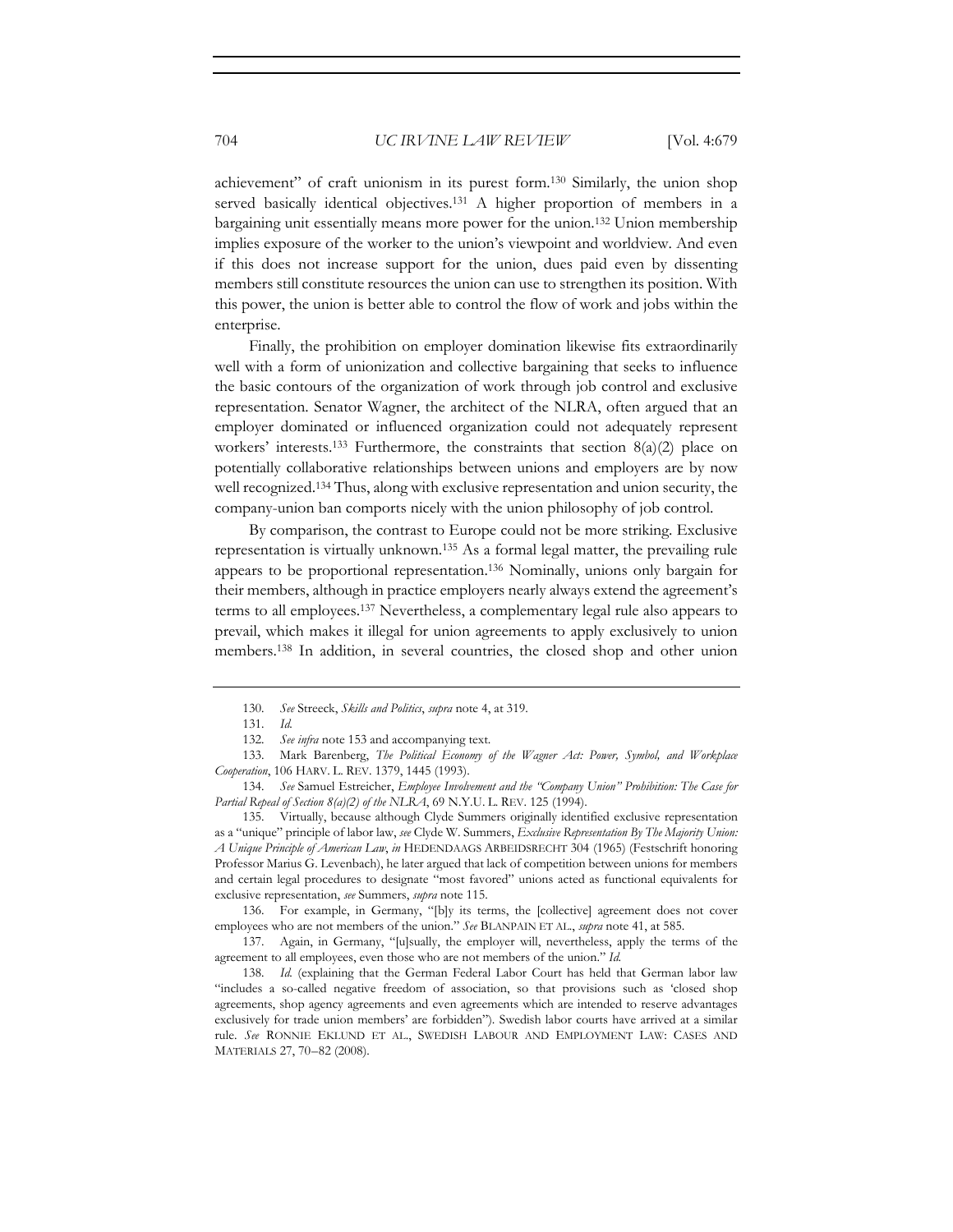achievement" of craft unionism in its purest form.[130] Similarly, the union shop served basically identical objectives.[131] A higher proportion of members in a bargaining unit essentially means more power for the union.[132] Union membership implies exposure of the worker to the union's viewpoint and worldview. And even if this does not increase support for the union, dues paid even by dissenting members still constitute resources the union can use to strengthen its position. With this power, the union is better able to control the flow of work and jobs within the enterprise.

Finally, the prohibition on employer domination likewise fits extraordinarily well with a form of unionization and collective bargaining that seeks to influence the basic contours of the organization of work through job control and exclusive representation. Senator Wagner, the architect of the NLRA, often argued that an employer dominated or influenced organization could not adequately represent workers' interests.[133] Furthermore, the constraints that section 8(a)(2) place on potentially collaborative relationships between unions and employers are by now well recognized.[134] Thus, along with exclusive representation and union security, the company-union ban comports nicely with the union philosophy of job control.

By comparison, the contrast to Europe could not be more striking. Exclusive representation is virtually unknown.[135] As a formal legal matter, the prevailing rule appears to be proportional representation.[136] Nominally, unions only bargain for their members, although in practice employers nearly always extend the agreement's terms to all employees.[137] Nevertheless, a complementary legal rule also appears to prevail, which makes it illegal for union agreements to apply exclusively to union members.[138] In addition, in several countries, the closed shop and other union

---

130. *See* Streeck, *Skills and Politics*, *supra* note 4, at 319.

131. *Id.*

132. *See infra* note 153 and accompanying text.

133. Mark Barenberg, *The Political Economy of the Wagner Act: Power, Symbol, and Workplace Cooperation*, 106 HARV. L. REV. 1379, 1445 (1993).

134. *See* Samuel Estreicher, *Employee Involvement and the "Company Union" Prohibition: The Case for Partial Repeal of Section 8(a)(2) of the NLRA*, 69 N.Y.U. L. REV. 125 (1994).

135. Virtually, because although Clyde Summers originally identified exclusive representation as a "unique" principle of labor law, *see* Clyde W. Summers, *Exclusive Representation By The Majority Union: A Unique Principle of American Law*, *in* HEDENDAAGS ARBEIDSRECHT 304 (1965) (Festschrift honoring Professor Marius G. Levenbach), he later argued that lack of competition between unions for members and certain legal procedures to designate "most favored" unions acted as functional equivalents for exclusive representation, *see* Summers, *supra* note 115.

136. For example, in Germany, "[b]y its terms, the [collective] agreement does not cover employees who are not members of the union." *See* BLANPAIN ET AL., *supra* note 41, at 585.

137. Again, in Germany, "[u]sually, the employer will, nevertheless, apply the terms of the agreement to all employees, even those who are not members of the union." *Id.*

138. *Id.* (explaining that the German Federal Labor Court has held that German labor law "includes a so-called negative freedom of association, so that provisions such as 'closed shop agreements, shop agency agreements and even agreements which are intended to reserve advantages exclusively for trade union members' are forbidden"). Swedish labor courts have arrived at a similar rule. *See* RONNIE EKLUND ET AL., SWEDISH LABOUR AND EMPLOYMENT LAW: CASES AND MATERIALS 27, 70–82 (2008).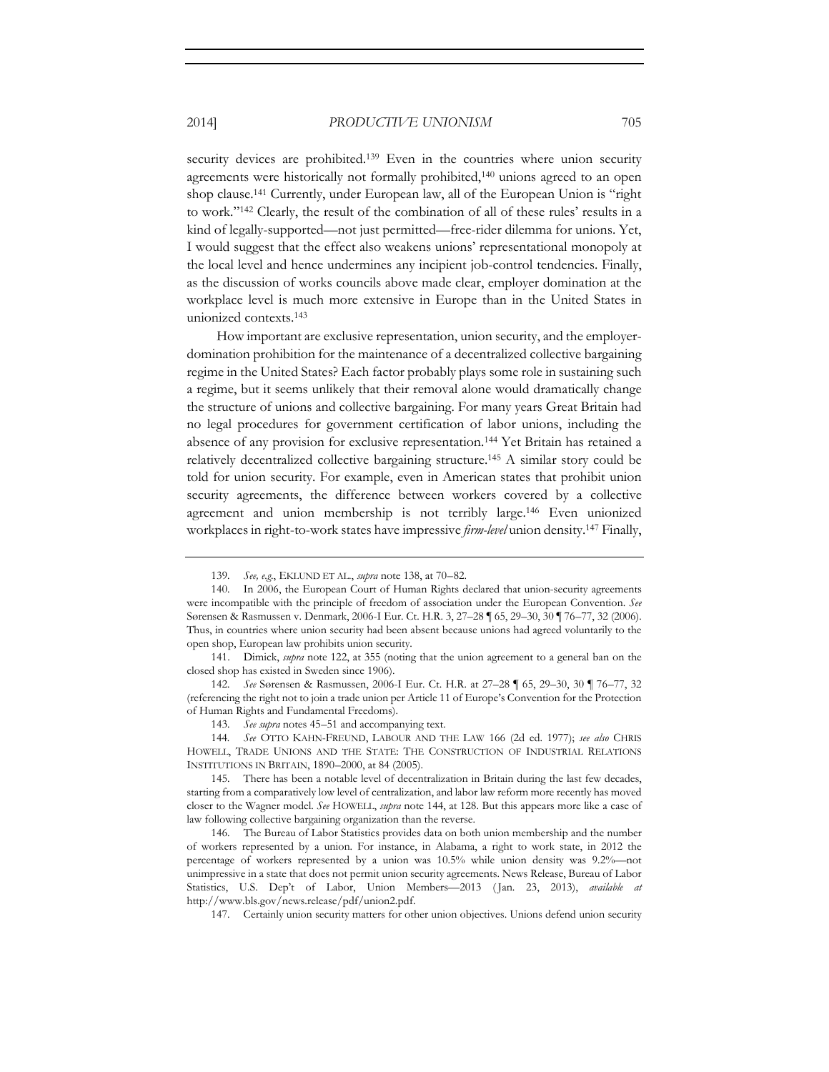security devices are prohibited.[139] Even in the countries where union security agreements were historically not formally prohibited,[140] unions agreed to an open shop clause.[141] Currently, under European law, all of the European Union is "right to work."[142] Clearly, the result of the combination of all of these rules' results in a kind of legally-supported—not just permitted—free-rider dilemma for unions. Yet, I would suggest that the effect also weakens unions' representational monopoly at the local level and hence undermines any incipient job-control tendencies. Finally, as the discussion of works councils above made clear, employer domination at the workplace level is much more extensive in Europe than in the United States in unionized contexts.[143]

How important are exclusive representation, union security, and the employer-domination prohibition for the maintenance of a decentralized collective bargaining regime in the United States? Each factor probably plays some role in sustaining such a regime, but it seems unlikely that their removal alone would dramatically change the structure of unions and collective bargaining. For many years Great Britain had no legal procedures for government certification of labor unions, including the absence of any provision for exclusive representation.[144] Yet Britain has retained a relatively decentralized collective bargaining structure.[145] A similar story could be told for union security. For example, even in American states that prohibit union security agreements, the difference between workers covered by a collective agreement and union membership is not terribly large.[146] Even unionized workplaces in right-to-work states have impressive *firm-level* union density.[147] Finally,

---

139. *See, e.g.*, EKLUND ET AL., *supra* note 138, at 70–82.

140. In 2006, the European Court of Human Rights declared that union-security agreements were incompatible with the principle of freedom of association under the European Convention. *See* Sørensen & Rasmussen v. Denmark, 2006-I Eur. Ct. H.R. 3, 27–28 ¶ 65, 29–30, 30 ¶ 76–77, 32 (2006). Thus, in countries where union security had been absent because unions had agreed voluntarily to the open shop, European law prohibits union security.

141. Dimick, *supra* note 122, at 355 (noting that the union agreement to a general ban on the closed shop has existed in Sweden since 1906).

142. *See* Sørensen & Rasmussen, 2006-I Eur. Ct. H.R. at 27–28 ¶ 65, 29–30, 30 ¶ 76–77, 32 (referencing the right not to join a trade union per Article 11 of Europe's Convention for the Protection of Human Rights and Fundamental Freedoms).

143. *See supra* notes 45–51 and accompanying text.

144. *See* OTTO KAHN-FREUND, LABOUR AND THE LAW 166 (2d ed. 1977); *see also* CHRIS HOWELL, TRADE UNIONS AND THE STATE: THE CONSTRUCTION OF INDUSTRIAL RELATIONS INSTITUTIONS IN BRITAIN, 1890–2000, at 84 (2005).

145. There has been a notable level of decentralization in Britain during the last few decades, starting from a comparatively low level of centralization, and labor law reform more recently has moved closer to the Wagner model. *See* HOWELL, *supra* note 144, at 128. But this appears more like a case of law following collective bargaining organization than the reverse.

146. The Bureau of Labor Statistics provides data on both union membership and the number of workers represented by a union. For instance, in Alabama, a right to work state, in 2012 the percentage of workers represented by a union was 10.5% while union density was 9.2%—not unimpressive in a state that does not permit union security agreements. News Release, Bureau of Labor Statistics, U.S. Dep't of Labor, Union Members—2013 (Jan. 23, 2013), *available at* http://www.bls.gov/news.release/pdf/union2.pdf.

147. Certainly union security matters for other union objectives. Unions defend union security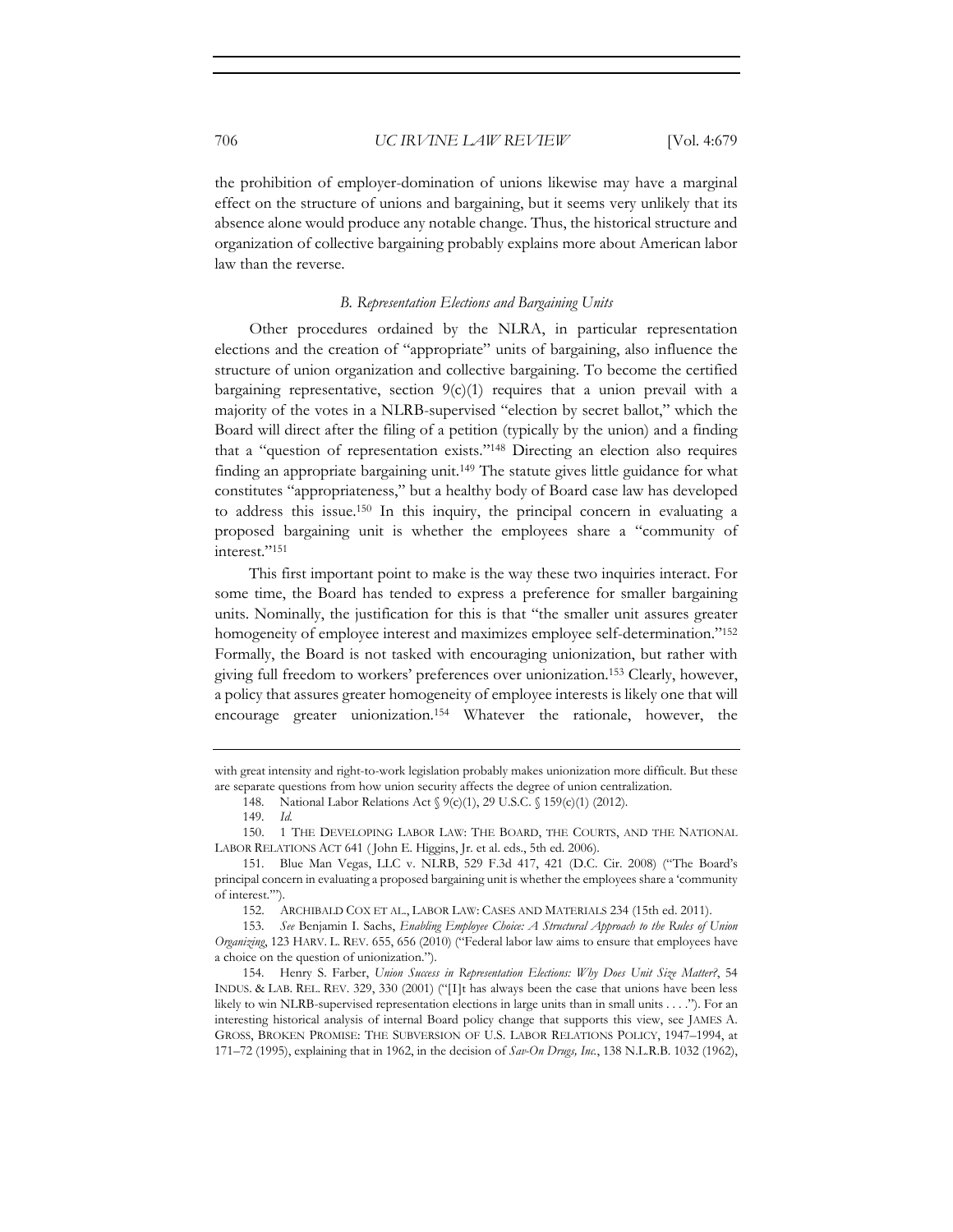the prohibition of employer-domination of unions likewise may have a marginal effect on the structure of unions and bargaining, but it seems very unlikely that its absence alone would produce any notable change. Thus, the historical structure and organization of collective bargaining probably explains more about American labor law than the reverse.

### *B. Representation Elections and Bargaining Units*

Other procedures ordained by the NLRA, in particular representation elections and the creation of "appropriate" units of bargaining, also influence the structure of union organization and collective bargaining. To become the certified bargaining representative, section 9(c)(1) requires that a union prevail with a majority of the votes in a NLRB-supervised "election by secret ballot," which the Board will direct after the filing of a petition (typically by the union) and a finding that a "question of representation exists."[148] Directing an election also requires finding an appropriate bargaining unit.[149] The statute gives little guidance for what constitutes "appropriateness," but a healthy body of Board case law has developed to address this issue.[150] In this inquiry, the principal concern in evaluating a proposed bargaining unit is whether the employees share a "community of interest."[151]

This first important point to make is the way these two inquiries interact. For some time, the Board has tended to express a preference for smaller bargaining units. Nominally, the justification for this is that "the smaller unit assures greater homogeneity of employee interest and maximizes employee self-determination."[152] Formally, the Board is not tasked with encouraging unionization, but rather with giving full freedom to workers' preferences over unionization.[153] Clearly, however, a policy that assures greater homogeneity of employee interests is likely one that will encourage greater unionization.[154] Whatever the rationale, however, the

---

with great intensity and right-to-work legislation probably makes unionization more difficult. But these are separate questions from how union security affects the degree of union centralization.

148. National Labor Relations Act § 9(c)(1), 29 U.S.C. § 159(c)(1) (2012).

149. *Id.*

150. 1 THE DEVELOPING LABOR LAW: THE BOARD, THE COURTS, AND THE NATIONAL LABOR RELATIONS ACT 641 (John E. Higgins, Jr. et al. eds., 5th ed. 2006).

151. Blue Man Vegas, LLC v. NLRB, 529 F.3d 417, 421 (D.C. Cir. 2008) ("The Board's principal concern in evaluating a proposed bargaining unit is whether the employees share a 'community of interest.'").

152. ARCHIBALD COX ET AL., LABOR LAW: CASES AND MATERIALS 234 (15th ed. 2011).

153. *See* Benjamin I. Sachs, *Enabling Employee Choice: A Structural Approach to the Rules of Union Organizing*, 123 HARV. L. REV. 655, 656 (2010) ("Federal labor law aims to ensure that employees have a choice on the question of unionization.").

154. Henry S. Farber, *Union Success in Representation Elections: Why Does Unit Size Matter?*, 54 INDUS. & LAB. REL. REV. 329, 330 (2001) ("[I]t has always been the case that unions have been less likely to win NLRB-supervised representation elections in large units than in small units . . . ."). For an interesting historical analysis of internal Board policy change that supports this view, see JAMES A. GROSS, BROKEN PROMISE: THE SUBVERSION OF U.S. LABOR RELATIONS POLICY, 1947–1994, at 171–72 (1995), explaining that in 1962, in the decision of *Sav-On Drugs, Inc.*, 138 N.L.R.B. 1032 (1962),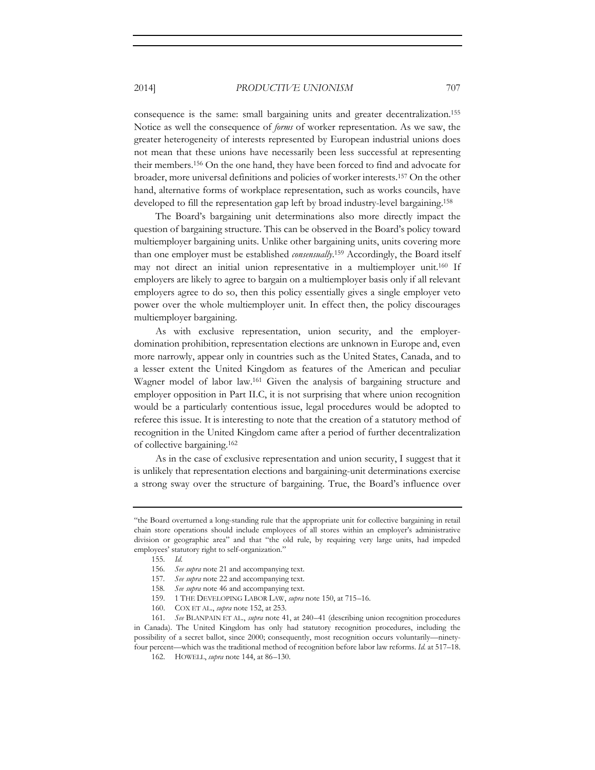consequence is the same: small bargaining units and greater decentralization.[155] Notice as well the consequence of *forms* of worker representation. As we saw, the greater heterogeneity of interests represented by European industrial unions does not mean that these unions have necessarily been less successful at representing their members.[156] On the one hand, they have been forced to find and advocate for broader, more universal definitions and policies of worker interests.[157] On the other hand, alternative forms of workplace representation, such as works councils, have developed to fill the representation gap left by broad industry-level bargaining.[158]

The Board's bargaining unit determinations also more directly impact the question of bargaining structure. This can be observed in the Board's policy toward multiemployer bargaining units. Unlike other bargaining units, units covering more than one employer must be established *consensually*.[159] Accordingly, the Board itself may not direct an initial union representative in a multiemployer unit.[160] If employers are likely to agree to bargain on a multiemployer basis only if all relevant employers agree to do so, then this policy essentially gives a single employer veto power over the whole multiemployer unit. In effect then, the policy discourages multiemployer bargaining.

As with exclusive representation, union security, and the employer-domination prohibition, representation elections are unknown in Europe and, even more narrowly, appear only in countries such as the United States, Canada, and to a lesser extent the United Kingdom as features of the American and peculiar Wagner model of labor law.[161] Given the analysis of bargaining structure and employer opposition in Part II.C, it is not surprising that where union recognition would be a particularly contentious issue, legal procedures would be adopted to referee this issue. It is interesting to note that the creation of a statutory method of recognition in the United Kingdom came after a period of further decentralization of collective bargaining.[162]

As in the case of exclusive representation and union security, I suggest that it is unlikely that representation elections and bargaining-unit determinations exercise a strong sway over the structure of bargaining. True, the Board's influence over

---

"the Board overturned a long-standing rule that the appropriate unit for collective bargaining in retail chain store operations should include employees of all stores within an employer's administrative division or geographic area" and that "the old rule, by requiring very large units, had impeded employees' statutory right to self-organization."

155. *Id.*

156. *See supra* note 21 and accompanying text.

157. *See supra* note 22 and accompanying text.

158. *See supra* note 46 and accompanying text.

159. 1 THE DEVELOPING LABOR LAW, *supra* note 150, at 715–16.

160. COX ET AL., *supra* note 152, at 253.

161. *See* BLANPAIN ET AL., *supra* note 41, at 240–41 (describing union recognition procedures in Canada). The United Kingdom has only had statutory recognition procedures, including the possibility of a secret ballot, since 2000; consequently, most recognition occurs voluntarily—ninety-four percent—which was the traditional method of recognition before labor law reforms. *Id.* at 517–18.

162. HOWELL, *supra* note 144, at 86–130.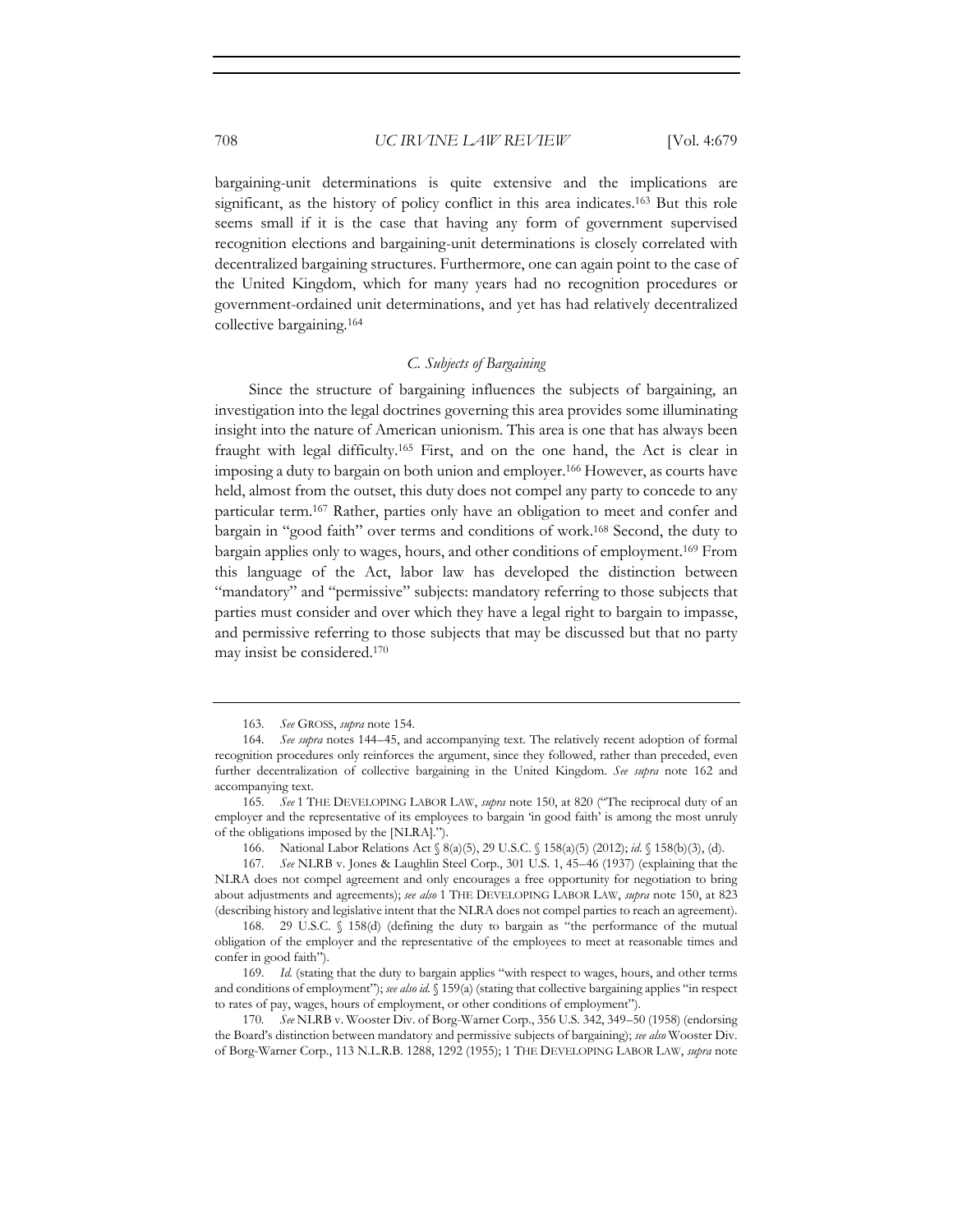bargaining-unit determinations is quite extensive and the implications are significant, as the history of policy conflict in this area indicates.[163] But this role seems small if it is the case that having any form of government supervised recognition elections and bargaining-unit determinations is closely correlated with decentralized bargaining structures. Furthermore, one can again point to the case of the United Kingdom, which for many years had no recognition procedures or government-ordained unit determinations, and yet has had relatively decentralized collective bargaining.[164]

### *C. Subjects of Bargaining*

Since the structure of bargaining influences the subjects of bargaining, an investigation into the legal doctrines governing this area provides some illuminating insight into the nature of American unionism. This area is one that has always been fraught with legal difficulty.[165] First, and on the one hand, the Act is clear in imposing a duty to bargain on both union and employer.[166] However, as courts have held, almost from the outset, this duty does not compel any party to concede to any particular term.[167] Rather, parties only have an obligation to meet and confer and bargain in "good faith" over terms and conditions of work.[168] Second, the duty to bargain applies only to wages, hours, and other conditions of employment.[169] From this language of the Act, labor law has developed the distinction between "mandatory" and "permissive" subjects: mandatory referring to those subjects that parties must consider and over which they have a legal right to bargain to impasse, and permissive referring to those subjects that may be discussed but that no party may insist be considered.[170]

---

163. *See* GROSS, *supra* note 154.

164. *See supra* notes 144–45, and accompanying text. The relatively recent adoption of formal recognition procedures only reinforces the argument, since they followed, rather than preceded, even further decentralization of collective bargaining in the United Kingdom. *See supra* note 162 and accompanying text.

165. *See* 1 THE DEVELOPING LABOR LAW, *supra* note 150, at 820 ("The reciprocal duty of an employer and the representative of its employees to bargain 'in good faith' is among the most unruly of the obligations imposed by the [NLRA].").

166. National Labor Relations Act § 8(a)(5), 29 U.S.C. § 158(a)(5) (2012); *id.* § 158(b)(3), (d).

167. *See* NLRB v. Jones & Laughlin Steel Corp., 301 U.S. 1, 45–46 (1937) (explaining that the NLRA does not compel agreement and only encourages a free opportunity for negotiation to bring about adjustments and agreements); *see also* 1 THE DEVELOPING LABOR LAW, *supra* note 150, at 823 (describing history and legislative intent that the NLRA does not compel parties to reach an agreement).

168. 29 U.S.C. § 158(d) (defining the duty to bargain as "the performance of the mutual obligation of the employer and the representative of the employees to meet at reasonable times and confer in good faith").

169. *Id.* (stating that the duty to bargain applies "with respect to wages, hours, and other terms and conditions of employment"); *see also id.* § 159(a) (stating that collective bargaining applies "in respect to rates of pay, wages, hours of employment, or other conditions of employment").

170. *See* NLRB v. Wooster Div. of Borg-Warner Corp., 356 U.S. 342, 349–50 (1958) (endorsing the Board's distinction between mandatory and permissive subjects of bargaining); *see also* Wooster Div. of Borg-Warner Corp., 113 N.L.R.B. 1288, 1292 (1955); 1 THE DEVELOPING LABOR LAW, *supra* note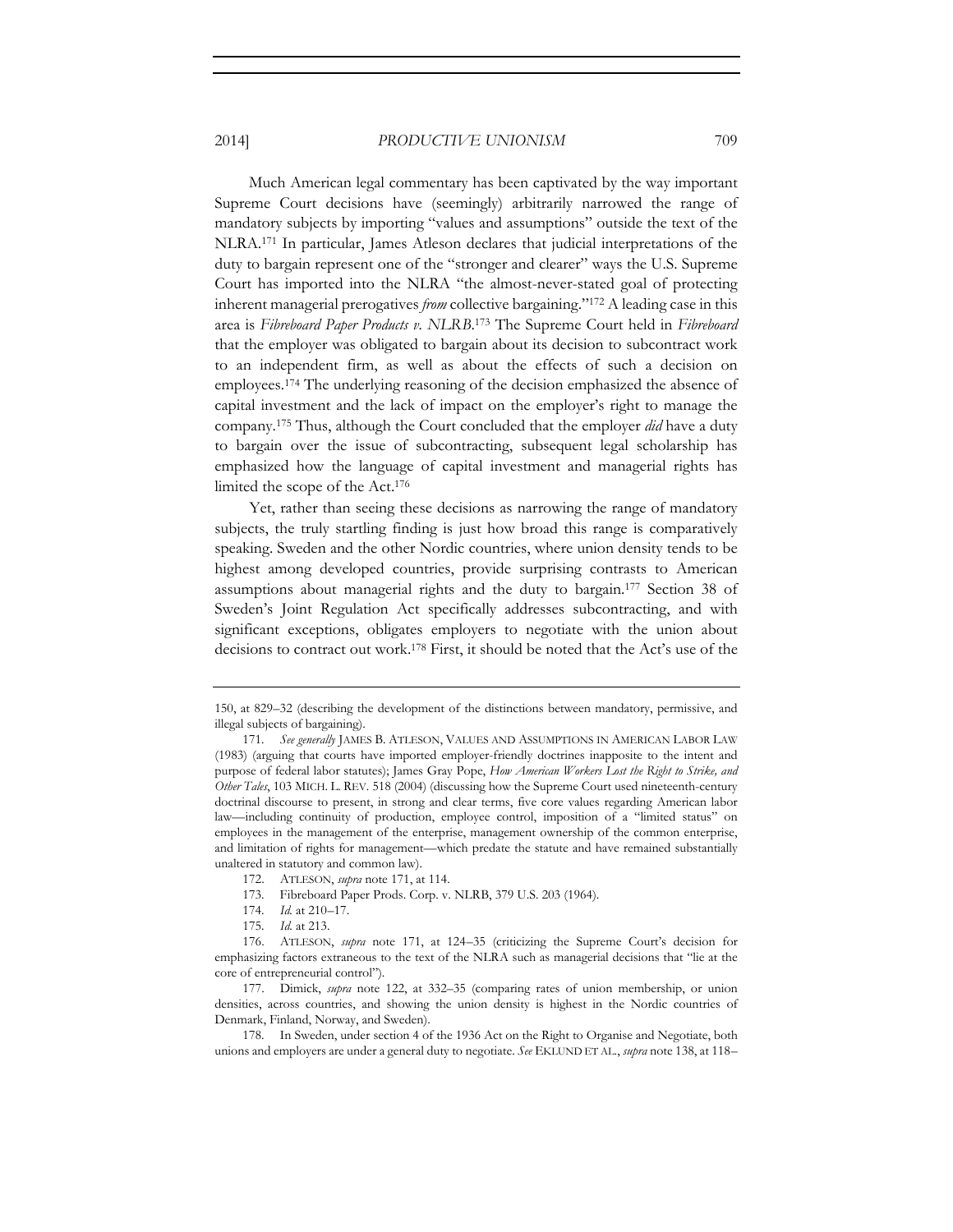Much American legal commentary has been captivated by the way important Supreme Court decisions have (seemingly) arbitrarily narrowed the range of mandatory subjects by importing "values and assumptions" outside the text of the NLRA.[171] In particular, James Atleson declares that judicial interpretations of the duty to bargain represent one of the "stronger and clearer" ways the U.S. Supreme Court has imported into the NLRA "the almost-never-stated goal of protecting inherent managerial prerogatives *from* collective bargaining."[172] A leading case in this area is *Fibreboard Paper Products v. NLRB*.[173] The Supreme Court held in *Fibreboard* that the employer was obligated to bargain about its decision to subcontract work to an independent firm, as well as about the effects of such a decision on employees.[174] The underlying reasoning of the decision emphasized the absence of capital investment and the lack of impact on the employer's right to manage the company.[175] Thus, although the Court concluded that the employer *did* have a duty to bargain over the issue of subcontracting, subsequent legal scholarship has emphasized how the language of capital investment and managerial rights has limited the scope of the Act.[176]

Yet, rather than seeing these decisions as narrowing the range of mandatory subjects, the truly startling finding is just how broad this range is comparatively speaking. Sweden and the other Nordic countries, where union density tends to be highest among developed countries, provide surprising contrasts to American assumptions about managerial rights and the duty to bargain.[177] Section 38 of Sweden's Joint Regulation Act specifically addresses subcontracting, and with significant exceptions, obligates employers to negotiate with the union about decisions to contract out work.[178] First, it should be noted that the Act's use of the

---

150, at 829–32 (describing the development of the distinctions between mandatory, permissive, and illegal subjects of bargaining).

171. *See generally* JAMES B. ATLESON, VALUES AND ASSUMPTIONS IN AMERICAN LABOR LAW (1983) (arguing that courts have imported employer-friendly doctrines inapposite to the intent and purpose of federal labor statutes); James Gray Pope, *How American Workers Lost the Right to Strike, and Other Tales*, 103 MICH. L. REV. 518 (2004) (discussing how the Supreme Court used nineteenth-century doctrinal discourse to present, in strong and clear terms, five core values regarding American labor law—including continuity of production, employee control, imposition of a "limited status" on employees in the management of the enterprise, management ownership of the common enterprise, and limitation of rights for management—which predate the statute and have remained substantially unaltered in statutory and common law).

172. ATLESON, *supra* note 171, at 114.

173. Fibreboard Paper Prods. Corp. v. NLRB, 379 U.S. 203 (1964).

174. *Id.* at 210–17.

175. *Id.* at 213.

176. ATLESON, *supra* note 171, at 124–35 (criticizing the Supreme Court's decision for emphasizing factors extraneous to the text of the NLRA such as managerial decisions that "lie at the core of entrepreneurial control").

177. Dimick, *supra* note 122, at 332–35 (comparing rates of union membership, or union densities, across countries, and showing the union density is highest in the Nordic countries of Denmark, Finland, Norway, and Sweden).

178. In Sweden, under section 4 of the 1936 Act on the Right to Organise and Negotiate, both unions and employers are under a general duty to negotiate. *See* EKLUND ET AL., *supra* note 138, at 118–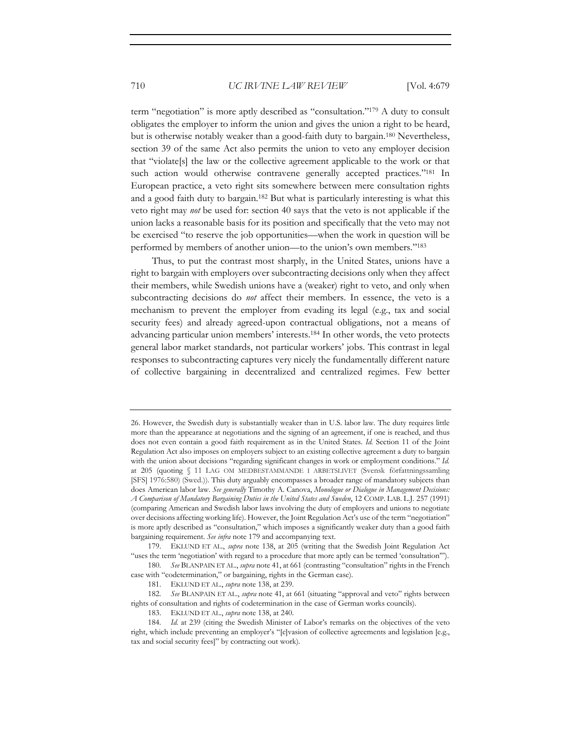term "negotiation" is more aptly described as "consultation."[179] A duty to consult obligates the employer to inform the union and gives the union a right to be heard, but is otherwise notably weaker than a good-faith duty to bargain.[180] Nevertheless, section 39 of the same Act also permits the union to veto any employer decision that "violate[s] the law or the collective agreement applicable to the work or that such action would otherwise contravene generally accepted practices."[181] In European practice, a veto right sits somewhere between mere consultation rights and a good faith duty to bargain.[182] But what is particularly interesting is what this veto right may *not* be used for: section 40 says that the veto is not applicable if the union lacks a reasonable basis for its position and specifically that the veto may not be exercised "to reserve the job opportunities—when the work in question will be performed by members of another union—to the union's own members."[183]

Thus, to put the contrast most sharply, in the United States, unions have a right to bargain with employers over subcontracting decisions only when they affect their members, while Swedish unions have a (weaker) right to veto, and only when subcontracting decisions do *not* affect their members. In essence, the veto is a mechanism to prevent the employer from evading its legal (e.g., tax and social security fees) and already agreed-upon contractual obligations, not a means of advancing particular union members' interests.[184] In other words, the veto protects general labor market standards, not particular workers' jobs. This contrast in legal responses to subcontracting captures very nicely the fundamentally different nature of collective bargaining in decentralized and centralized regimes. Few better

---

26. However, the Swedish duty is substantially weaker than in U.S. labor law. The duty requires little more than the appearance at negotiations and the signing of an agreement, if one is reached, and thus does not even contain a good faith requirement as in the United States. *Id.* Section 11 of the Joint Regulation Act also imposes on employers subject to an existing collective agreement a duty to bargain with the union about decisions "regarding significant changes in work or employment conditions." *Id.* at 205 (quoting § 11 LAG OM MEDBESTAMMANDE I ARBETSLIVET (Svensk författningssamling [SFS] 1976:580) (Swed.)). This duty arguably encompasses a broader range of mandatory subjects than does American labor law. *See generally* Timothy A. Canova, *Monologue or Dialogue in Management Decisions: A Comparison of Mandatory Bargaining Duties in the United States and Sweden*, 12 COMP. LAB. L.J. 257 (1991) (comparing American and Swedish labor laws involving the duty of employers and unions to negotiate over decisions affecting working life). However, the Joint Regulation Act's use of the term "negotiation" is more aptly described as "consultation," which imposes a significantly weaker duty than a good faith bargaining requirement. *See infra* note 179 and accompanying text.

179. EKLUND ET AL., *supra* note 138, at 205 (writing that the Swedish Joint Regulation Act "uses the term 'negotiation' with regard to a procedure that more aptly can be termed 'consultation'").

180. *See* BLANPAIN ET AL., *supra* note 41, at 661 (contrasting "consultation" rights in the French case with "codetermination," or bargaining, rights in the German case).

181. EKLUND ET AL., *supra* note 138, at 239.

182. *See* BLANPAIN ET AL., *supra* note 41, at 661 (situating "approval and veto" rights between rights of consultation and rights of codetermination in the case of German works councils).

183. EKLUND ET AL., *supra* note 138, at 240.

184. *Id.* at 239 (citing the Swedish Minister of Labor's remarks on the objectives of the veto right, which include preventing an employer's "[e]vasion of collective agreements and legislation [e.g., tax and social security fees]" by contracting out work).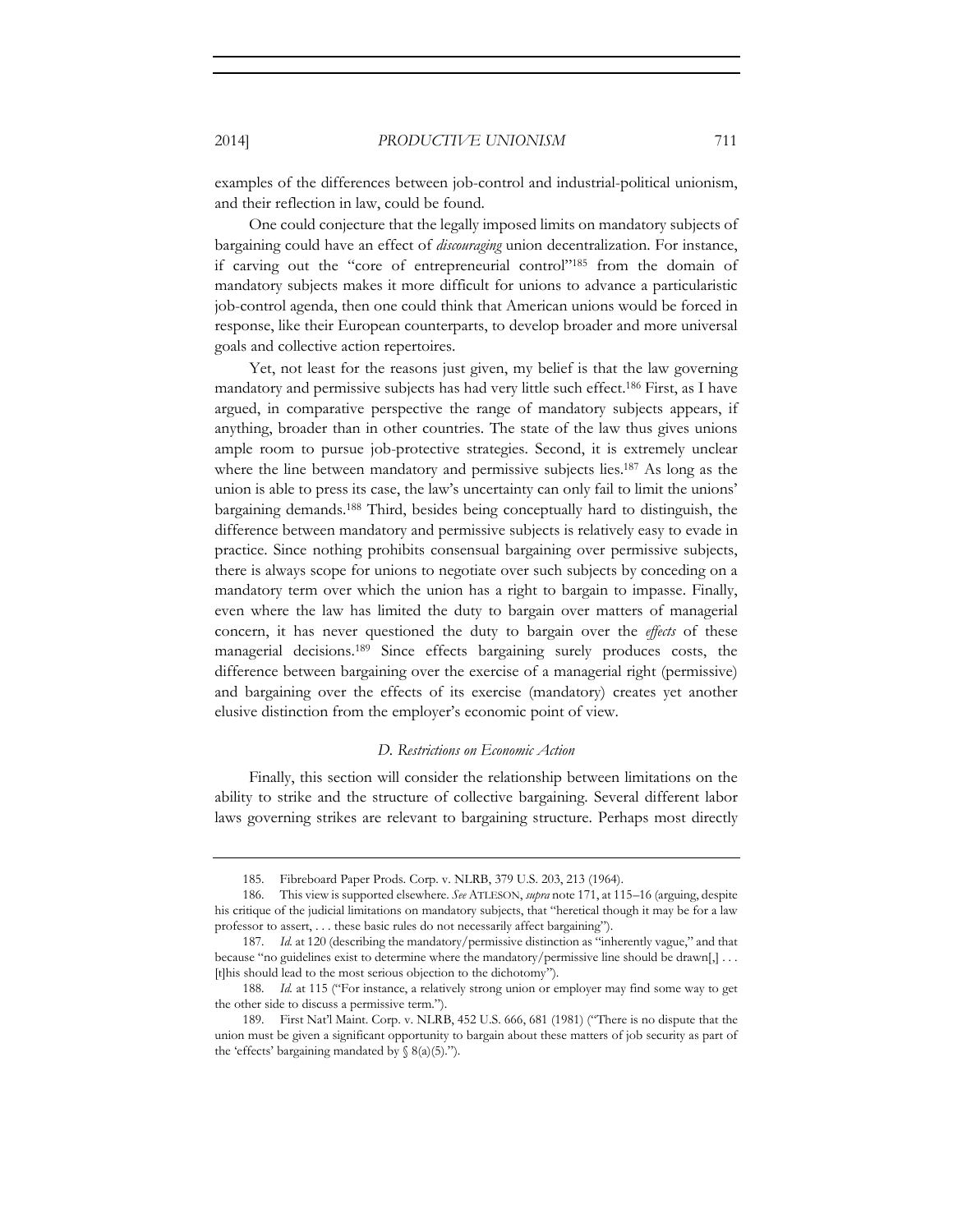examples of the differences between job-control and industrial-political unionism, and their reflection in law, could be found.

One could conjecture that the legally imposed limits on mandatory subjects of bargaining could have an effect of *discouraging* union decentralization. For instance, if carving out the "core of entrepreneurial control"[185] from the domain of mandatory subjects makes it more difficult for unions to advance a particularistic job-control agenda, then one could think that American unions would be forced in response, like their European counterparts, to develop broader and more universal goals and collective action repertoires.

Yet, not least for the reasons just given, my belief is that the law governing mandatory and permissive subjects has had very little such effect.[186] First, as I have argued, in comparative perspective the range of mandatory subjects appears, if anything, broader than in other countries. The state of the law thus gives unions ample room to pursue job-protective strategies. Second, it is extremely unclear where the line between mandatory and permissive subjects lies.[187] As long as the union is able to press its case, the law's uncertainty can only fail to limit the unions' bargaining demands.[188] Third, besides being conceptually hard to distinguish, the difference between mandatory and permissive subjects is relatively easy to evade in practice. Since nothing prohibits consensual bargaining over permissive subjects, there is always scope for unions to negotiate over such subjects by conceding on a mandatory term over which the union has a right to bargain to impasse. Finally, even where the law has limited the duty to bargain over matters of managerial concern, it has never questioned the duty to bargain over the *effects* of these managerial decisions.[189] Since effects bargaining surely produces costs, the difference between bargaining over the exercise of a managerial right (permissive) and bargaining over the effects of its exercise (mandatory) creates yet another elusive distinction from the employer's economic point of view.

### *D. Restrictions on Economic Action*

Finally, this section will consider the relationship between limitations on the ability to strike and the structure of collective bargaining. Several different labor laws governing strikes are relevant to bargaining structure. Perhaps most directly

---

185. Fibreboard Paper Prods. Corp. v. NLRB, 379 U.S. 203, 213 (1964).

186. This view is supported elsewhere. *See* ATLESON, *supra* note 171, at 115–16 (arguing, despite his critique of the judicial limitations on mandatory subjects, that "heretical though it may be for a law professor to assert, . . . these basic rules do not necessarily affect bargaining").

187. *Id.* at 120 (describing the mandatory/permissive distinction as "inherently vague," and that because "no guidelines exist to determine where the mandatory/permissive line should be drawn[,] . . . [t]his should lead to the most serious objection to the dichotomy").

188. *Id.* at 115 ("For instance, a relatively strong union or employer may find some way to get the other side to discuss a permissive term.").

189. First Nat'l Maint. Corp. v. NLRB, 452 U.S. 666, 681 (1981) ("There is no dispute that the union must be given a significant opportunity to bargain about these matters of job security as part of the 'effects' bargaining mandated by § 8(a)(5).").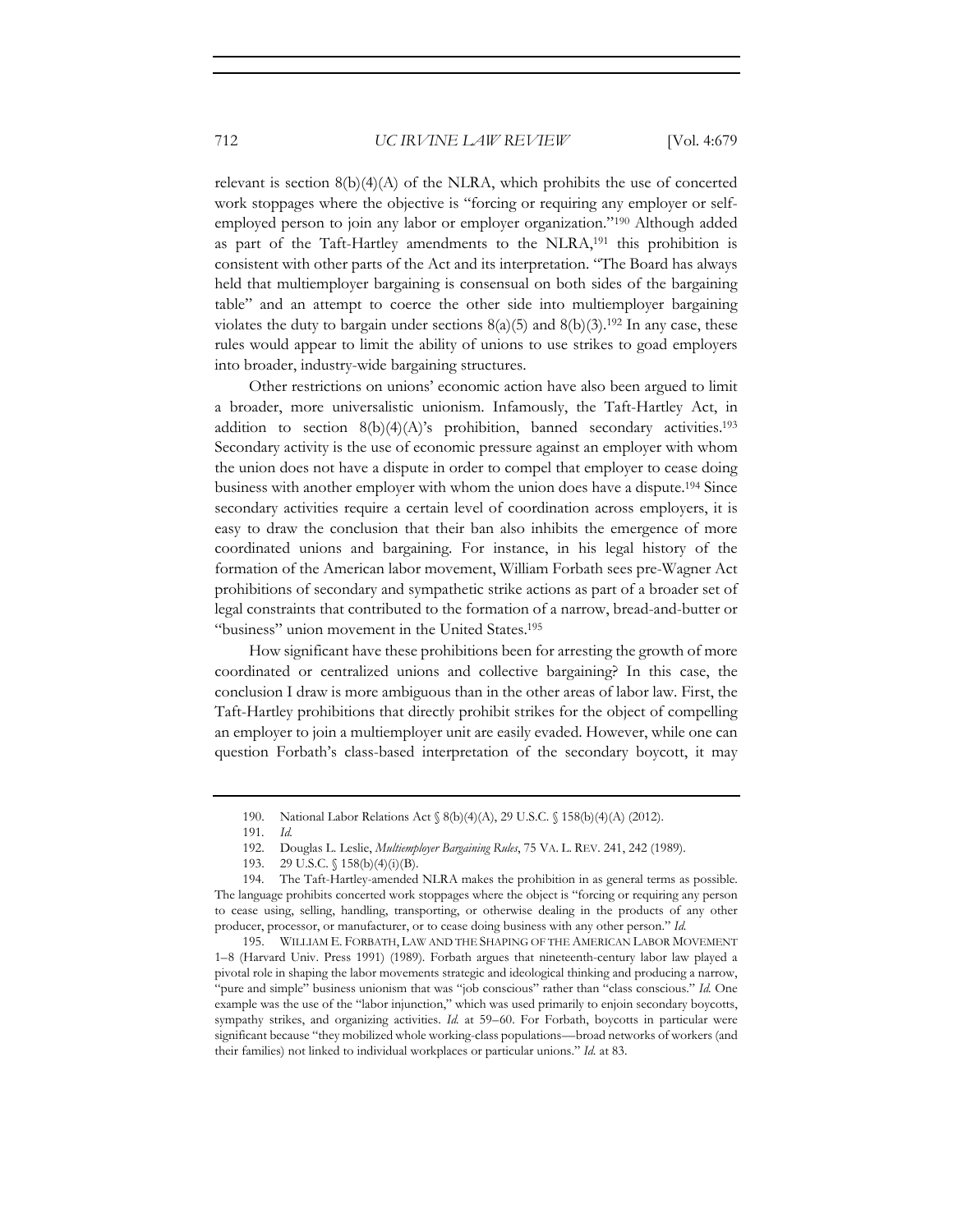relevant is section 8(b)(4)(A) of the NLRA, which prohibits the use of concerted work stoppages where the objective is "forcing or requiring any employer or self-employed person to join any labor or employer organization."[190] Although added as part of the Taft-Hartley amendments to the NLRA,[191] this prohibition is consistent with other parts of the Act and its interpretation. "The Board has always held that multiemployer bargaining is consensual on both sides of the bargaining table" and an attempt to coerce the other side into multiemployer bargaining violates the duty to bargain under sections 8(a)(5) and 8(b)(3).[192] In any case, these rules would appear to limit the ability of unions to use strikes to goad employers into broader, industry-wide bargaining structures.

Other restrictions on unions' economic action have also been argued to limit a broader, more universalistic unionism. Infamously, the Taft-Hartley Act, in addition to section 8(b)(4)(A)'s prohibition, banned secondary activities.[193] Secondary activity is the use of economic pressure against an employer with whom the union does not have a dispute in order to compel that employer to cease doing business with another employer with whom the union does have a dispute.[194] Since secondary activities require a certain level of coordination across employers, it is easy to draw the conclusion that their ban also inhibits the emergence of more coordinated unions and bargaining. For instance, in his legal history of the formation of the American labor movement, William Forbath sees pre-Wagner Act prohibitions of secondary and sympathetic strike actions as part of a broader set of legal constraints that contributed to the formation of a narrow, bread-and-butter or "business" union movement in the United States.[195]

How significant have these prohibitions been for arresting the growth of more coordinated or centralized unions and collective bargaining? In this case, the conclusion I draw is more ambiguous than in the other areas of labor law. First, the Taft-Hartley prohibitions that directly prohibit strikes for the object of compelling an employer to join a multiemployer unit are easily evaded. However, while one can question Forbath's class-based interpretation of the secondary boycott, it may

---

190. National Labor Relations Act § 8(b)(4)(A), 29 U.S.C. § 158(b)(4)(A) (2012).

191. *Id.*

192. Douglas L. Leslie, *Multiemployer Bargaining Rules*, 75 VA. L. REV. 241, 242 (1989).

193. 29 U.S.C. § 158(b)(4)(i)(B).

194. The Taft-Hartley-amended NLRA makes the prohibition in as general terms as possible. The language prohibits concerted work stoppages where the object is "forcing or requiring any person to cease using, selling, handling, transporting, or otherwise dealing in the products of any other producer, processor, or manufacturer, or to cease doing business with any other person." *Id.*

195. WILLIAM E. FORBATH, LAW AND THE SHAPING OF THE AMERICAN LABOR MOVEMENT 1–8 (Harvard Univ. Press 1991) (1989). Forbath argues that nineteenth-century labor law played a pivotal role in shaping the labor movements strategic and ideological thinking and producing a narrow, "pure and simple" business unionism that was "job conscious" rather than "class conscious." *Id.* One example was the use of the "labor injunction," which was used primarily to enjoin secondary boycotts, sympathy strikes, and organizing activities. *Id.* at 59–60. For Forbath, boycotts in particular were significant because "they mobilized whole working-class populations—broad networks of workers (and their families) not linked to individual workplaces or particular unions." *Id.* at 83.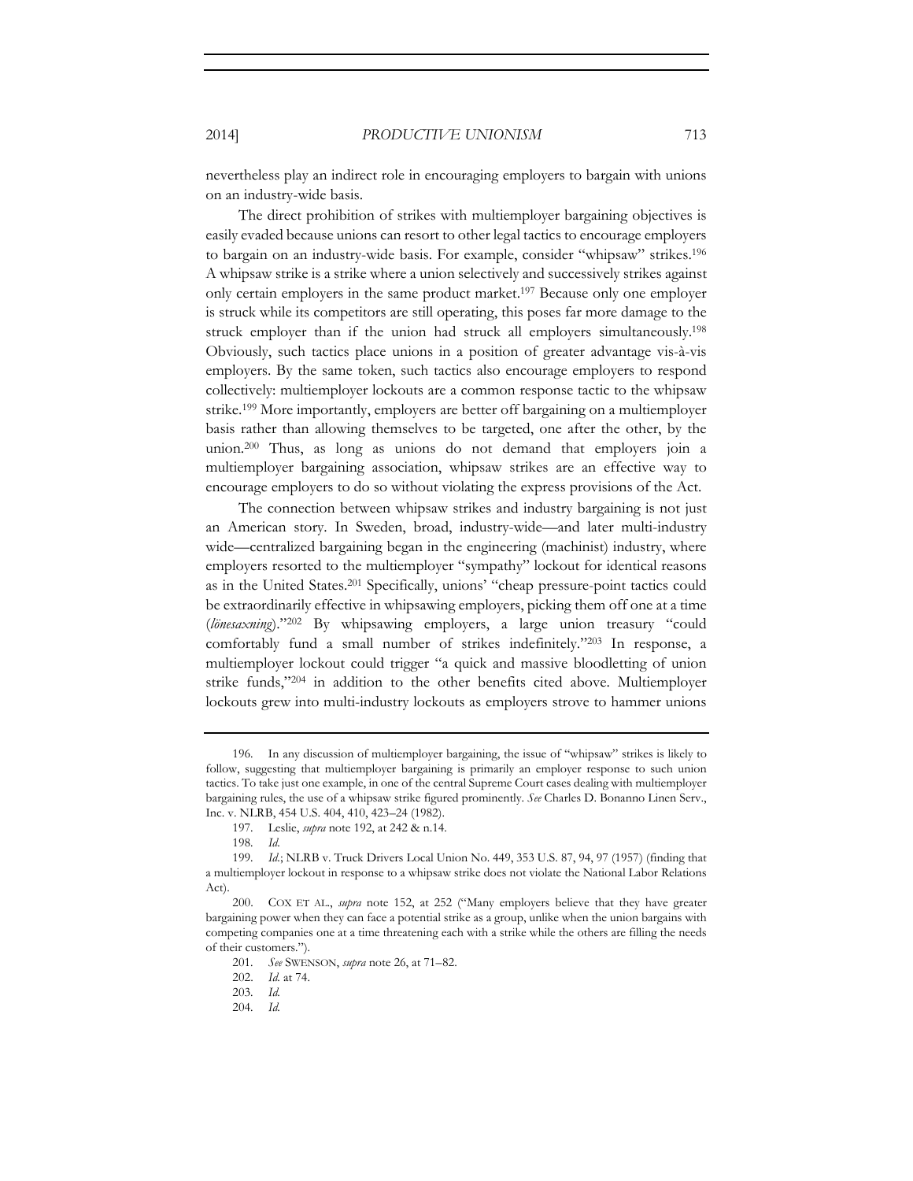nevertheless play an indirect role in encouraging employers to bargain with unions on an industry-wide basis.

The direct prohibition of strikes with multiemployer bargaining objectives is easily evaded because unions can resort to other legal tactics to encourage employers to bargain on an industry-wide basis. For example, consider "whipsaw" strikes.[196] A whipsaw strike is a strike where a union selectively and successively strikes against only certain employers in the same product market.[197] Because only one employer is struck while its competitors are still operating, this poses far more damage to the struck employer than if the union had struck all employers simultaneously.[198] Obviously, such tactics place unions in a position of greater advantage vis-à-vis employers. By the same token, such tactics also encourage employers to respond collectively: multiemployer lockouts are a common response tactic to the whipsaw strike.[199] More importantly, employers are better off bargaining on a multiemployer basis rather than allowing themselves to be targeted, one after the other, by the union.[200] Thus, as long as unions do not demand that employers join a multiemployer bargaining association, whipsaw strikes are an effective way to encourage employers to do so without violating the express provisions of the Act.

The connection between whipsaw strikes and industry bargaining is not just an American story. In Sweden, broad, industry-wide—and later multi-industry wide—centralized bargaining began in the engineering (machinist) industry, where employers resorted to the multiemployer "sympathy" lockout for identical reasons as in the United States.[201] Specifically, unions' "cheap pressure-point tactics could be extraordinarily effective in whipsawing employers, picking them off one at a time (*lönesaxning*)."[202] By whipsawing employers, a large union treasury "could comfortably fund a small number of strikes indefinitely."[203] In response, a multiemployer lockout could trigger "a quick and massive bloodletting of union strike funds,"[204] in addition to the other benefits cited above. Multiemployer lockouts grew into multi-industry lockouts as employers strove to hammer unions

---

196. In any discussion of multiemployer bargaining, the issue of "whipsaw" strikes is likely to follow, suggesting that multiemployer bargaining is primarily an employer response to such union tactics. To take just one example, in one of the central Supreme Court cases dealing with multiemployer bargaining rules, the use of a whipsaw strike figured prominently. *See* Charles D. Bonanno Linen Serv., Inc. v. NLRB, 454 U.S. 404, 410, 423–24 (1982).

197. Leslie, *supra* note 192, at 242 & n.14.

198. *Id.*

199. *Id.*; NLRB v. Truck Drivers Local Union No. 449, 353 U.S. 87, 94, 97 (1957) (finding that a multiemployer lockout in response to a whipsaw strike does not violate the National Labor Relations Act).

200. COX ET AL., *supra* note 152, at 252 ("Many employers believe that they have greater bargaining power when they can face a potential strike as a group, unlike when the union bargains with competing companies one at a time threatening each with a strike while the others are filling the needs of their customers.").

201. *See* SWENSON, *supra* note 26, at 71–82.

202. *Id.* at 74.

203. *Id.*

204. *Id.*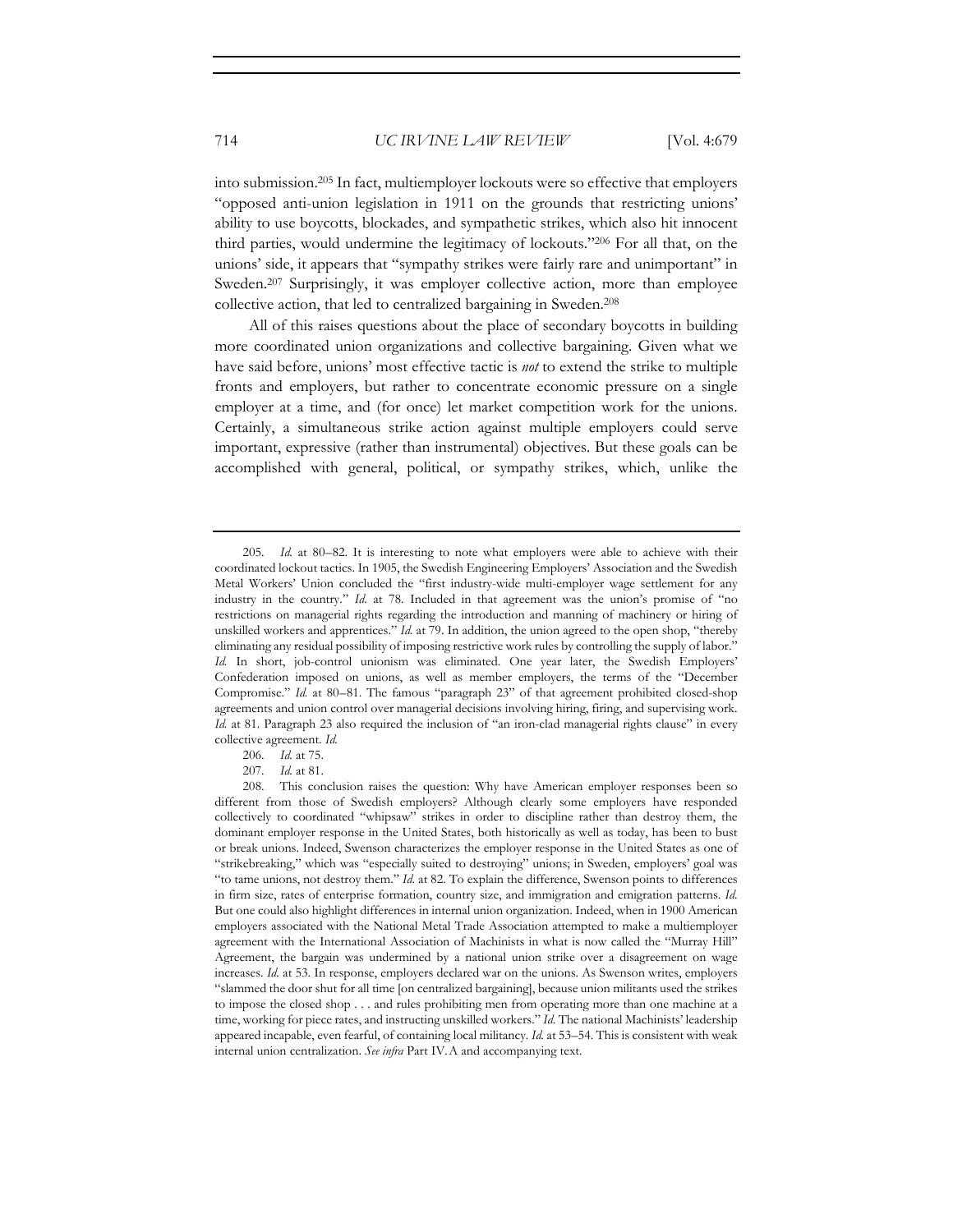into submission.[205] In fact, multiemployer lockouts were so effective that employers "opposed anti-union legislation in 1911 on the grounds that restricting unions' ability to use boycotts, blockades, and sympathetic strikes, which also hit innocent third parties, would undermine the legitimacy of lockouts."[206] For all that, on the unions' side, it appears that "sympathy strikes were fairly rare and unimportant" in Sweden.[207] Surprisingly, it was employer collective action, more than employee collective action, that led to centralized bargaining in Sweden.[208]

All of this raises questions about the place of secondary boycotts in building more coordinated union organizations and collective bargaining. Given what we have said before, unions' most effective tactic is *not* to extend the strike to multiple fronts and employers, but rather to concentrate economic pressure on a single employer at a time, and (for once) let market competition work for the unions. Certainly, a simultaneous strike action against multiple employers could serve important, expressive (rather than instrumental) objectives. But these goals can be accomplished with general, political, or sympathy strikes, which, unlike the

---

205. *Id.* at 80–82. It is interesting to note what employers were able to achieve with their coordinated lockout tactics. In 1905, the Swedish Engineering Employers' Association and the Swedish Metal Workers' Union concluded the "first industry-wide multi-employer wage settlement for any industry in the country." *Id.* at 78. Included in that agreement was the union's promise of "no restrictions on managerial rights regarding the introduction and manning of machinery or hiring of unskilled workers and apprentices." *Id.* at 79. In addition, the union agreed to the open shop, "thereby eliminating any residual possibility of imposing restrictive work rules by controlling the supply of labor." *Id.* In short, job-control unionism was eliminated. One year later, the Swedish Employers' Confederation imposed on unions, as well as member employers, the terms of the "December Compromise." *Id.* at 80–81. The famous "paragraph 23" of that agreement prohibited closed-shop agreements and union control over managerial decisions involving hiring, firing, and supervising work. *Id.* at 81. Paragraph 23 also required the inclusion of "an iron-clad managerial rights clause" in every collective agreement. *Id.*

206. *Id.* at 75.

207. *Id.* at 81.

208. This conclusion raises the question: Why have American employer responses been so different from those of Swedish employers? Although clearly some employers have responded collectively to coordinated "whipsaw" strikes in order to discipline rather than destroy them, the dominant employer response in the United States, both historically as well as today, has been to bust or break unions. Indeed, Swenson characterizes the employer response in the United States as one of "strikebreaking," which was "especially suited to destroying" unions; in Sweden, employers' goal was "to tame unions, not destroy them." *Id.* at 82. To explain the difference, Swenson points to differences in firm size, rates of enterprise formation, country size, and immigration and emigration patterns. *Id.* But one could also highlight differences in internal union organization. Indeed, when in 1900 American employers associated with the National Metal Trade Association attempted to make a multiemployer agreement with the International Association of Machinists in what is now called the "Murray Hill" Agreement, the bargain was undermined by a national union strike over a disagreement on wage increases. *Id.* at 53. In response, employers declared war on the unions. As Swenson writes, employers "slammed the door shut for all time [on centralized bargaining], because union militants used the strikes to impose the closed shop . . . and rules prohibiting men from operating more than one machine at a time, working for piece rates, and instructing unskilled workers." *Id.* The national Machinists' leadership appeared incapable, even fearful, of containing local militancy. *Id.* at 53–54. This is consistent with weak internal union centralization. *See infra* Part IV.A and accompanying text.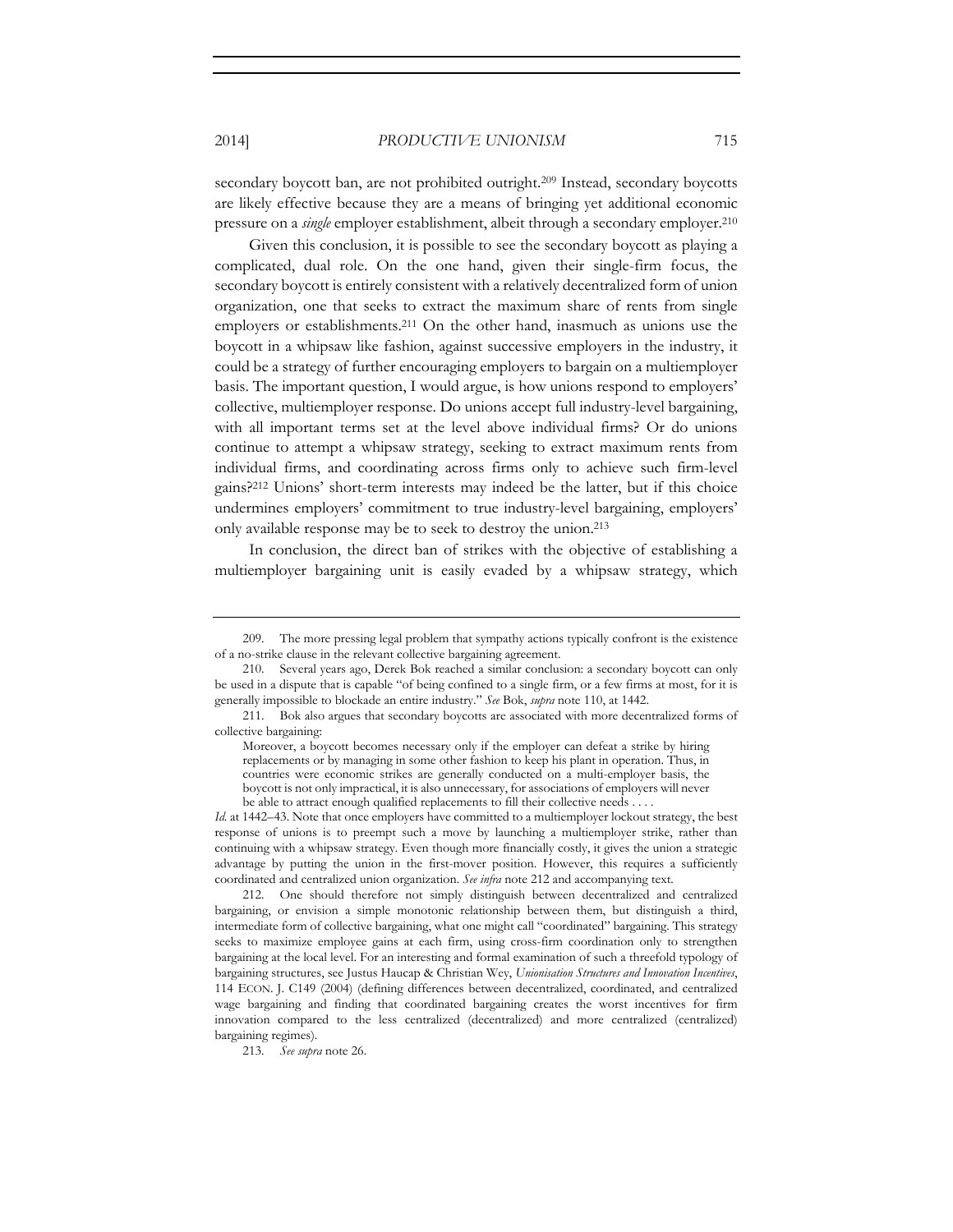secondary boycott ban, are not prohibited outright.[209] Instead, secondary boycotts are likely effective because they are a means of bringing yet additional economic pressure on a *single* employer establishment, albeit through a secondary employer.[210]

Given this conclusion, it is possible to see the secondary boycott as playing a complicated, dual role. On the one hand, given their single-firm focus, the secondary boycott is entirely consistent with a relatively decentralized form of union organization, one that seeks to extract the maximum share of rents from single employers or establishments.[211] On the other hand, inasmuch as unions use the boycott in a whipsaw like fashion, against successive employers in the industry, it could be a strategy of further encouraging employers to bargain on a multiemployer basis. The important question, I would argue, is how unions respond to employers' collective, multiemployer response. Do unions accept full industry-level bargaining, with all important terms set at the level above individual firms? Or do unions continue to attempt a whipsaw strategy, seeking to extract maximum rents from individual firms, and coordinating across firms only to achieve such firm-level gains?[212] Unions' short-term interests may indeed be the latter, but if this choice undermines employers' commitment to true industry-level bargaining, employers' only available response may be to seek to destroy the union.[213]

In conclusion, the direct ban of strikes with the objective of establishing a multiemployer bargaining unit is easily evaded by a whipsaw strategy, which

---

209. The more pressing legal problem that sympathy actions typically confront is the existence of a no-strike clause in the relevant collective bargaining agreement.

210. Several years ago, Derek Bok reached a similar conclusion: a secondary boycott can only be used in a dispute that is capable "of being confined to a single firm, or a few firms at most, for it is generally impossible to blockade an entire industry." *See* Bok, *supra* note 110, at 1442.

211. Bok also argues that secondary boycotts are associated with more decentralized forms of collective bargaining:

> Moreover, a boycott becomes necessary only if the employer can defeat a strike by hiring replacements or by managing in some other fashion to keep his plant in operation. Thus, in countries were economic strikes are generally conducted on a multi-employer basis, the boycott is not only impractical, it is also unnecessary, for associations of employers will never be able to attract enough qualified replacements to fill their collective needs . . . .

*Id.* at 1442–43. Note that once employers have committed to a multiemployer lockout strategy, the best response of unions is to preempt such a move by launching a multiemployer strike, rather than continuing with a whipsaw strategy. Even though more financially costly, it gives the union a strategic advantage by putting the union in the first-mover position. However, this requires a sufficiently coordinated and centralized union organization. *See infra* note 212 and accompanying text.

212. One should therefore not simply distinguish between decentralized and centralized bargaining, or envision a simple monotonic relationship between them, but distinguish a third, intermediate form of collective bargaining, what one might call "coordinated" bargaining. This strategy seeks to maximize employee gains at each firm, using cross-firm coordination only to strengthen bargaining at the local level. For an interesting and formal examination of such a threefold typology of bargaining structures, see Justus Haucap & Christian Wey, *Unionisation Structures and Innovation Incentives*, 114 ECON. J. C149 (2004) (defining differences between decentralized, coordinated, and centralized wage bargaining and finding that coordinated bargaining creates the worst incentives for firm innovation compared to the less centralized (decentralized) and more centralized (centralized) bargaining regimes).

213. *See supra* note 26.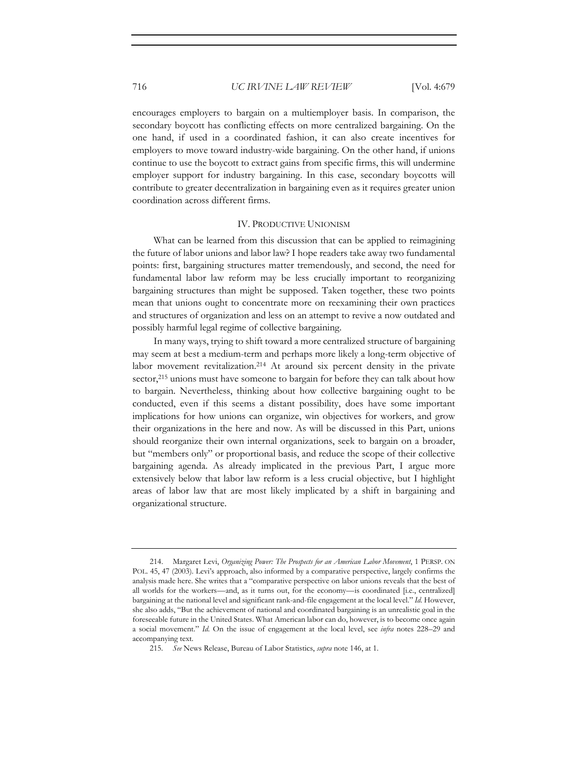encourages employers to bargain on a multiemployer basis. In comparison, the secondary boycott has conflicting effects on more centralized bargaining. On the one hand, if used in a coordinated fashion, it can also create incentives for employers to move toward industry-wide bargaining. On the other hand, if unions continue to use the boycott to extract gains from specific firms, this will undermine employer support for industry bargaining. In this case, secondary boycotts will contribute to greater decentralization in bargaining even as it requires greater union coordination across different firms.

## IV. PRODUCTIVE UNIONISM

What can be learned from this discussion that can be applied to reimagining the future of labor unions and labor law? I hope readers take away two fundamental points: first, bargaining structures matter tremendously, and second, the need for fundamental labor law reform may be less crucially important to reorganizing bargaining structures than might be supposed. Taken together, these two points mean that unions ought to concentrate more on reexamining their own practices and structures of organization and less on an attempt to revive a now outdated and possibly harmful legal regime of collective bargaining.

In many ways, trying to shift toward a more centralized structure of bargaining may seem at best a medium-term and perhaps more likely a long-term objective of labor movement revitalization.[214] At around six percent density in the private sector,[215] unions must have someone to bargain for before they can talk about how to bargain. Nevertheless, thinking about how collective bargaining ought to be conducted, even if this seems a distant possibility, does have some important implications for how unions can organize, win objectives for workers, and grow their organizations in the here and now. As will be discussed in this Part, unions should reorganize their own internal organizations, seek to bargain on a broader, but "members only" or proportional basis, and reduce the scope of their collective bargaining agenda. As already implicated in the previous Part, I argue more extensively below that labor law reform is a less crucial objective, but I highlight areas of labor law that are most likely implicated by a shift in bargaining and organizational structure.

---

214. Margaret Levi, *Organizing Power: The Prospects for an American Labor Movement*, 1 PERSP. ON POL. 45, 47 (2003). Levi's approach, also informed by a comparative perspective, largely confirms the analysis made here. She writes that a "comparative perspective on labor unions reveals that the best of all worlds for the workers—and, as it turns out, for the economy—is coordinated [i.e., centralized] bargaining at the national level and significant rank-and-file engagement at the local level." *Id.* However, she also adds, "But the achievement of national and coordinated bargaining is an unrealistic goal in the foreseeable future in the United States. What American labor can do, however, is to become once again a social movement." *Id.* On the issue of engagement at the local level, see *infra* notes 228–29 and accompanying text.

215. *See* News Release, Bureau of Labor Statistics, *supra* note 146, at 1.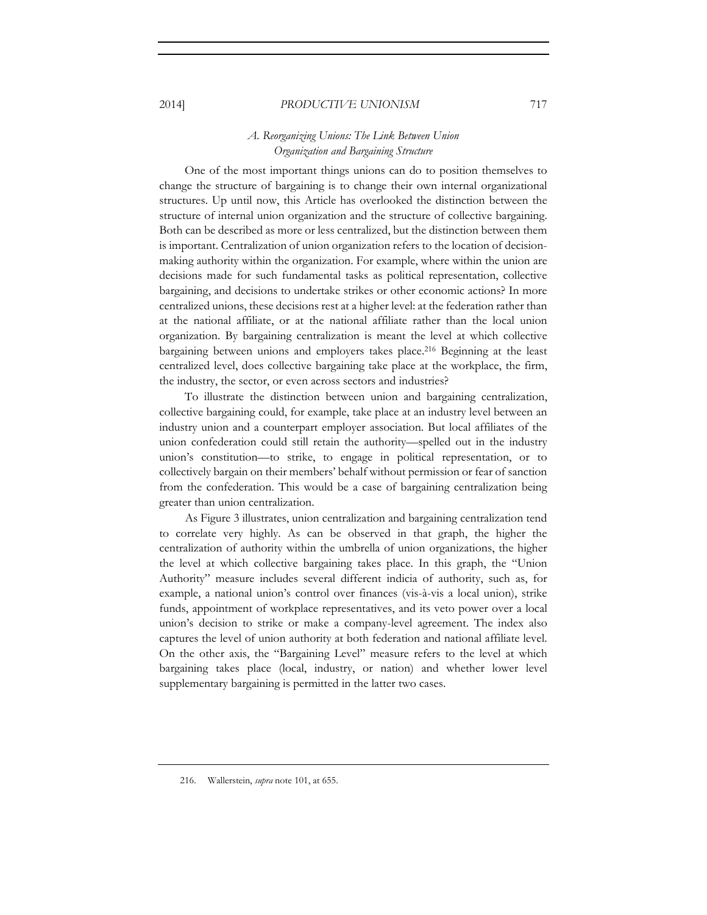### *A. Reorganizing Unions: The Link Between Union Organization and Bargaining Structure*

One of the most important things unions can do to position themselves to change the structure of bargaining is to change their own internal organizational structures. Up until now, this Article has overlooked the distinction between the structure of internal union organization and the structure of collective bargaining. Both can be described as more or less centralized, but the distinction between them is important. Centralization of union organization refers to the location of decision-making authority within the organization. For example, where within the union are decisions made for such fundamental tasks as political representation, collective bargaining, and decisions to undertake strikes or other economic actions? In more centralized unions, these decisions rest at a higher level: at the federation rather than at the national affiliate, or at the national affiliate rather than the local union organization. By bargaining centralization is meant the level at which collective bargaining between unions and employers takes place.[216] Beginning at the least centralized level, does collective bargaining take place at the workplace, the firm, the industry, the sector, or even across sectors and industries?

To illustrate the distinction between union and bargaining centralization, collective bargaining could, for example, take place at an industry level between an industry union and a counterpart employer association. But local affiliates of the union confederation could still retain the authority—spelled out in the industry union's constitution—to strike, to engage in political representation, or to collectively bargain on their members' behalf without permission or fear of sanction from the confederation. This would be a case of bargaining centralization being greater than union centralization.

As Figure 3 illustrates, union centralization and bargaining centralization tend to correlate very highly. As can be observed in that graph, the higher the centralization of authority within the umbrella of union organizations, the higher the level at which collective bargaining takes place. In this graph, the "Union Authority" measure includes several different indicia of authority, such as, for example, a national union's control over finances (vis-à-vis a local union), strike funds, appointment of workplace representatives, and its veto power over a local union's decision to strike or make a company-level agreement. The index also captures the level of union authority at both federation and national affiliate level. On the other axis, the "Bargaining Level" measure refers to the level at which bargaining takes place (local, industry, or nation) and whether lower level supplementary bargaining is permitted in the latter two cases.

---

216. Wallerstein, *supra* note 101, at 655.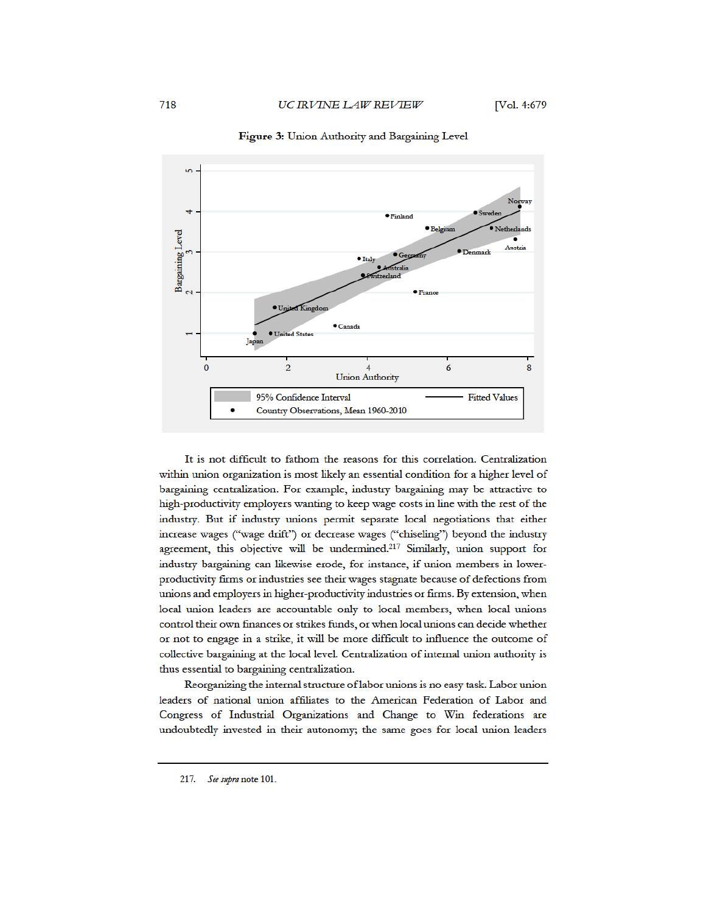**Figure 3:** Union Authority and Bargaining Level

It is not difficult to fathom the reasons for this correlation. Centralization within union organization is most likely an essential condition for a higher level of bargaining centralization. For example, industry bargaining may be attractive to high-productivity employers wanting to keep wage costs in line with the rest of the industry. But if industry unions permit separate local negotiations that either increase wages ("wage drift") or decrease wages ("chiseling") beyond the industry agreement, this objective will be undermined.[217] Similarly, union support for industry bargaining can likewise erode, for instance, if union members in lower-productivity firms or industries see their wages stagnate because of defections from unions and employers in higher-productivity industries or firms. By extension, when local union leaders are accountable only to local members, when local unions control their own finances or strikes funds, or when local unions can decide whether or not to engage in a strike, it will be more difficult to influence the outcome of collective bargaining at the local level. Centralization of internal union authority is thus essential to bargaining centralization.

Reorganizing the internal structure of labor unions is no easy task. Labor union leaders of national union affiliates to the American Federation of Labor and Congress of Industrial Organizations and Change to Win federations are undoubtedly invested in their autonomy; the same goes for local union leaders

217. *See supra* note 101.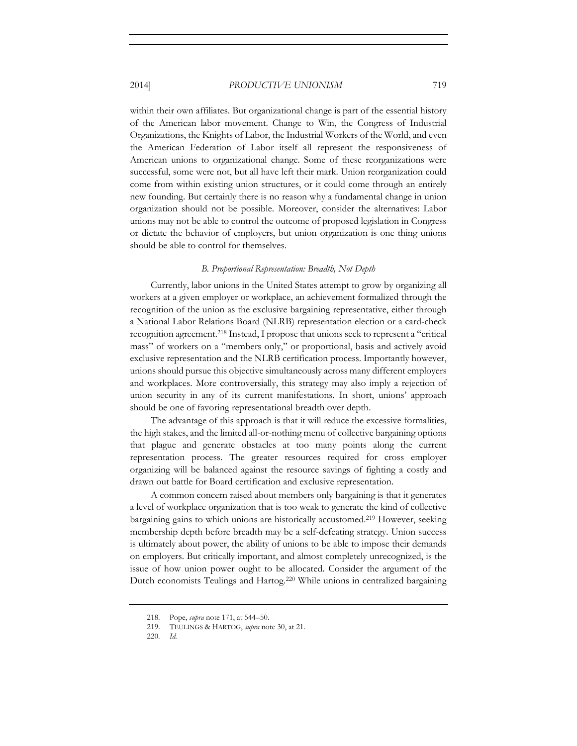within their own affiliates. But organizational change is part of the essential history of the American labor movement. Change to Win, the Congress of Industrial Organizations, the Knights of Labor, the Industrial Workers of the World, and even the American Federation of Labor itself all represent the responsiveness of American unions to organizational change. Some of these reorganizations were successful, some were not, but all have left their mark. Union reorganization could come from within existing union structures, or it could come through an entirely new founding. But certainly there is no reason why a fundamental change in union organization should not be possible. Moreover, consider the alternatives: Labor unions may not be able to control the outcome of proposed legislation in Congress or dictate the behavior of employers, but union organization is one thing unions should be able to control for themselves.

### *B. Proportional Representation: Breadth, Not Depth*

Currently, labor unions in the United States attempt to grow by organizing all workers at a given employer or workplace, an achievement formalized through the recognition of the union as the exclusive bargaining representative, either through a National Labor Relations Board (NLRB) representation election or a card-check recognition agreement.[218] Instead, I propose that unions seek to represent a "critical mass" of workers on a "members only," or proportional, basis and actively avoid exclusive representation and the NLRB certification process. Importantly however, unions should pursue this objective simultaneously across many different employers and workplaces. More controversially, this strategy may also imply a rejection of union security in any of its current manifestations. In short, unions' approach should be one of favoring representational breadth over depth.

The advantage of this approach is that it will reduce the excessive formalities, the high stakes, and the limited all-or-nothing menu of collective bargaining options that plague and generate obstacles at too many points along the current representation process. The greater resources required for cross employer organizing will be balanced against the resource savings of fighting a costly and drawn out battle for Board certification and exclusive representation.

A common concern raised about members only bargaining is that it generates a level of workplace organization that is too weak to generate the kind of collective bargaining gains to which unions are historically accustomed.[219] However, seeking membership depth before breadth may be a self-defeating strategy. Union success is ultimately about power, the ability of unions to be able to impose their demands on employers. But critically important, and almost completely unrecognized, is the issue of how union power ought to be allocated. Consider the argument of the Dutch economists Teulings and Hartog.[220] While unions in centralized bargaining

---

218. Pope, *supra* note 171, at 544–50.

219. TEULINGS & HARTOG, *supra* note 30, at 21.

220. *Id.*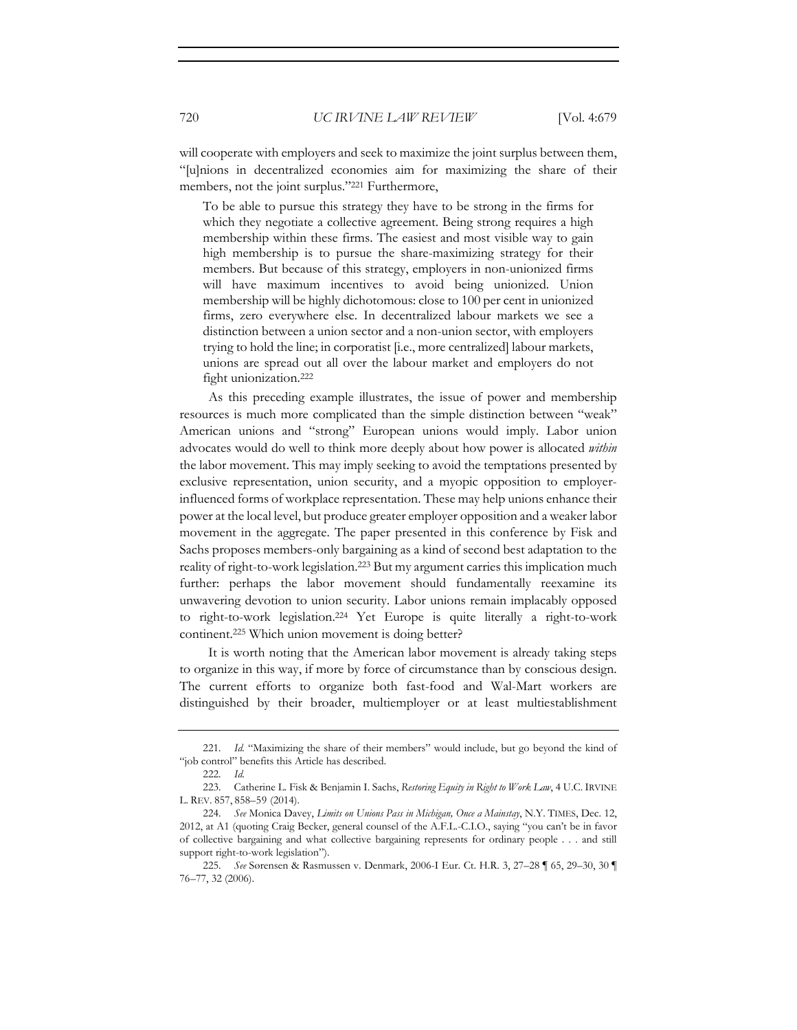will cooperate with employers and seek to maximize the joint surplus between them, "[u]nions in decentralized economies aim for maximizing the share of their members, not the joint surplus."[221] Furthermore,

> To be able to pursue this strategy they have to be strong in the firms for which they negotiate a collective agreement. Being strong requires a high membership within these firms. The easiest and most visible way to gain high membership is to pursue the share-maximizing strategy for their members. But because of this strategy, employers in non-unionized firms will have maximum incentives to avoid being unionized. Union membership will be highly dichotomous: close to 100 per cent in unionized firms, zero everywhere else. In decentralized labour markets we see a distinction between a union sector and a non-union sector, with employers trying to hold the line; in corporatist [i.e., more centralized] labour markets, unions are spread out all over the labour market and employers do not fight unionization.[222]

As this preceding example illustrates, the issue of power and membership resources is much more complicated than the simple distinction between "weak" American unions and "strong" European unions would imply. Labor union advocates would do well to think more deeply about how power is allocated *within* the labor movement. This may imply seeking to avoid the temptations presented by exclusive representation, union security, and a myopic opposition to employer-influenced forms of workplace representation. These may help unions enhance their power at the local level, but produce greater employer opposition and a weaker labor movement in the aggregate. The paper presented in this conference by Fisk and Sachs proposes members-only bargaining as a kind of second best adaptation to the reality of right-to-work legislation.[223] But my argument carries this implication much further: perhaps the labor movement should fundamentally reexamine its unwavering devotion to union security. Labor unions remain implacably opposed to right-to-work legislation.[224] Yet Europe is quite literally a right-to-work continent.[225] Which union movement is doing better?

It is worth noting that the American labor movement is already taking steps to organize in this way, if more by force of circumstance than by conscious design. The current efforts to organize both fast-food and Wal-Mart workers are distinguished by their broader, multiemployer or at least multiestablishment

---

221. *Id.* "Maximizing the share of their members" would include, but go beyond the kind of "job control" benefits this Article has described.

222. *Id.*

223. Catherine L. Fisk & Benjamin I. Sachs, *Restoring Equity in Right to Work Law*, 4 U.C. IRVINE L. REV. 857, 858–59 (2014).

224. *See* Monica Davey, *Limits on Unions Pass in Michigan, Once a Mainstay*, N.Y. TIMES, Dec. 12, 2012, at A1 (quoting Craig Becker, general counsel of the A.F.L.-C.I.O., saying "you can't be in favor of collective bargaining and what collective bargaining represents for ordinary people . . . and still support right-to-work legislation").

225. *See* Sørensen & Rasmussen v. Denmark, 2006-I Eur. Ct. H.R. 3, 27–28 ¶ 65, 29–30, 30 ¶ 76–77, 32 (2006).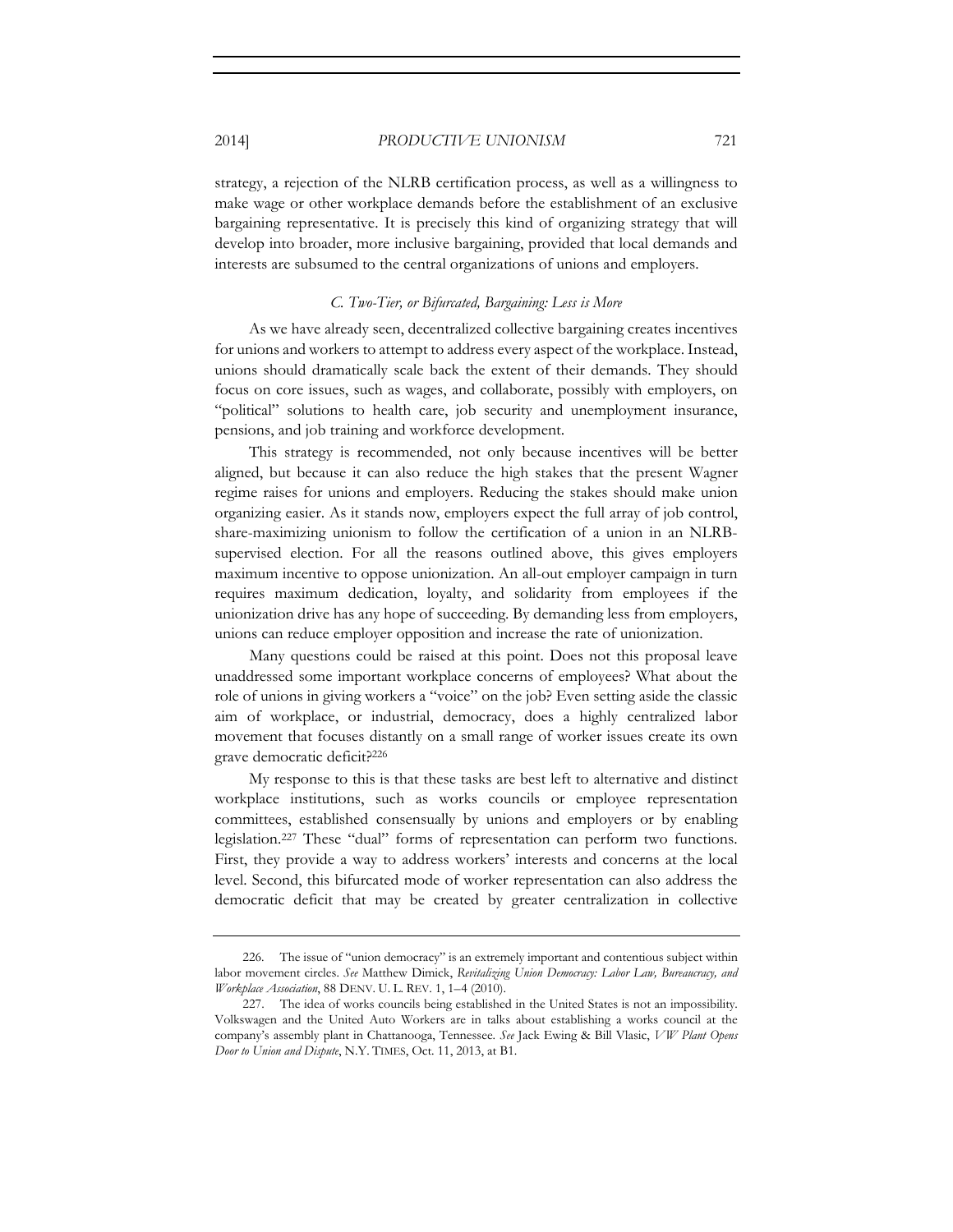strategy, a rejection of the NLRB certification process, as well as a willingness to make wage or other workplace demands before the establishment of an exclusive bargaining representative. It is precisely this kind of organizing strategy that will develop into broader, more inclusive bargaining, provided that local demands and interests are subsumed to the central organizations of unions and employers.

### *C. Two-Tier, or Bifurcated, Bargaining: Less is More*

As we have already seen, decentralized collective bargaining creates incentives for unions and workers to attempt to address every aspect of the workplace. Instead, unions should dramatically scale back the extent of their demands. They should focus on core issues, such as wages, and collaborate, possibly with employers, on "political" solutions to health care, job security and unemployment insurance, pensions, and job training and workforce development.

This strategy is recommended, not only because incentives will be better aligned, but because it can also reduce the high stakes that the present Wagner regime raises for unions and employers. Reducing the stakes should make union organizing easier. As it stands now, employers expect the full array of job control, share-maximizing unionism to follow the certification of a union in an NLRB-supervised election. For all the reasons outlined above, this gives employers maximum incentive to oppose unionization. An all-out employer campaign in turn requires maximum dedication, loyalty, and solidarity from employees if the unionization drive has any hope of succeeding. By demanding less from employers, unions can reduce employer opposition and increase the rate of unionization.

Many questions could be raised at this point. Does not this proposal leave unaddressed some important workplace concerns of employees? What about the role of unions in giving workers a "voice" on the job? Even setting aside the classic aim of workplace, or industrial, democracy, does a highly centralized labor movement that focuses distantly on a small range of worker issues create its own grave democratic deficit?[226]

My response to this is that these tasks are best left to alternative and distinct workplace institutions, such as works councils or employee representation committees, established consensually by unions and employers or by enabling legislation.[227] These "dual" forms of representation can perform two functions. First, they provide a way to address workers' interests and concerns at the local level. Second, this bifurcated mode of worker representation can also address the democratic deficit that may be created by greater centralization in collective

---

226. The issue of "union democracy" is an extremely important and contentious subject within labor movement circles. *See* Matthew Dimick, *Revitalizing Union Democracy: Labor Law, Bureaucracy, and Workplace Association*, 88 DENV. U. L. REV. 1, 1–4 (2010).

227. The idea of works councils being established in the United States is not an impossibility. Volkswagen and the United Auto Workers are in talks about establishing a works council at the company's assembly plant in Chattanooga, Tennessee. *See* Jack Ewing & Bill Vlasic, *VW Plant Opens Door to Union and Dispute*, N.Y. TIMES, Oct. 11, 2013, at B1.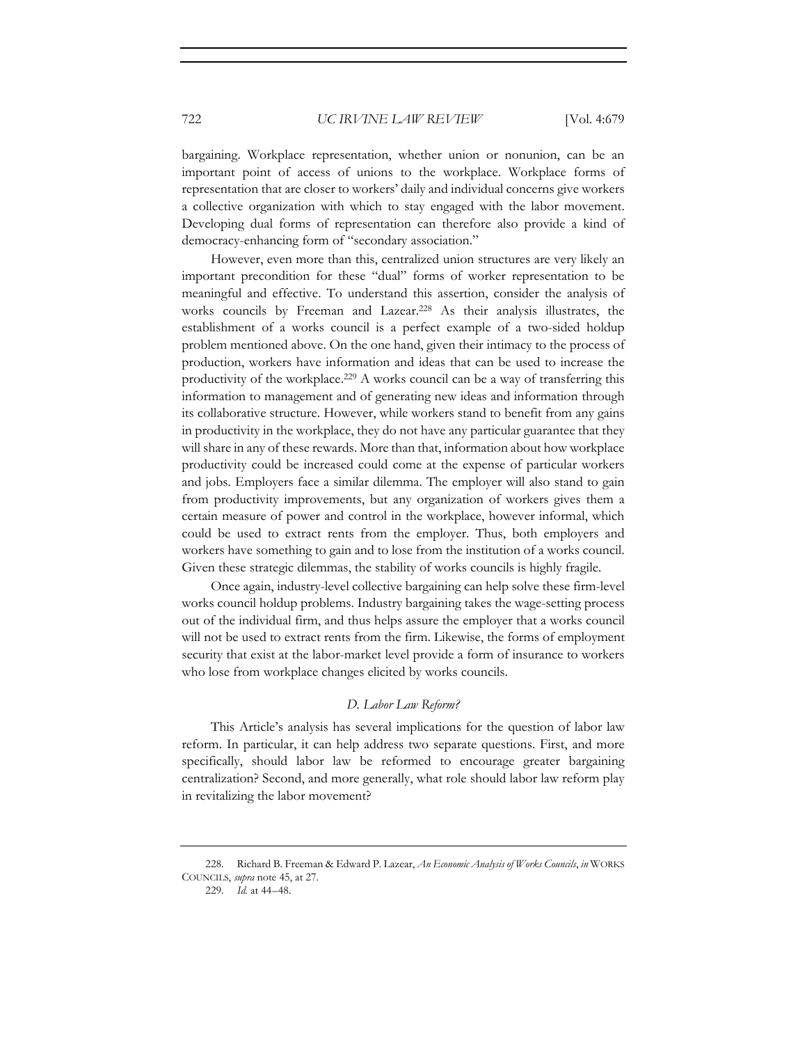bargaining. Workplace representation, whether union or nonunion, can be an important point of access of unions to the workplace. Workplace forms of representation that are closer to workers' daily and individual concerns give workers a collective organization with which to stay engaged with the labor movement. Developing dual forms of representation can therefore also provide a kind of democracy-enhancing form of "secondary association."

However, even more than this, centralized union structures are very likely an important precondition for these "dual" forms of worker representation to be meaningful and effective. To understand this assertion, consider the analysis of works councils by Freeman and Lazear.[228] As their analysis illustrates, the establishment of a works council is a perfect example of a two-sided holdup problem mentioned above. On the one hand, given their intimacy to the process of production, workers have information and ideas that can be used to increase the productivity of the workplace.[229] A works council can be a way of transferring this information to management and of generating new ideas and information through its collaborative structure. However, while workers stand to benefit from any gains in productivity in the workplace, they do not have any particular guarantee that they will share in any of these rewards. More than that, information about how workplace productivity could be increased could come at the expense of particular workers and jobs. Employers face a similar dilemma. The employer will also stand to gain from productivity improvements, but any organization of workers gives them a certain measure of power and control in the workplace, however informal, which could be used to extract rents from the employer. Thus, both employers and workers have something to gain and to lose from the institution of a works council. Given these strategic dilemmas, the stability of works councils is highly fragile.

Once again, industry-level collective bargaining can help solve these firm-level works council holdup problems. Industry bargaining takes the wage-setting process out of the individual firm, and thus helps assure the employer that a works council will not be used to extract rents from the firm. Likewise, the forms of employment security that exist at the labor-market level provide a form of insurance to workers who lose from workplace changes elicited by works councils.

### *D. Labor Law Reform?*

This Article's analysis has several implications for the question of labor law reform. In particular, it can help address two separate questions. First, and more specifically, should labor law be reformed to encourage greater bargaining centralization? Second, and more generally, what role should labor law reform play in revitalizing the labor movement?

---

228. Richard B. Freeman & Edward P. Lazear, *An Economic Analysis of Works Councils*, *in* WORKS COUNCILS, *supra* note 45, at 27.

229. *Id.* at 44–48.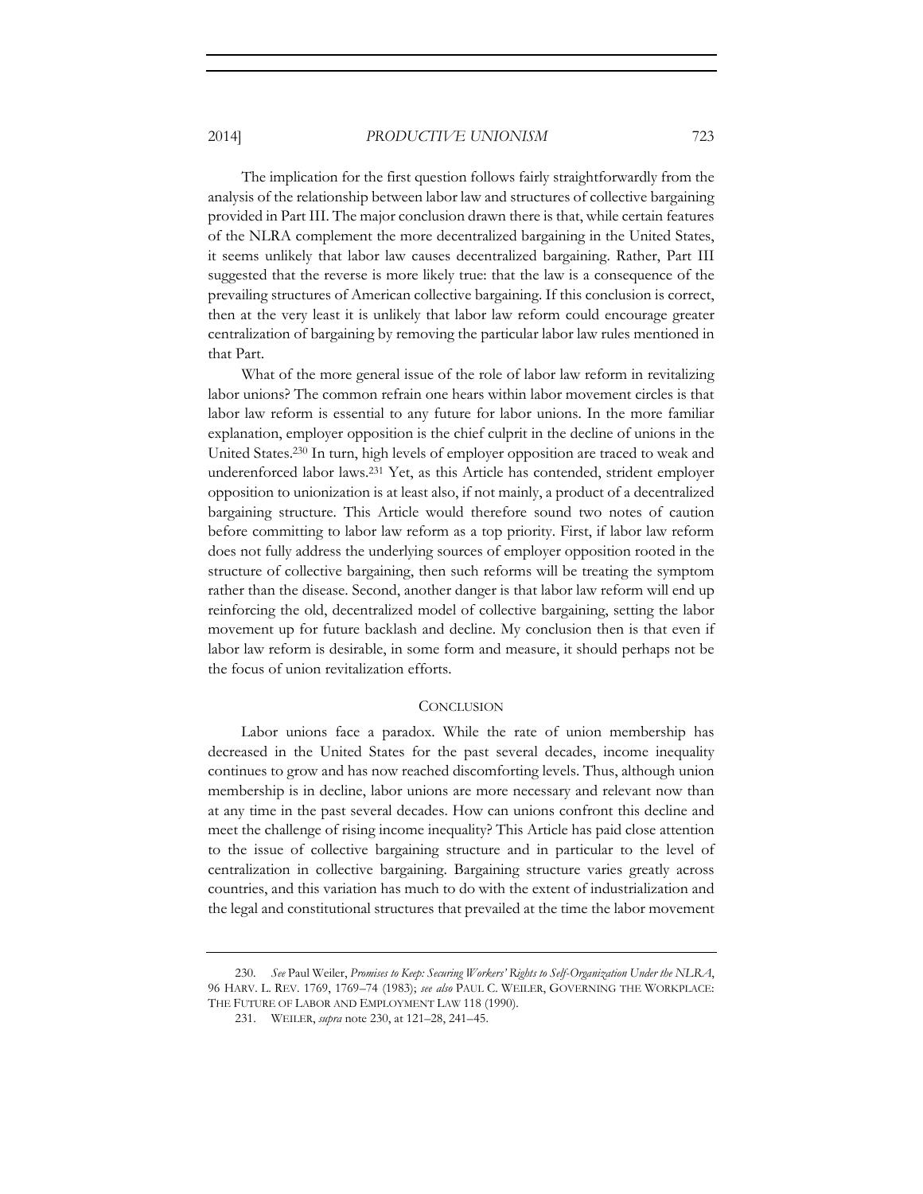The implication for the first question follows fairly straightforwardly from the analysis of the relationship between labor law and structures of collective bargaining provided in Part III. The major conclusion drawn there is that, while certain features of the NLRA complement the more decentralized bargaining in the United States, it seems unlikely that labor law causes decentralized bargaining. Rather, Part III suggested that the reverse is more likely true: that the law is a consequence of the prevailing structures of American collective bargaining. If this conclusion is correct, then at the very least it is unlikely that labor law reform could encourage greater centralization of bargaining by removing the particular labor law rules mentioned in that Part.

What of the more general issue of the role of labor law reform in revitalizing labor unions? The common refrain one hears within labor movement circles is that labor law reform is essential to any future for labor unions. In the more familiar explanation, employer opposition is the chief culprit in the decline of unions in the United States.[230] In turn, high levels of employer opposition are traced to weak and underenforced labor laws.[231] Yet, as this Article has contended, strident employer opposition to unionization is at least also, if not mainly, a product of a decentralized bargaining structure. This Article would therefore sound two notes of caution before committing to labor law reform as a top priority. First, if labor law reform does not fully address the underlying sources of employer opposition rooted in the structure of collective bargaining, then such reforms will be treating the symptom rather than the disease. Second, another danger is that labor law reform will end up reinforcing the old, decentralized model of collective bargaining, setting the labor movement up for future backlash and decline. My conclusion then is that even if labor law reform is desirable, in some form and measure, it should perhaps not be the focus of union revitalization efforts.

## CONCLUSION

Labor unions face a paradox. While the rate of union membership has decreased in the United States for the past several decades, income inequality continues to grow and has now reached discomforting levels. Thus, although union membership is in decline, labor unions are more necessary and relevant now than at any time in the past several decades. How can unions confront this decline and meet the challenge of rising income inequality? This Article has paid close attention to the issue of collective bargaining structure and in particular to the level of centralization in collective bargaining. Bargaining structure varies greatly across countries, and this variation has much to do with the extent of industrialization and the legal and constitutional structures that prevailed at the time the labor movement

---

230. *See* Paul Weiler, *Promises to Keep: Securing Workers' Rights to Self-Organization Under the NLRA*, 96 HARV. L. REV. 1769, 1769–74 (1983); *see also* PAUL C. WEILER, GOVERNING THE WORKPLACE: THE FUTURE OF LABOR AND EMPLOYMENT LAW 118 (1990).

231. WEILER, *supra* note 230, at 121–28, 241–45.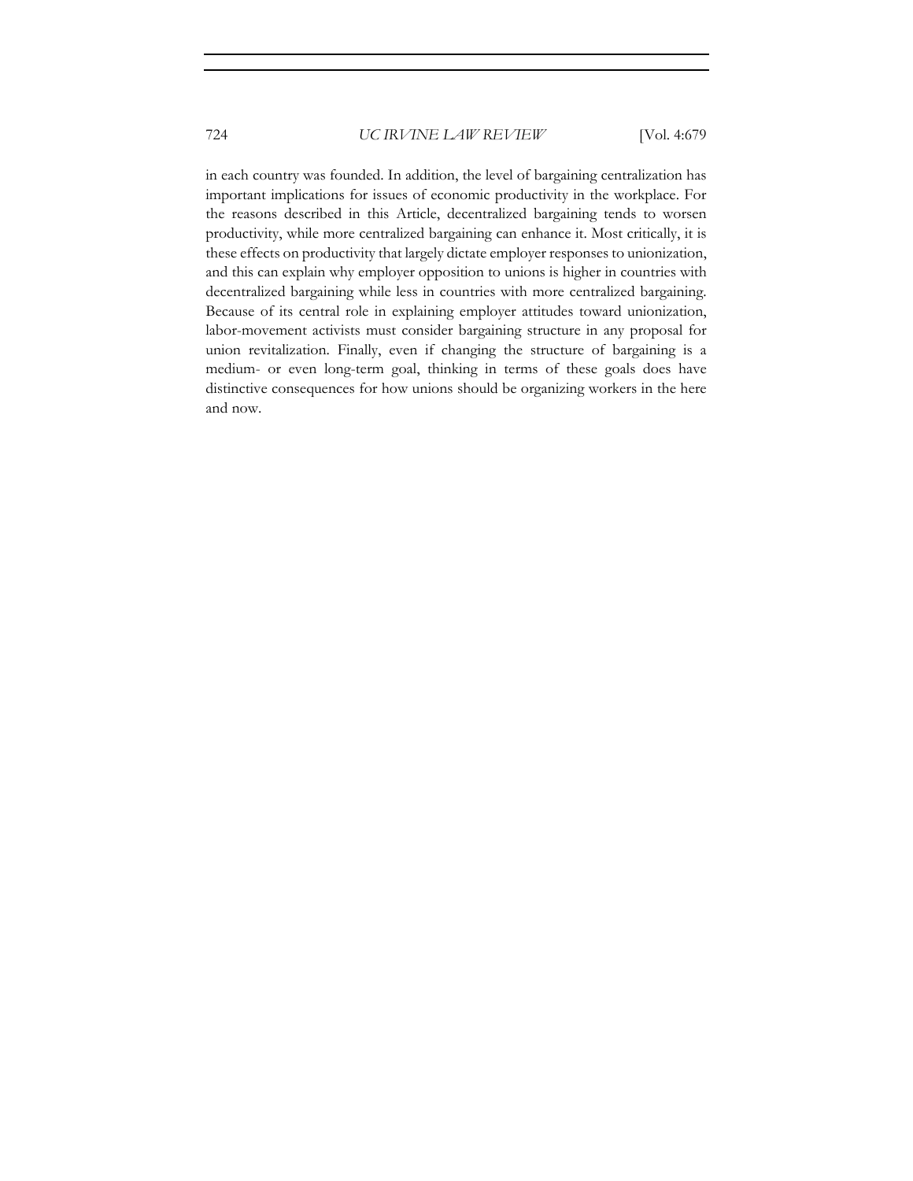in each country was founded. In addition, the level of bargaining centralization has important implications for issues of economic productivity in the workplace. For the reasons described in this Article, decentralized bargaining tends to worsen productivity, while more centralized bargaining can enhance it. Most critically, it is these effects on productivity that largely dictate employer responses to unionization, and this can explain why employer opposition to unions is higher in countries with decentralized bargaining while less in countries with more centralized bargaining. Because of its central role in explaining employer attitudes toward unionization, labor-movement activists must consider bargaining structure in any proposal for union revitalization. Finally, even if changing the structure of bargaining is a medium- or even long-term goal, thinking in terms of these goals does have distinctive consequences for how unions should be organizing workers in the here and now.